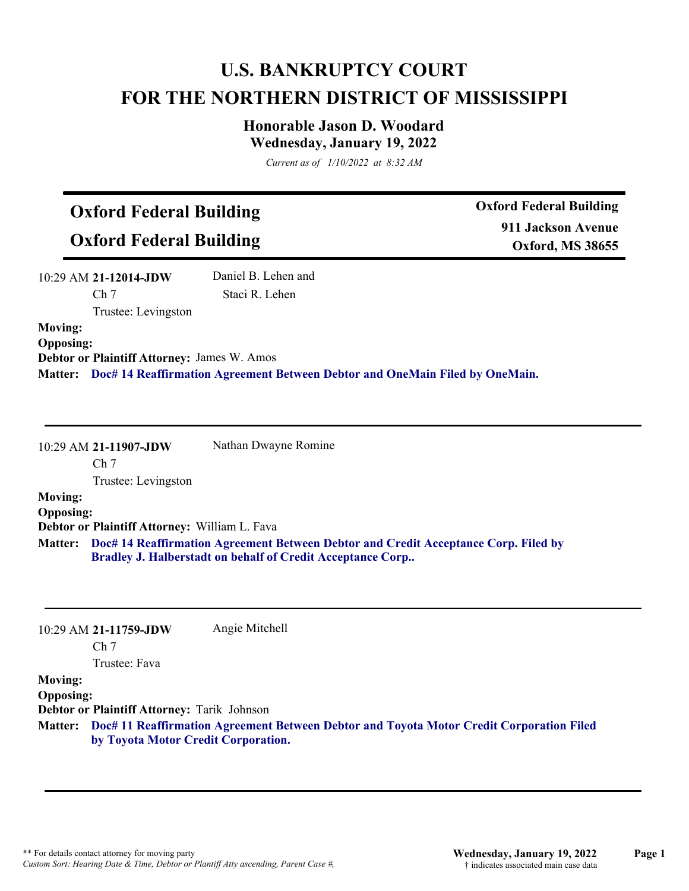# U.S. BANKRUPTCY COURT
# FOR THE NORTHERN DISTRICT OF MISSISSIPPI

### Honorable Jason D. Woodard
### Wednesday, January 19, 2022

*Current as of 1/10/2022 at 8:32 AM*

## Oxford Federal Building
## Oxford Federal Building

**Oxford Federal Building**
**911 Jackson Avenue**
**Oxford, MS 38655**

---

10:29 AM **21-12014-JDW** Daniel B. Lehen and Staci R. Lehen
Ch 7
Trustee: Levingston

**Moving:**
**Opposing:**
**Debtor or Plaintiff Attorney:** James W. Amos
**Matter:** **Doc# 14 Reaffirmation Agreement Between Debtor and OneMain Filed by OneMain.**

---

10:29 AM **21-11907-JDW** Nathan Dwayne Romine
Ch 7
Trustee: Levingston

**Moving:**
**Opposing:**
**Debtor or Plaintiff Attorney:** William L. Fava
**Matter:** **Doc# 14 Reaffirmation Agreement Between Debtor and Credit Acceptance Corp. Filed by Bradley J. Halberstadt on behalf of Credit Acceptance Corp..**

---

10:29 AM **21-11759-JDW** Angie Mitchell
Ch 7
Trustee: Fava

**Moving:**
**Opposing:**
**Debtor or Plaintiff Attorney:** Tarik Johnson
**Matter:** **Doc# 11 Reaffirmation Agreement Between Debtor and Toyota Motor Credit Corporation Filed by Toyota Motor Credit Corporation.**

---

** For details contact attorney for moving party
*Custom Sort: Hearing Date & Time, Debtor or Plantiff Atty ascending, Parent Case #,*

† indicates associated main case data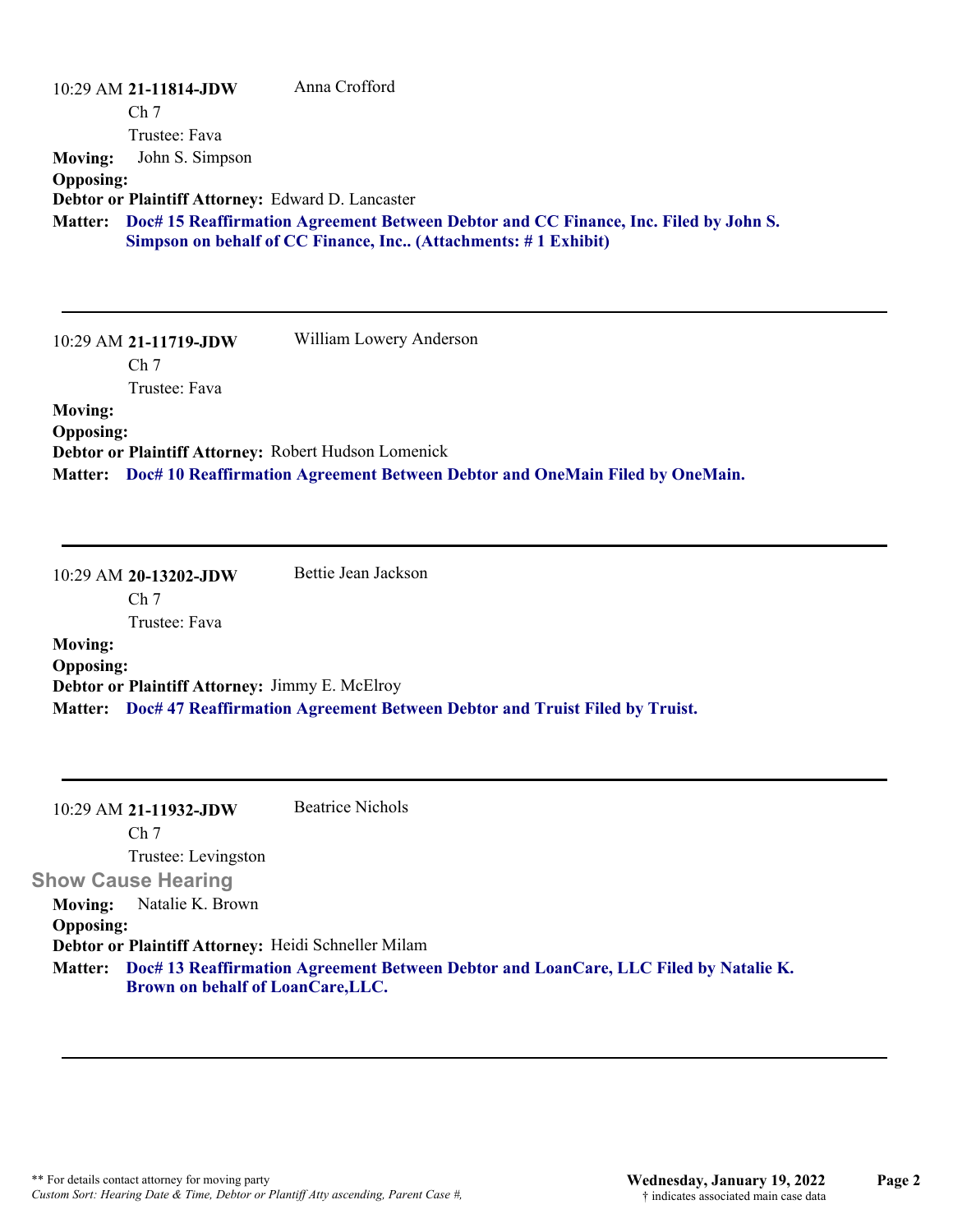10:29 AM **21-11814-JDW** Anna Crofford

Ch 7

Trustee: Fava

**Moving:** John S. Simpson

**Opposing:**

**Debtor or Plaintiff Attorney:** Edward D. Lancaster

**Matter:** **Doc# 15 Reaffirmation Agreement Between Debtor and CC Finance, Inc. Filed by John S. Simpson on behalf of CC Finance, Inc.. (Attachments: # 1 Exhibit)**

---

10:29 AM **21-11719-JDW** William Lowery Anderson

Ch 7

Trustee: Fava

**Moving:**

**Opposing:**

**Debtor or Plaintiff Attorney:** Robert Hudson Lomenick

**Matter:** **Doc# 10 Reaffirmation Agreement Between Debtor and OneMain Filed by OneMain.**

---

10:29 AM **20-13202-JDW** Bettie Jean Jackson

Ch 7

Trustee: Fava

**Moving:**

**Opposing:**

**Debtor or Plaintiff Attorney:** Jimmy E. McElroy

**Matter:** **Doc# 47 Reaffirmation Agreement Between Debtor and Truist Filed by Truist.**

---

10:29 AM **21-11932-JDW** Beatrice Nichols

Ch 7

Trustee: Levingston

**Show Cause Hearing**

**Moving:** Natalie K. Brown

**Opposing:**

**Debtor or Plaintiff Attorney:** Heidi Schneller Milam

**Matter:** **Doc# 13 Reaffirmation Agreement Between Debtor and LoanCare, LLC Filed by Natalie K. Brown on behalf of LoanCare,LLC.**

---

** For details contact attorney for moving party

*Custom Sort: Hearing Date & Time, Debtor or Plantiff Atty ascending, Parent Case #,*

**Wednesday, January 19, 2022**

† indicates associated main case data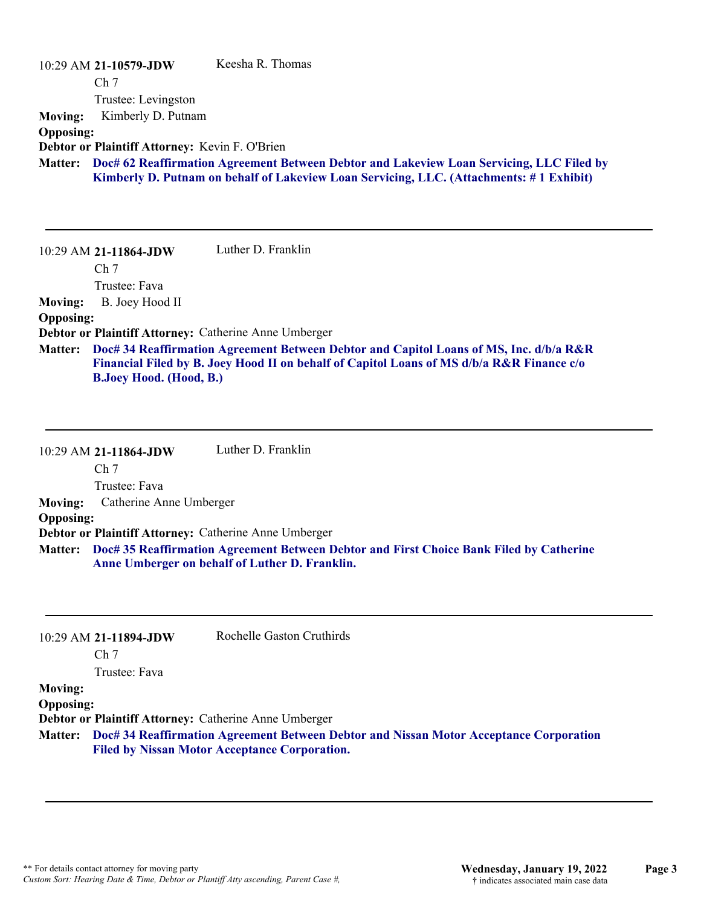10:29 AM **21-10579-JDW** Keesha R. Thomas

Ch 7

Trustee: Levingston

**Moving:** Kimberly D. Putnam

**Opposing:**

**Debtor or Plaintiff Attorney:** Kevin F. O'Brien

**Matter:** **Doc# 62 Reaffirmation Agreement Between Debtor and Lakeview Loan Servicing, LLC Filed by Kimberly D. Putnam on behalf of Lakeview Loan Servicing, LLC. (Attachments: # 1 Exhibit)**

---

10:29 AM **21-11864-JDW** Luther D. Franklin

Ch 7

Trustee: Fava

**Moving:** B. Joey Hood II

**Opposing:**

**Debtor or Plaintiff Attorney:** Catherine Anne Umberger

**Matter:** **Doc# 34 Reaffirmation Agreement Between Debtor and Capitol Loans of MS, Inc. d/b/a R&R Financial Filed by B. Joey Hood II on behalf of Capitol Loans of MS d/b/a R&R Finance c/o B.Joey Hood. (Hood, B.)**

---

10:29 AM **21-11864-JDW** Luther D. Franklin

Ch 7

Trustee: Fava

**Moving:** Catherine Anne Umberger

**Opposing:**

**Debtor or Plaintiff Attorney:** Catherine Anne Umberger

**Matter:** **Doc# 35 Reaffirmation Agreement Between Debtor and First Choice Bank Filed by Catherine Anne Umberger on behalf of Luther D. Franklin.**

---

10:29 AM **21-11894-JDW** Rochelle Gaston Cruthirds

Ch 7

Trustee: Fava

**Moving:**

**Opposing:**

**Debtor or Plaintiff Attorney:** Catherine Anne Umberger

**Matter:** **Doc# 34 Reaffirmation Agreement Between Debtor and Nissan Motor Acceptance Corporation Filed by Nissan Motor Acceptance Corporation.**

---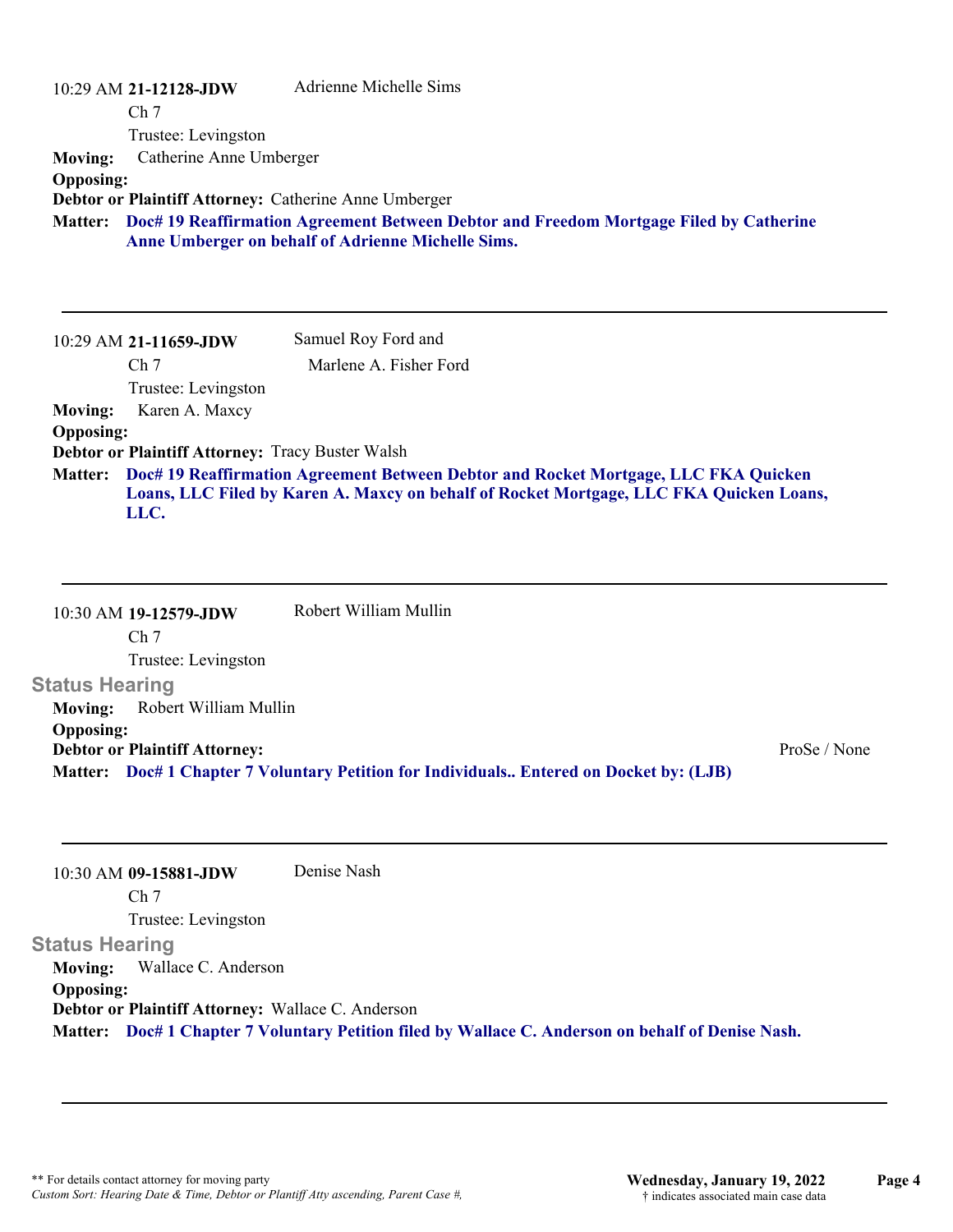10:29 AM **21-12128-JDW** Adrienne Michelle Sims
Ch 7
Trustee: Levingston

**Moving:** Catherine Anne Umberger
**Opposing:**
**Debtor or Plaintiff Attorney:** Catherine Anne Umberger
**Matter:** **Doc# 19 Reaffirmation Agreement Between Debtor and Freedom Mortgage Filed by Catherine Anne Umberger on behalf of Adrienne Michelle Sims.**

---

10:29 AM **21-11659-JDW** Samuel Roy Ford and Marlene A. Fisher Ford
Ch 7
Trustee: Levingston

**Moving:** Karen A. Maxcy
**Opposing:**
**Debtor or Plaintiff Attorney:** Tracy Buster Walsh
**Matter:** **Doc# 19 Reaffirmation Agreement Between Debtor and Rocket Mortgage, LLC FKA Quicken Loans, LLC Filed by Karen A. Maxcy on behalf of Rocket Mortgage, LLC FKA Quicken Loans, LLC.**

---

10:30 AM **19-12579-JDW** Robert William Mullin
Ch 7
Trustee: Levingston

## Status Hearing

**Moving:** Robert William Mullin
**Opposing:**
**Debtor or Plaintiff Attorney:** ProSe / None
**Matter:** **Doc# 1 Chapter 7 Voluntary Petition for Individuals.. Entered on Docket by: (LJB)**

---

10:30 AM **09-15881-JDW** Denise Nash
Ch 7
Trustee: Levingston

## Status Hearing

**Moving:** Wallace C. Anderson
**Opposing:**
**Debtor or Plaintiff Attorney:** Wallace C. Anderson
**Matter:** **Doc# 1 Chapter 7 Voluntary Petition filed by Wallace C. Anderson on behalf of Denise Nash.**

---

** For details contact attorney for moving party
*Custom Sort: Hearing Date & Time, Debtor or Plantiff Atty ascending, Parent Case #,*

**Wednesday, January 19, 2022**
† indicates associated main case data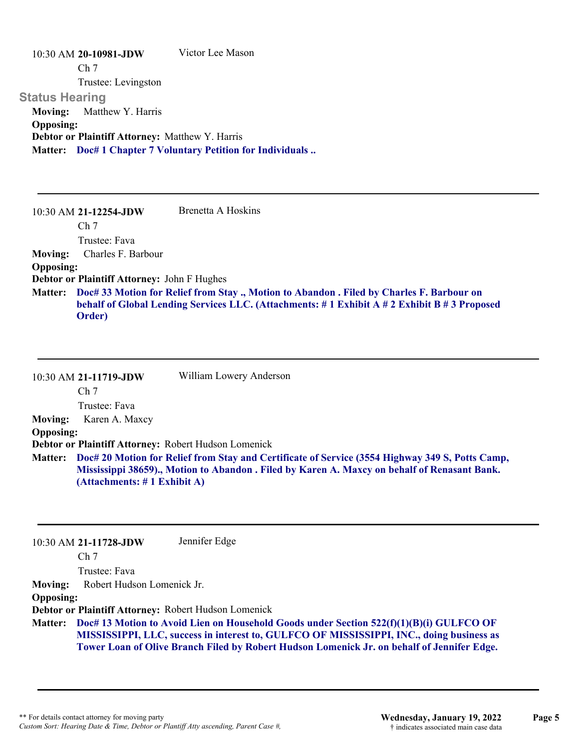10:30 AM **20-10981-JDW** Victor Lee Mason

Ch 7

Trustee: Levingston

## Status Hearing

**Moving:** Matthew Y. Harris

**Opposing:**

**Debtor or Plaintiff Attorney:** Matthew Y. Harris

**Matter:** **Doc# 1 Chapter 7 Voluntary Petition for Individuals ..**

---

10:30 AM **21-12254-JDW** Brenetta A Hoskins

Ch 7

Trustee: Fava

**Moving:** Charles F. Barbour

**Opposing:**

**Debtor or Plaintiff Attorney:** John F Hughes

**Matter:** **Doc# 33 Motion for Relief from Stay ., Motion to Abandon . Filed by Charles F. Barbour on behalf of Global Lending Services LLC. (Attachments: # 1 Exhibit A # 2 Exhibit B # 3 Proposed Order)**

---

10:30 AM **21-11719-JDW** William Lowery Anderson

Ch 7

Trustee: Fava

**Moving:** Karen A. Maxcy

**Opposing:**

**Debtor or Plaintiff Attorney:** Robert Hudson Lomenick

**Matter:** **Doc# 20 Motion for Relief from Stay and Certificate of Service (3554 Highway 349 S, Potts Camp, Mississippi 38659)., Motion to Abandon . Filed by Karen A. Maxcy on behalf of Renasant Bank. (Attachments: # 1 Exhibit A)**

---

10:30 AM **21-11728-JDW** Jennifer Edge

Ch 7

Trustee: Fava

**Moving:** Robert Hudson Lomenick Jr.

**Opposing:**

**Debtor or Plaintiff Attorney:** Robert Hudson Lomenick

**Matter:** **Doc# 13 Motion to Avoid Lien on Household Goods under Section 522(f)(1)(B)(i) GULFCO OF MISSISSIPPI, LLC, success in interest to, GULFCO OF MISSISSIPPI, INC., doing business as Tower Loan of Olive Branch Filed by Robert Hudson Lomenick Jr. on behalf of Jennifer Edge.**

---

** For details contact attorney for moving party
*Custom Sort: Hearing Date & Time, Debtor or Plantiff Atty ascending, Parent Case #,*

**Wednesday, January 19, 2022**
† indicates associated main case data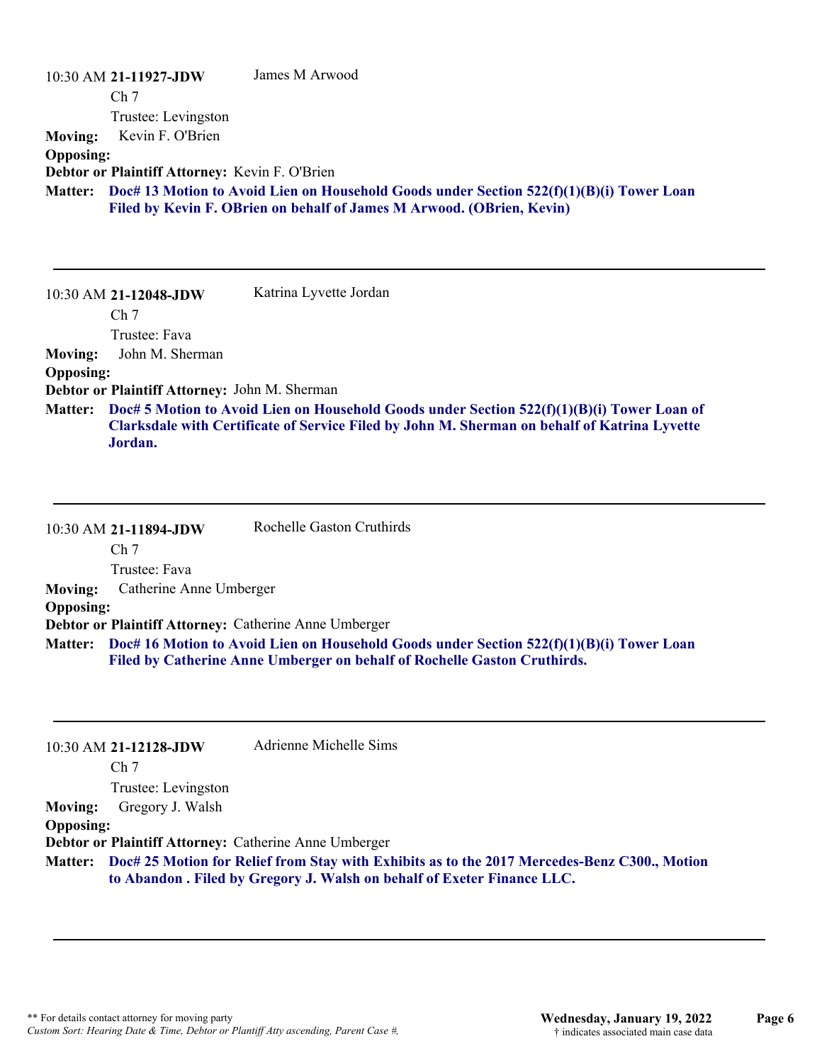10:30 AM **21-11927-JDW** James M Arwood

Ch 7

Trustee: Levingston

**Moving:** Kevin F. O'Brien

**Opposing:**

**Debtor or Plaintiff Attorney:** Kevin F. O'Brien

**Matter:** **Doc# 13 Motion to Avoid Lien on Household Goods under Section 522(f)(1)(B)(i) Tower Loan Filed by Kevin F. OBrien on behalf of James M Arwood. (OBrien, Kevin)**

---

10:30 AM **21-12048-JDW** Katrina Lyvette Jordan

Ch 7

Trustee: Fava

**Moving:** John M. Sherman

**Opposing:**

**Debtor or Plaintiff Attorney:** John M. Sherman

**Matter:** **Doc# 5 Motion to Avoid Lien on Household Goods under Section 522(f)(1)(B)(i) Tower Loan of Clarksdale with Certificate of Service Filed by John M. Sherman on behalf of Katrina Lyvette Jordan.**

---

10:30 AM **21-11894-JDW** Rochelle Gaston Cruthirds

Ch 7

Trustee: Fava

**Moving:** Catherine Anne Umberger

**Opposing:**

**Debtor or Plaintiff Attorney:** Catherine Anne Umberger

**Matter:** **Doc# 16 Motion to Avoid Lien on Household Goods under Section 522(f)(1)(B)(i) Tower Loan Filed by Catherine Anne Umberger on behalf of Rochelle Gaston Cruthirds.**

---

10:30 AM **21-12128-JDW** Adrienne Michelle Sims

Ch 7

Trustee: Levingston

**Moving:** Gregory J. Walsh

**Opposing:**

**Debtor or Plaintiff Attorney:** Catherine Anne Umberger

**Matter:** **Doc# 25 Motion for Relief from Stay with Exhibits as to the 2017 Mercedes-Benz C300., Motion to Abandon . Filed by Gregory J. Walsh on behalf of Exeter Finance LLC.**

---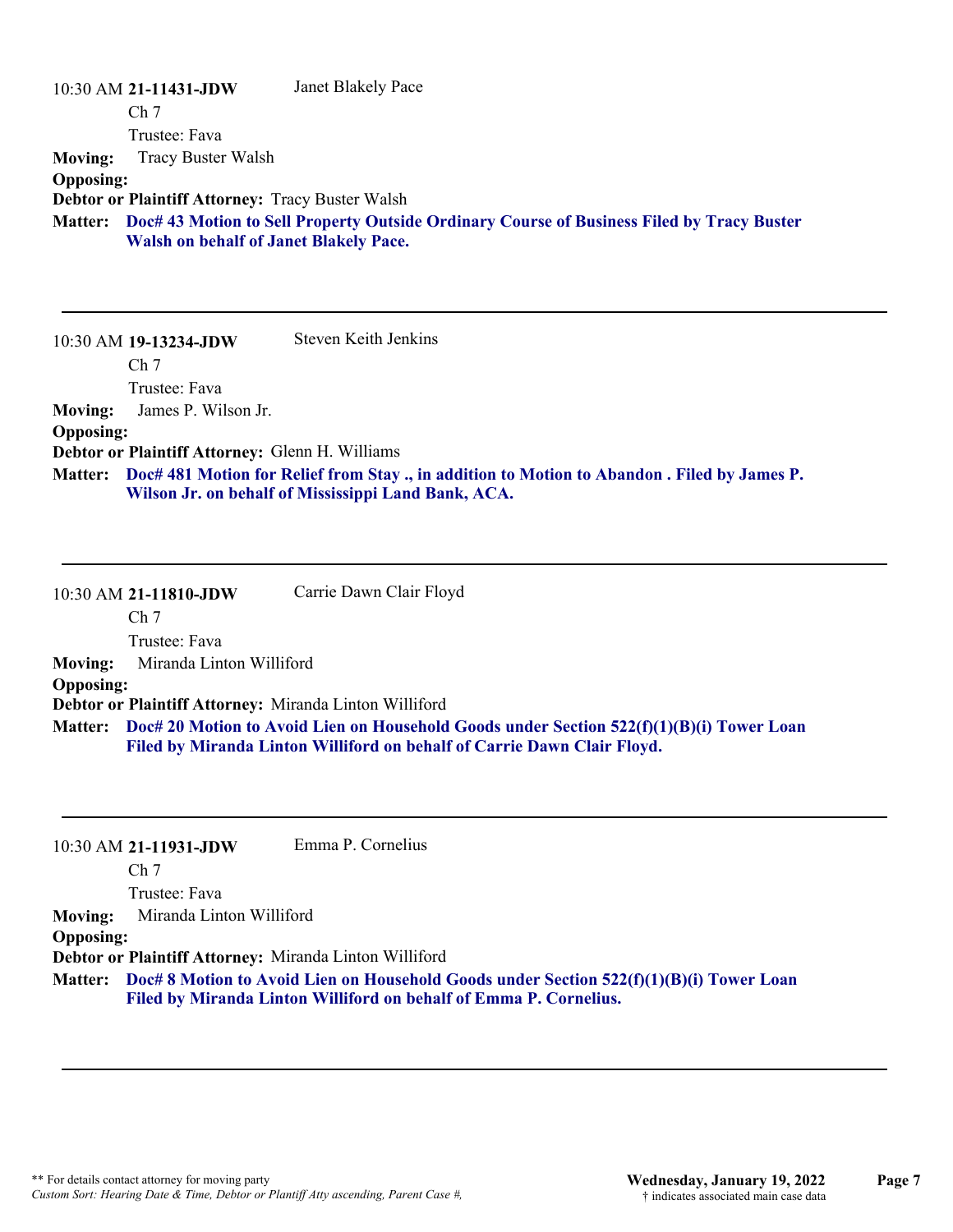10:30 AM **21-11431-JDW** Janet Blakely Pace

Ch 7

Trustee: Fava

**Moving:** Tracy Buster Walsh

**Opposing:**

**Debtor or Plaintiff Attorney:** Tracy Buster Walsh

**Matter:** **Doc# 43 Motion to Sell Property Outside Ordinary Course of Business Filed by Tracy Buster Walsh on behalf of Janet Blakely Pace.**

---

10:30 AM **19-13234-JDW** Steven Keith Jenkins

Ch 7

Trustee: Fava

**Moving:** James P. Wilson Jr.

**Opposing:**

**Debtor or Plaintiff Attorney:** Glenn H. Williams

**Matter:** **Doc# 481 Motion for Relief from Stay ., in addition to Motion to Abandon . Filed by James P. Wilson Jr. on behalf of Mississippi Land Bank, ACA.**

---

10:30 AM **21-11810-JDW** Carrie Dawn Clair Floyd

Ch 7

Trustee: Fava

**Moving:** Miranda Linton Williford

**Opposing:**

**Debtor or Plaintiff Attorney:** Miranda Linton Williford

**Matter:** **Doc# 20 Motion to Avoid Lien on Household Goods under Section 522(f)(1)(B)(i) Tower Loan Filed by Miranda Linton Williford on behalf of Carrie Dawn Clair Floyd.**

---

10:30 AM **21-11931-JDW** Emma P. Cornelius

Ch 7

Trustee: Fava

**Moving:** Miranda Linton Williford

**Opposing:**

**Debtor or Plaintiff Attorney:** Miranda Linton Williford

**Matter:** **Doc# 8 Motion to Avoid Lien on Household Goods under Section 522(f)(1)(B)(i) Tower Loan Filed by Miranda Linton Williford on behalf of Emma P. Cornelius.**

---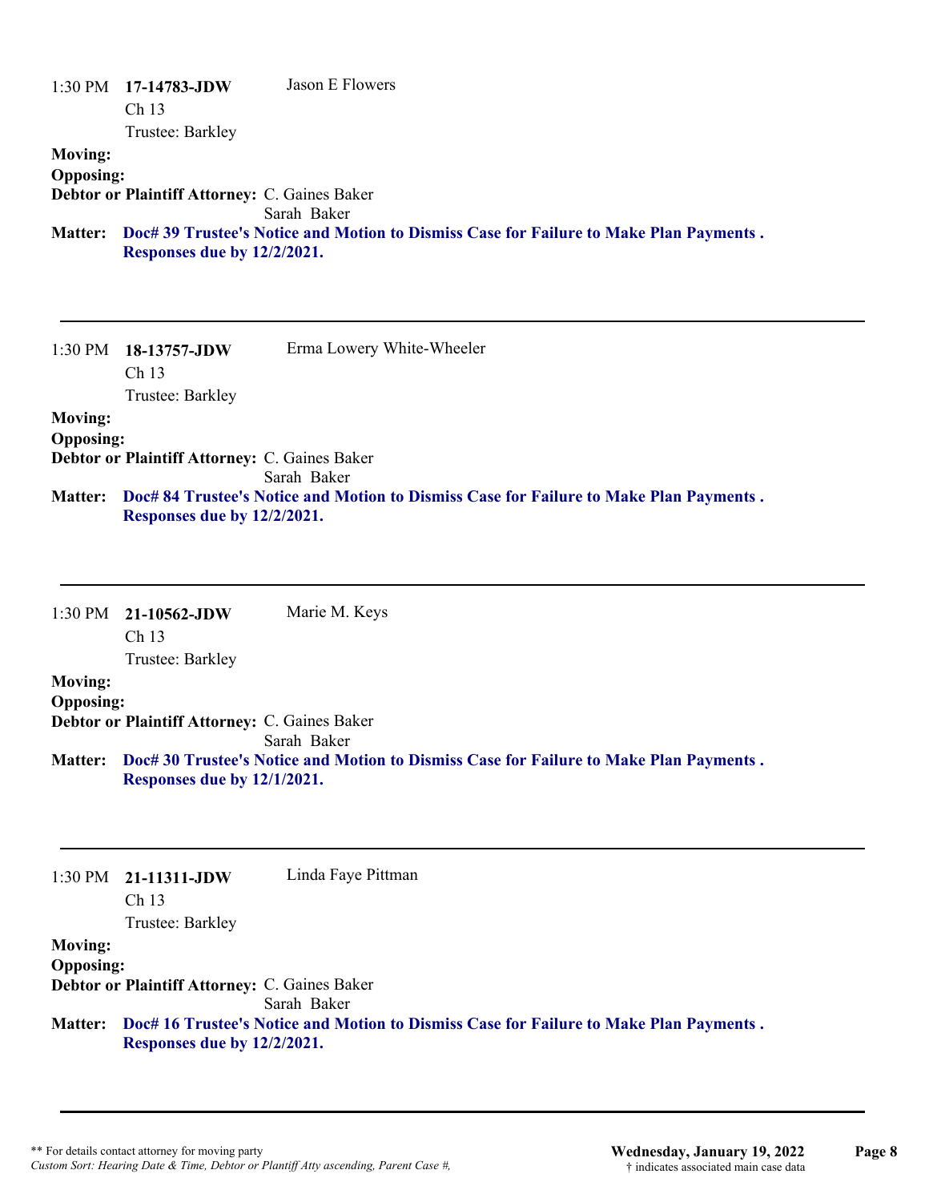1:30 PM **17-14783-JDW** Jason E Flowers
Ch 13
Trustee: Barkley

**Moving:**
**Opposing:**
**Debtor or Plaintiff Attorney:** C. Gaines Baker
Sarah Baker

**Matter:** **Doc# 39 Trustee's Notice and Motion to Dismiss Case for Failure to Make Plan Payments . Responses due by 12/2/2021.**

---

1:30 PM **18-13757-JDW** Erma Lowery White-Wheeler
Ch 13
Trustee: Barkley

**Moving:**
**Opposing:**
**Debtor or Plaintiff Attorney:** C. Gaines Baker
Sarah Baker

**Matter:** **Doc# 84 Trustee's Notice and Motion to Dismiss Case for Failure to Make Plan Payments . Responses due by 12/2/2021.**

---

1:30 PM **21-10562-JDW** Marie M. Keys
Ch 13
Trustee: Barkley

**Moving:**
**Opposing:**
**Debtor or Plaintiff Attorney:** C. Gaines Baker
Sarah Baker

**Matter:** **Doc# 30 Trustee's Notice and Motion to Dismiss Case for Failure to Make Plan Payments . Responses due by 12/1/2021.**

---

1:30 PM **21-11311-JDW** Linda Faye Pittman
Ch 13
Trustee: Barkley

**Moving:**
**Opposing:**
**Debtor or Plaintiff Attorney:** C. Gaines Baker
Sarah Baker

**Matter:** **Doc# 16 Trustee's Notice and Motion to Dismiss Case for Failure to Make Plan Payments . Responses due by 12/2/2021.**

---

** For details contact attorney for moving party
*Custom Sort: Hearing Date & Time, Debtor or Plantiff Atty ascending, Parent Case #,*

**Wednesday, January 19, 2022**
† indicates associated main case data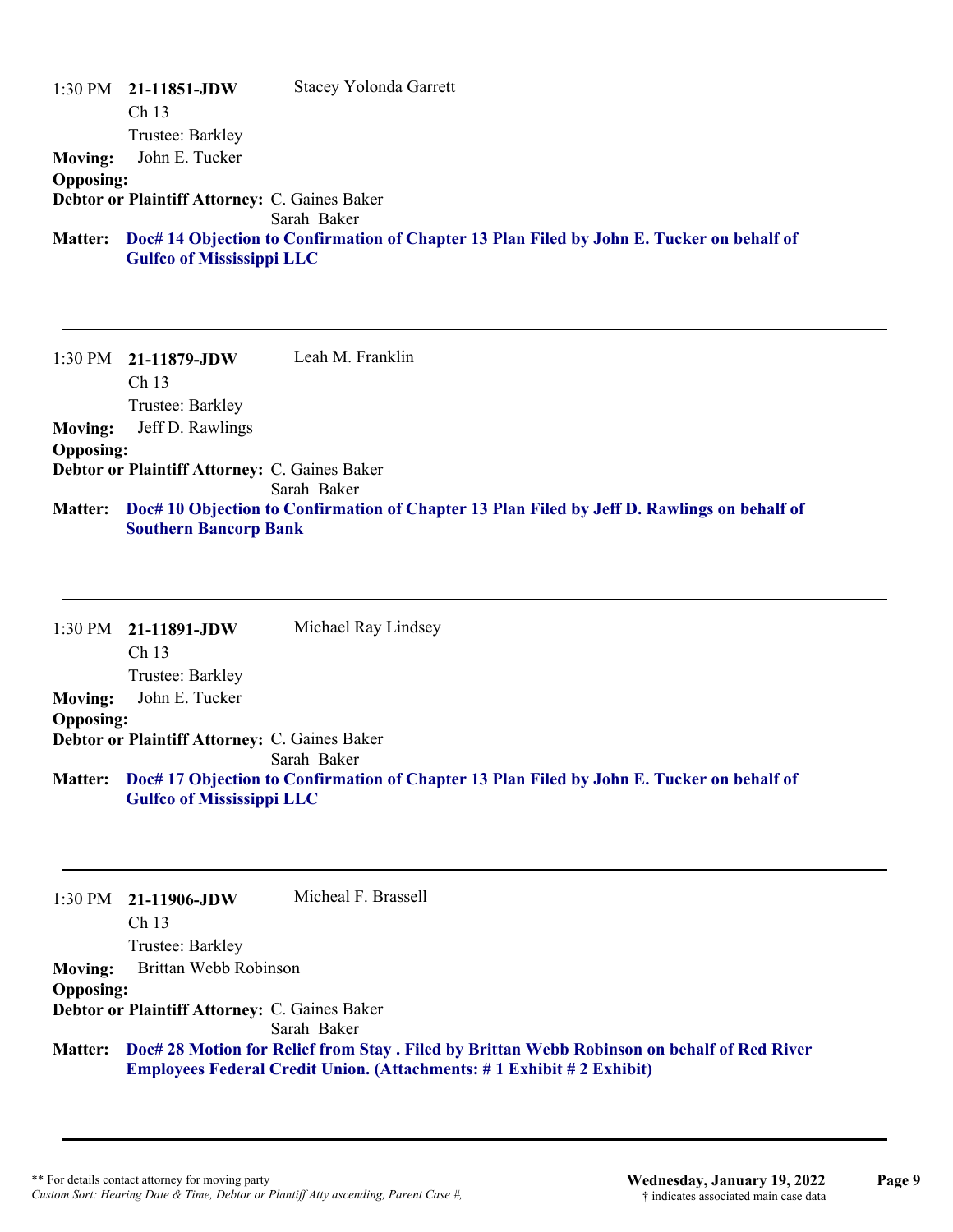1:30 PM **21-11851-JDW** Stacey Yolonda Garrett
Ch 13
Trustee: Barkley

**Moving:** John E. Tucker
**Opposing:**
**Debtor or Plaintiff Attorney:** C. Gaines Baker
Sarah Baker

**Matter:** **Doc# 14 Objection to Confirmation of Chapter 13 Plan Filed by John E. Tucker on behalf of Gulfco of Mississippi LLC**

---

1:30 PM **21-11879-JDW** Leah M. Franklin
Ch 13
Trustee: Barkley

**Moving:** Jeff D. Rawlings
**Opposing:**
**Debtor or Plaintiff Attorney:** C. Gaines Baker
Sarah Baker

**Matter:** **Doc# 10 Objection to Confirmation of Chapter 13 Plan Filed by Jeff D. Rawlings on behalf of Southern Bancorp Bank**

---

1:30 PM **21-11891-JDW** Michael Ray Lindsey
Ch 13
Trustee: Barkley

**Moving:** John E. Tucker
**Opposing:**
**Debtor or Plaintiff Attorney:** C. Gaines Baker
Sarah Baker

**Matter:** **Doc# 17 Objection to Confirmation of Chapter 13 Plan Filed by John E. Tucker on behalf of Gulfco of Mississippi LLC**

---

1:30 PM **21-11906-JDW** Micheal F. Brassell
Ch 13
Trustee: Barkley

**Moving:** Brittan Webb Robinson
**Opposing:**
**Debtor or Plaintiff Attorney:** C. Gaines Baker
Sarah Baker

**Matter:** **Doc# 28 Motion for Relief from Stay . Filed by Brittan Webb Robinson on behalf of Red River Employees Federal Credit Union. (Attachments: # 1 Exhibit # 2 Exhibit)**

---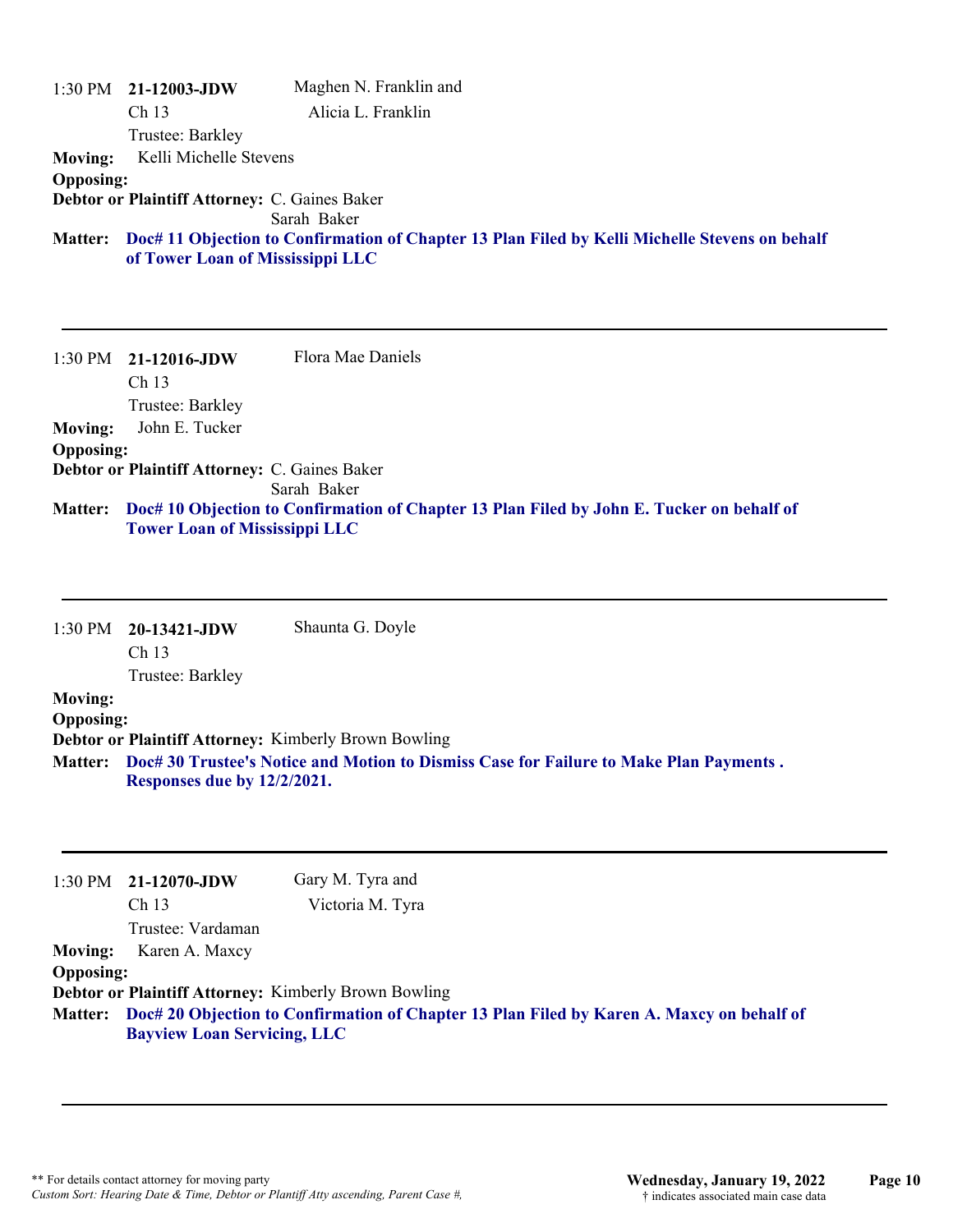1:30 PM **21-12003-JDW** Maghen N. Franklin and Alicia L. Franklin

Ch 13

Trustee: Barkley

**Moving:** Kelli Michelle Stevens

**Opposing:**

**Debtor or Plaintiff Attorney:** C. Gaines Baker
Sarah Baker

**Matter:** **Doc# 11 Objection to Confirmation of Chapter 13 Plan Filed by Kelli Michelle Stevens on behalf of Tower Loan of Mississippi LLC**

---

1:30 PM **21-12016-JDW** Flora Mae Daniels

Ch 13

Trustee: Barkley

**Moving:** John E. Tucker

**Opposing:**

**Debtor or Plaintiff Attorney:** C. Gaines Baker
Sarah Baker

**Matter:** **Doc# 10 Objection to Confirmation of Chapter 13 Plan Filed by John E. Tucker on behalf of Tower Loan of Mississippi LLC**

---

1:30 PM **20-13421-JDW** Shaunta G. Doyle

Ch 13

Trustee: Barkley

**Moving:**

**Opposing:**

**Debtor or Plaintiff Attorney:** Kimberly Brown Bowling

**Matter:** **Doc# 30 Trustee's Notice and Motion to Dismiss Case for Failure to Make Plan Payments . Responses due by 12/2/2021.**

---

1:30 PM **21-12070-JDW** Gary M. Tyra and Victoria M. Tyra

Ch 13

Trustee: Vardaman

**Moving:** Karen A. Maxcy

**Opposing:**

**Debtor or Plaintiff Attorney:** Kimberly Brown Bowling

**Matter:** **Doc# 20 Objection to Confirmation of Chapter 13 Plan Filed by Karen A. Maxcy on behalf of Bayview Loan Servicing, LLC**

---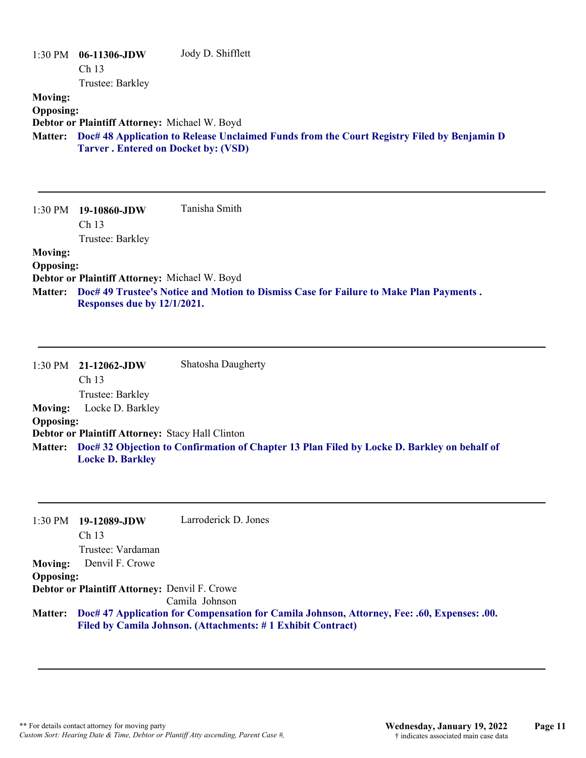1:30 PM **06-11306-JDW** Jody D. Shifflett
Ch 13
Trustee: Barkley

**Moving:**

**Opposing:**

**Debtor or Plaintiff Attorney:** Michael W. Boyd

**Matter:** **Doc# 48 Application to Release Unclaimed Funds from the Court Registry Filed by Benjamin D Tarver . Entered on Docket by: (VSD)**

---

1:30 PM **19-10860-JDW** Tanisha Smith
Ch 13
Trustee: Barkley

**Moving:**

**Opposing:**

**Debtor or Plaintiff Attorney:** Michael W. Boyd

**Matter:** **Doc# 49 Trustee's Notice and Motion to Dismiss Case for Failure to Make Plan Payments . Responses due by 12/1/2021.**

---

1:30 PM **21-12062-JDW** Shatosha Daugherty
Ch 13
Trustee: Barkley

**Moving:** Locke D. Barkley

**Opposing:**

**Debtor or Plaintiff Attorney:** Stacy Hall Clinton

**Matter:** **Doc# 32 Objection to Confirmation of Chapter 13 Plan Filed by Locke D. Barkley on behalf of Locke D. Barkley**

---

1:30 PM **19-12089-JDW** Larroderick D. Jones
Ch 13
Trustee: Vardaman

**Moving:** Denvil F. Crowe

**Opposing:**

**Debtor or Plaintiff Attorney:** Denvil F. Crowe
Camila Johnson

**Matter:** **Doc# 47 Application for Compensation for Camila Johnson, Attorney, Fee: .60, Expenses: .00. Filed by Camila Johnson. (Attachments: # 1 Exhibit Contract)**

---

** For details contact attorney for moving party
*Custom Sort: Hearing Date & Time, Debtor or Plantiff Atty ascending, Parent Case #,*

**Wednesday, January 19, 2022**
† indicates associated main case data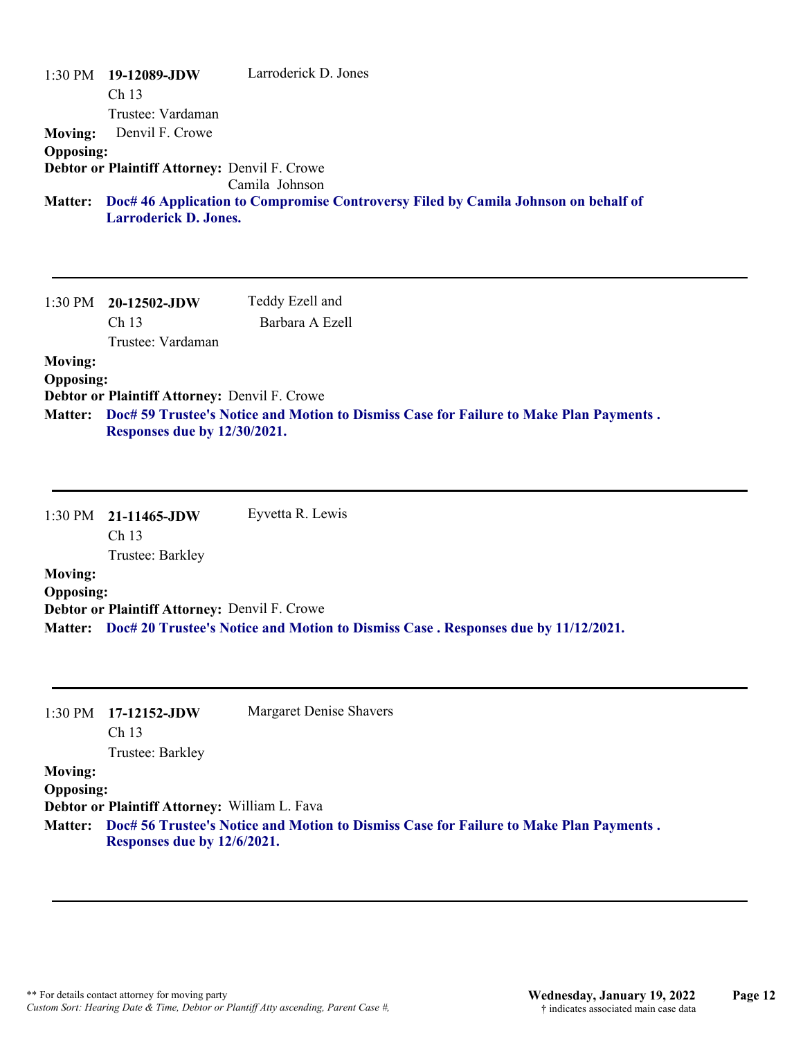1:30 PM **19-12089-JDW** Larroderick D. Jones
Ch 13
Trustee: Vardaman

**Moving:** Denvil F. Crowe

**Opposing:**

**Debtor or Plaintiff Attorney:** Denvil F. Crowe
Camila Johnson

**Matter:** **Doc# 46 Application to Compromise Controversy Filed by Camila Johnson on behalf of Larroderick D. Jones.**

---

1:30 PM **20-12502-JDW** Teddy Ezell and
Barbara A Ezell
Ch 13
Trustee: Vardaman

**Moving:**

**Opposing:**

**Debtor or Plaintiff Attorney:** Denvil F. Crowe

**Matter:** **Doc# 59 Trustee's Notice and Motion to Dismiss Case for Failure to Make Plan Payments . Responses due by 12/30/2021.**

---

1:30 PM **21-11465-JDW** Eyvetta R. Lewis
Ch 13
Trustee: Barkley

**Moving:**

**Opposing:**

**Debtor or Plaintiff Attorney:** Denvil F. Crowe

**Matter:** **Doc# 20 Trustee's Notice and Motion to Dismiss Case . Responses due by 11/12/2021.**

---

1:30 PM **17-12152-JDW** Margaret Denise Shavers
Ch 13
Trustee: Barkley

**Moving:**

**Opposing:**

**Debtor or Plaintiff Attorney:** William L. Fava

**Matter:** **Doc# 56 Trustee's Notice and Motion to Dismiss Case for Failure to Make Plan Payments . Responses due by 12/6/2021.**

---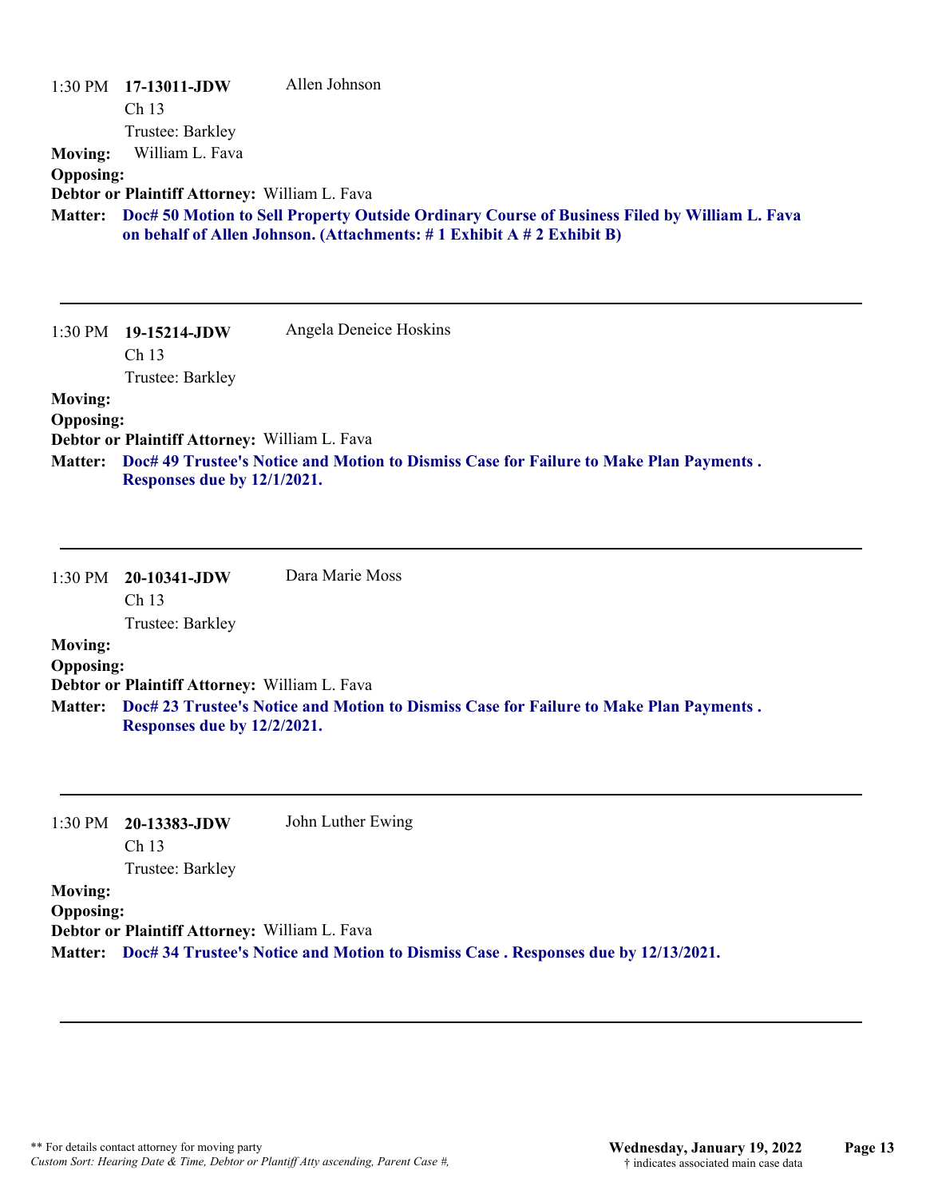1:30 PM **17-13011-JDW** Allen Johnson
Ch 13
Trustee: Barkley

**Moving:** William L. Fava
**Opposing:**
**Debtor or Plaintiff Attorney:** William L. Fava
**Matter:** **Doc# 50 Motion to Sell Property Outside Ordinary Course of Business Filed by William L. Fava on behalf of Allen Johnson. (Attachments: # 1 Exhibit A # 2 Exhibit B)**

---

1:30 PM **19-15214-JDW** Angela Deneice Hoskins
Ch 13
Trustee: Barkley

**Moving:**
**Opposing:**
**Debtor or Plaintiff Attorney:** William L. Fava
**Matter:** **Doc# 49 Trustee's Notice and Motion to Dismiss Case for Failure to Make Plan Payments . Responses due by 12/1/2021.**

---

1:30 PM **20-10341-JDW** Dara Marie Moss
Ch 13
Trustee: Barkley

**Moving:**
**Opposing:**
**Debtor or Plaintiff Attorney:** William L. Fava
**Matter:** **Doc# 23 Trustee's Notice and Motion to Dismiss Case for Failure to Make Plan Payments . Responses due by 12/2/2021.**

---

1:30 PM **20-13383-JDW** John Luther Ewing
Ch 13
Trustee: Barkley

**Moving:**
**Opposing:**
**Debtor or Plaintiff Attorney:** William L. Fava
**Matter:** **Doc# 34 Trustee's Notice and Motion to Dismiss Case . Responses due by 12/13/2021.**

---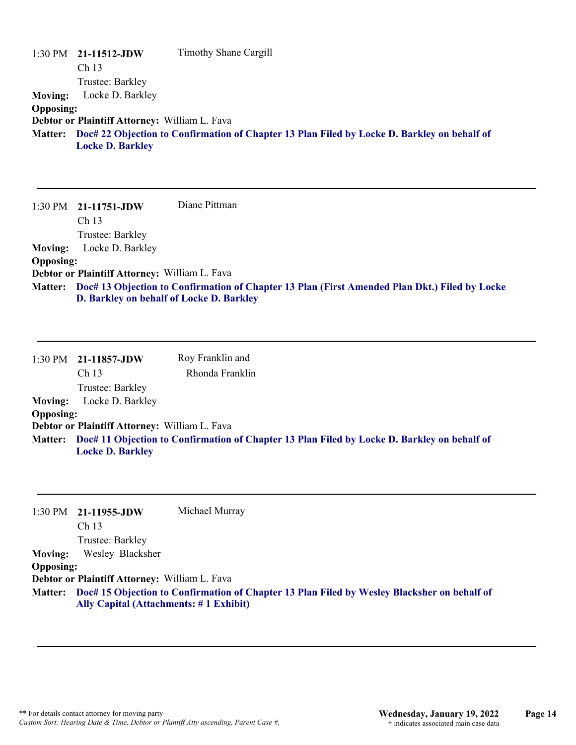1:30 PM **21-11512-JDW** Timothy Shane Cargill
Ch 13
Trustee: Barkley

**Moving:** Locke D. Barkley
**Opposing:**
**Debtor or Plaintiff Attorney:** William L. Fava
**Matter:** **Doc# 22 Objection to Confirmation of Chapter 13 Plan Filed by Locke D. Barkley on behalf of Locke D. Barkley**

---

1:30 PM **21-11751-JDW** Diane Pittman
Ch 13
Trustee: Barkley

**Moving:** Locke D. Barkley
**Opposing:**
**Debtor or Plaintiff Attorney:** William L. Fava
**Matter:** **Doc# 13 Objection to Confirmation of Chapter 13 Plan (First Amended Plan Dkt.) Filed by Locke D. Barkley on behalf of Locke D. Barkley**

---

1:30 PM **21-11857-JDW** Roy Franklin and Rhonda Franklin
Ch 13
Trustee: Barkley

**Moving:** Locke D. Barkley
**Opposing:**
**Debtor or Plaintiff Attorney:** William L. Fava
**Matter:** **Doc# 11 Objection to Confirmation of Chapter 13 Plan Filed by Locke D. Barkley on behalf of Locke D. Barkley**

---

1:30 PM **21-11955-JDW** Michael Murray
Ch 13
Trustee: Barkley

**Moving:** Wesley Blacksher
**Opposing:**
**Debtor or Plaintiff Attorney:** William L. Fava
**Matter:** **Doc# 15 Objection to Confirmation of Chapter 13 Plan Filed by Wesley Blacksher on behalf of Ally Capital (Attachments: # 1 Exhibit)**

---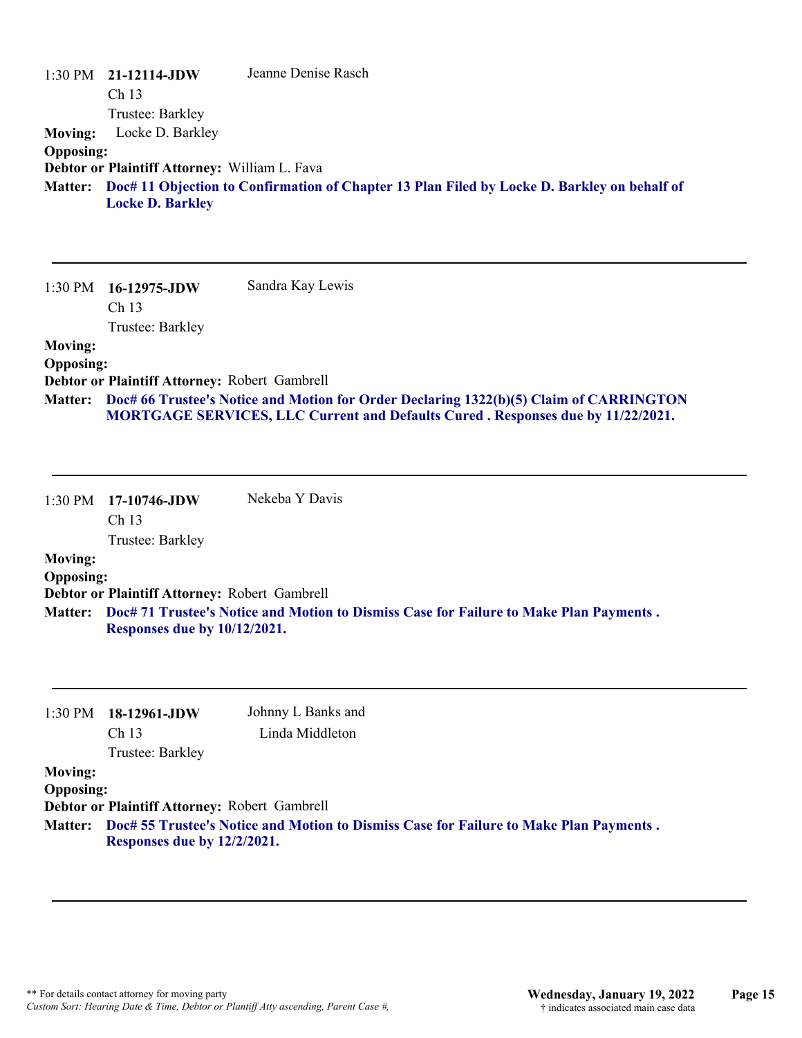1:30 PM **21-12114-JDW** Jeanne Denise Rasch
Ch 13
Trustee: Barkley

**Moving:** Locke D. Barkley
**Opposing:**
**Debtor or Plaintiff Attorney:** William L. Fava
**Matter:** **Doc# 11 Objection to Confirmation of Chapter 13 Plan Filed by Locke D. Barkley on behalf of Locke D. Barkley**

---

1:30 PM **16-12975-JDW** Sandra Kay Lewis
Ch 13
Trustee: Barkley

**Moving:**
**Opposing:**
**Debtor or Plaintiff Attorney:** Robert Gambrell
**Matter:** **Doc# 66 Trustee's Notice and Motion for Order Declaring 1322(b)(5) Claim of CARRINGTON MORTGAGE SERVICES, LLC Current and Defaults Cured . Responses due by 11/22/2021.**

---

1:30 PM **17-10746-JDW** Nekeba Y Davis
Ch 13
Trustee: Barkley

**Moving:**
**Opposing:**
**Debtor or Plaintiff Attorney:** Robert Gambrell
**Matter:** **Doc# 71 Trustee's Notice and Motion to Dismiss Case for Failure to Make Plan Payments . Responses due by 10/12/2021.**

---

1:30 PM **18-12961-JDW** Johnny L Banks and Linda Middleton
Ch 13
Trustee: Barkley

**Moving:**
**Opposing:**
**Debtor or Plaintiff Attorney:** Robert Gambrell
**Matter:** **Doc# 55 Trustee's Notice and Motion to Dismiss Case for Failure to Make Plan Payments . Responses due by 12/2/2021.**

---

** For details contact attorney for moving party
*Custom Sort: Hearing Date & Time, Debtor or Plantiff Atty ascending, Parent Case #,*

**Wednesday, January 19, 2022**
† indicates associated main case data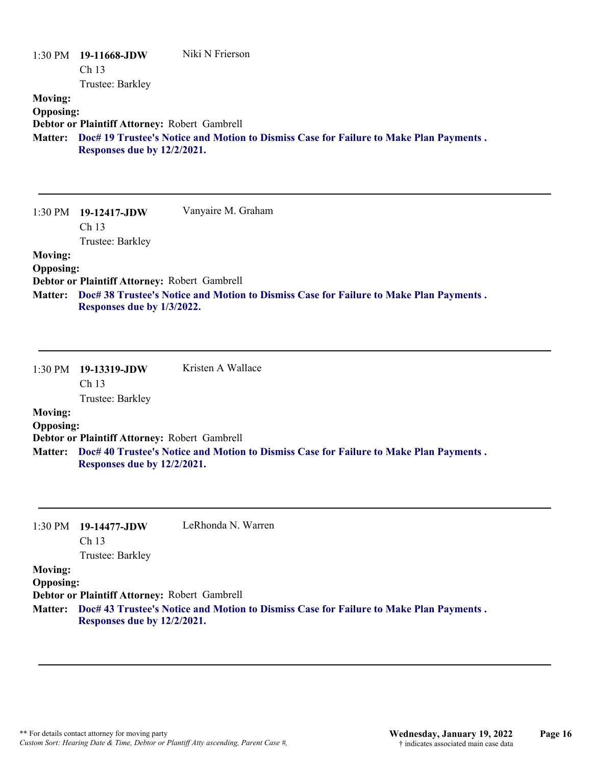1:30 PM **19-11668-JDW** Niki N Frierson
Ch 13
Trustee: Barkley

**Moving:**
**Opposing:**
**Debtor or Plaintiff Attorney:** Robert Gambrell
**Matter:** **Doc# 19 Trustee's Notice and Motion to Dismiss Case for Failure to Make Plan Payments . Responses due by 12/2/2021.**

---

1:30 PM **19-12417-JDW** Vanyaire M. Graham
Ch 13
Trustee: Barkley

**Moving:**
**Opposing:**
**Debtor or Plaintiff Attorney:** Robert Gambrell
**Matter:** **Doc# 38 Trustee's Notice and Motion to Dismiss Case for Failure to Make Plan Payments . Responses due by 1/3/2022.**

---

1:30 PM **19-13319-JDW** Kristen A Wallace
Ch 13
Trustee: Barkley

**Moving:**
**Opposing:**
**Debtor or Plaintiff Attorney:** Robert Gambrell
**Matter:** **Doc# 40 Trustee's Notice and Motion to Dismiss Case for Failure to Make Plan Payments . Responses due by 12/2/2021.**

---

1:30 PM **19-14477-JDW** LeRhonda N. Warren
Ch 13
Trustee: Barkley

**Moving:**
**Opposing:**
**Debtor or Plaintiff Attorney:** Robert Gambrell
**Matter:** **Doc# 43 Trustee's Notice and Motion to Dismiss Case for Failure to Make Plan Payments . Responses due by 12/2/2021.**

---

** For details contact attorney for moving party
*Custom Sort: Hearing Date & Time, Debtor or Plantiff Atty ascending, Parent Case #,*

**Wednesday, January 19, 2022**
† indicates associated main case data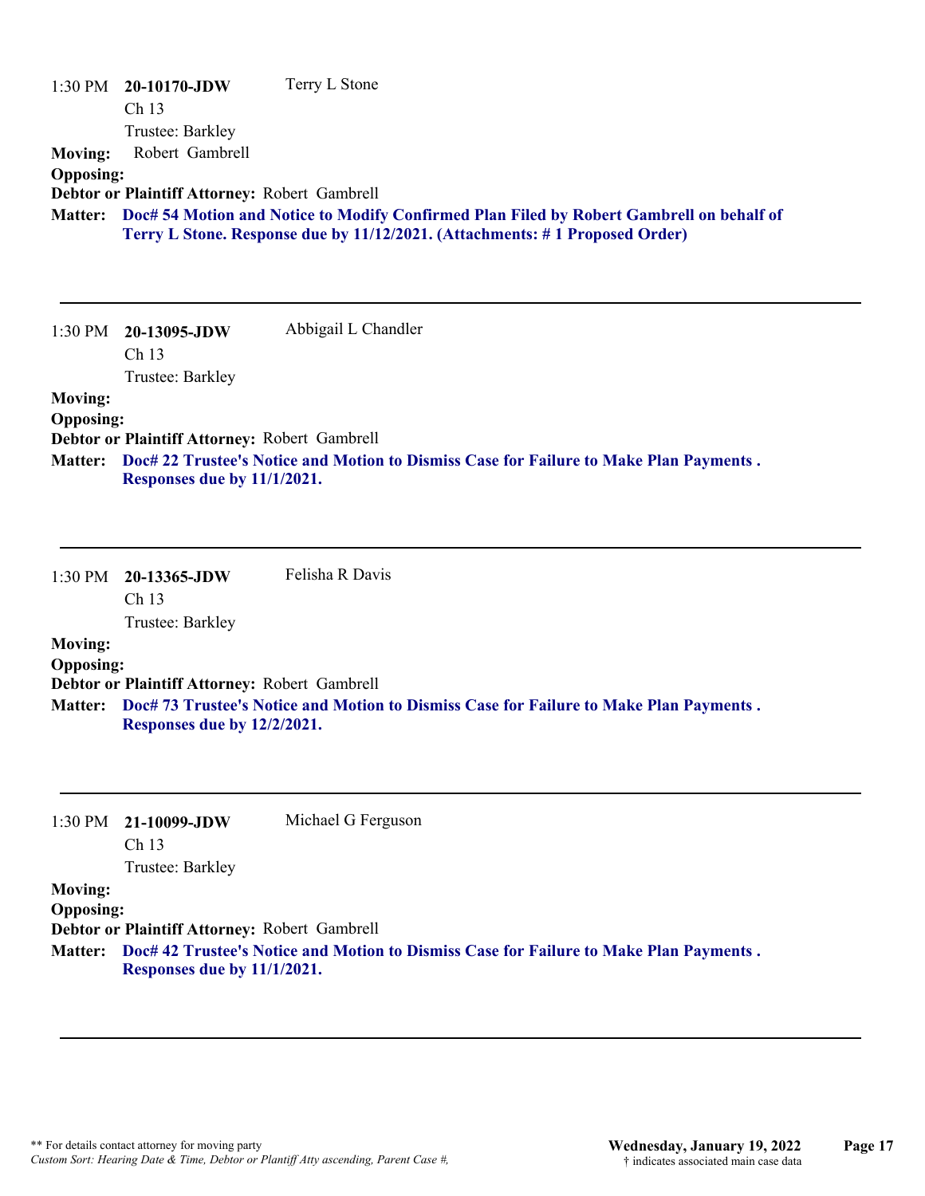1:30 PM **20-10170-JDW** Terry L Stone
Ch 13
Trustee: Barkley

**Moving:** Robert Gambrell
**Opposing:**
**Debtor or Plaintiff Attorney:** Robert Gambrell
**Matter:** **Doc# 54 Motion and Notice to Modify Confirmed Plan Filed by Robert Gambrell on behalf of Terry L Stone. Response due by 11/12/2021. (Attachments: # 1 Proposed Order)**

---

1:30 PM **20-13095-JDW** Abigail L Chandler
Ch 13
Trustee: Barkley

**Moving:**
**Opposing:**
**Debtor or Plaintiff Attorney:** Robert Gambrell
**Matter:** **Doc# 22 Trustee's Notice and Motion to Dismiss Case for Failure to Make Plan Payments . Responses due by 11/1/2021.**

---

1:30 PM **20-13365-JDW** Felisha R Davis
Ch 13
Trustee: Barkley

**Moving:**
**Opposing:**
**Debtor or Plaintiff Attorney:** Robert Gambrell
**Matter:** **Doc# 73 Trustee's Notice and Motion to Dismiss Case for Failure to Make Plan Payments . Responses due by 12/2/2021.**

---

1:30 PM **21-10099-JDW** Michael G Ferguson
Ch 13
Trustee: Barkley

**Moving:**
**Opposing:**
**Debtor or Plaintiff Attorney:** Robert Gambrell
**Matter:** **Doc# 42 Trustee's Notice and Motion to Dismiss Case for Failure to Make Plan Payments . Responses due by 11/1/2021.**

---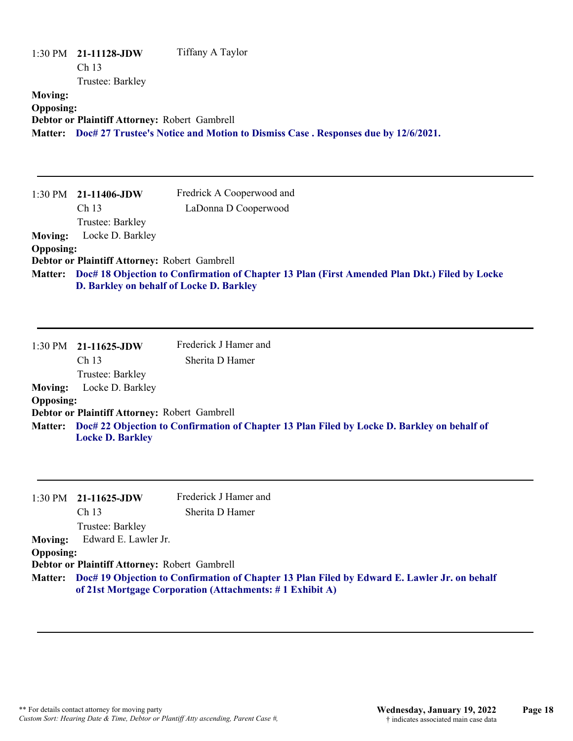1:30 PM **21-11128-JDW** Tiffany A Taylor
Ch 13
Trustee: Barkley

**Moving:**

**Opposing:**

**Debtor or Plaintiff Attorney:** Robert Gambrell

**Matter:** **Doc# 27 Trustee's Notice and Motion to Dismiss Case . Responses due by 12/6/2021.**

---

1:30 PM **21-11406-JDW** Fredrick A Cooperwood and LaDonna D Cooperwood
Ch 13
Trustee: Barkley

**Moving:** Locke D. Barkley

**Opposing:**

**Debtor or Plaintiff Attorney:** Robert Gambrell

**Matter:** **Doc# 18 Objection to Confirmation of Chapter 13 Plan (First Amended Plan Dkt.) Filed by Locke D. Barkley on behalf of Locke D. Barkley**

---

1:30 PM **21-11625-JDW** Frederick J Hamer and Sherita D Hamer
Ch 13
Trustee: Barkley

**Moving:** Locke D. Barkley

**Opposing:**

**Debtor or Plaintiff Attorney:** Robert Gambrell

**Matter:** **Doc# 22 Objection to Confirmation of Chapter 13 Plan Filed by Locke D. Barkley on behalf of Locke D. Barkley**

---

1:30 PM **21-11625-JDW** Frederick J Hamer and Sherita D Hamer
Ch 13
Trustee: Barkley

**Moving:** Edward E. Lawler Jr.

**Opposing:**

**Debtor or Plaintiff Attorney:** Robert Gambrell

**Matter:** **Doc# 19 Objection to Confirmation of Chapter 13 Plan Filed by Edward E. Lawler Jr. on behalf of 21st Mortgage Corporation (Attachments: # 1 Exhibit A)**

---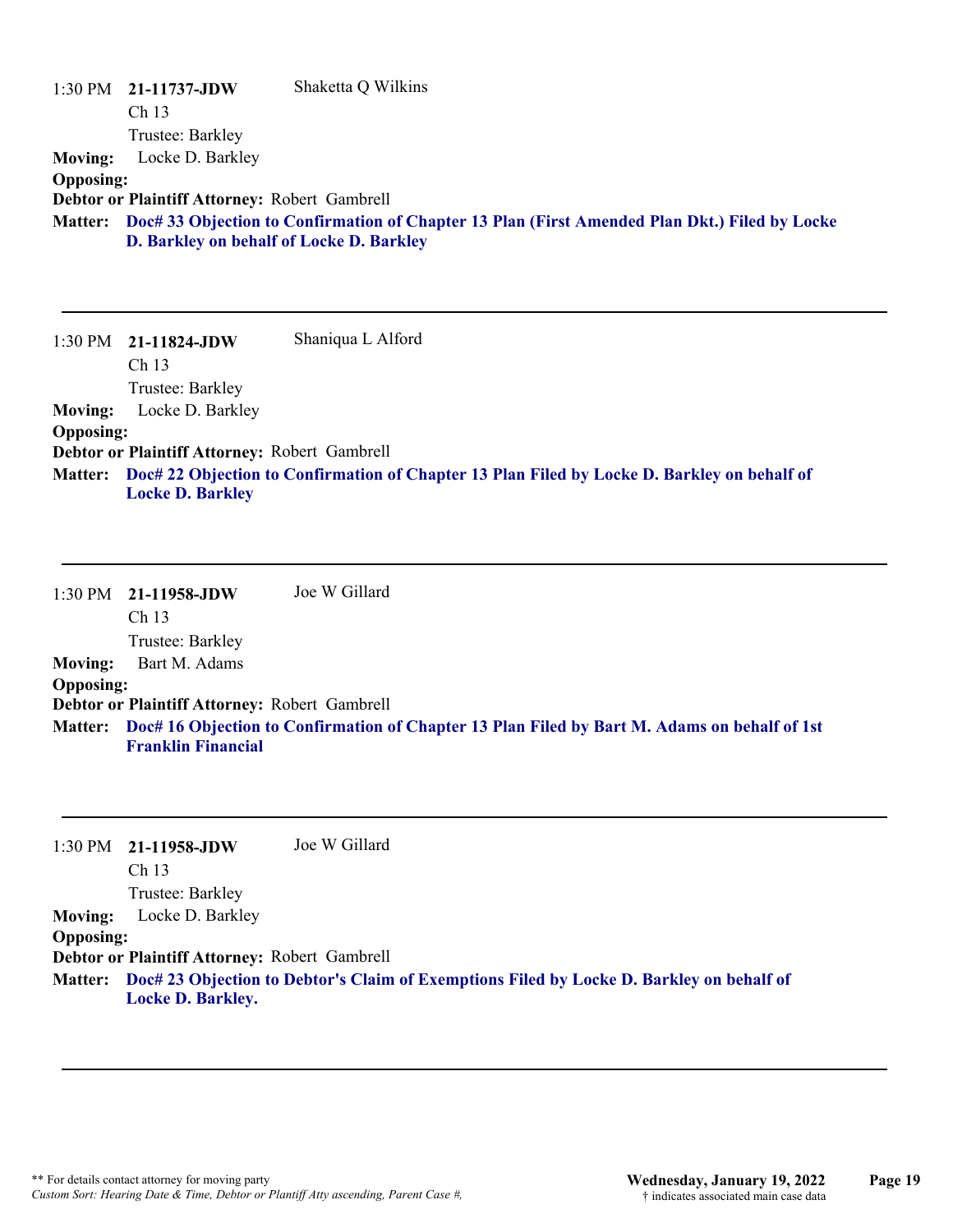1:30 PM **21-11737-JDW** Shaketta Q Wilkins
Ch 13
Trustee: Barkley
**Moving:** Locke D. Barkley
**Opposing:**
**Debtor or Plaintiff Attorney:** Robert Gambrell
**Matter:** **Doc# 33 Objection to Confirmation of Chapter 13 Plan (First Amended Plan Dkt.) Filed by Locke D. Barkley on behalf of Locke D. Barkley**

---

1:30 PM **21-11824-JDW** Shaniqua L Alford
Ch 13
Trustee: Barkley
**Moving:** Locke D. Barkley
**Opposing:**
**Debtor or Plaintiff Attorney:** Robert Gambrell
**Matter:** **Doc# 22 Objection to Confirmation of Chapter 13 Plan Filed by Locke D. Barkley on behalf of Locke D. Barkley**

---

1:30 PM **21-11958-JDW** Joe W Gillard
Ch 13
Trustee: Barkley
**Moving:** Bart M. Adams
**Opposing:**
**Debtor or Plaintiff Attorney:** Robert Gambrell
**Matter:** **Doc# 16 Objection to Confirmation of Chapter 13 Plan Filed by Bart M. Adams on behalf of 1st Franklin Financial**

---

1:30 PM **21-11958-JDW** Joe W Gillard
Ch 13
Trustee: Barkley
**Moving:** Locke D. Barkley
**Opposing:**
**Debtor or Plaintiff Attorney:** Robert Gambrell
**Matter:** **Doc# 23 Objection to Debtor's Claim of Exemptions Filed by Locke D. Barkley on behalf of Locke D. Barkley.**

---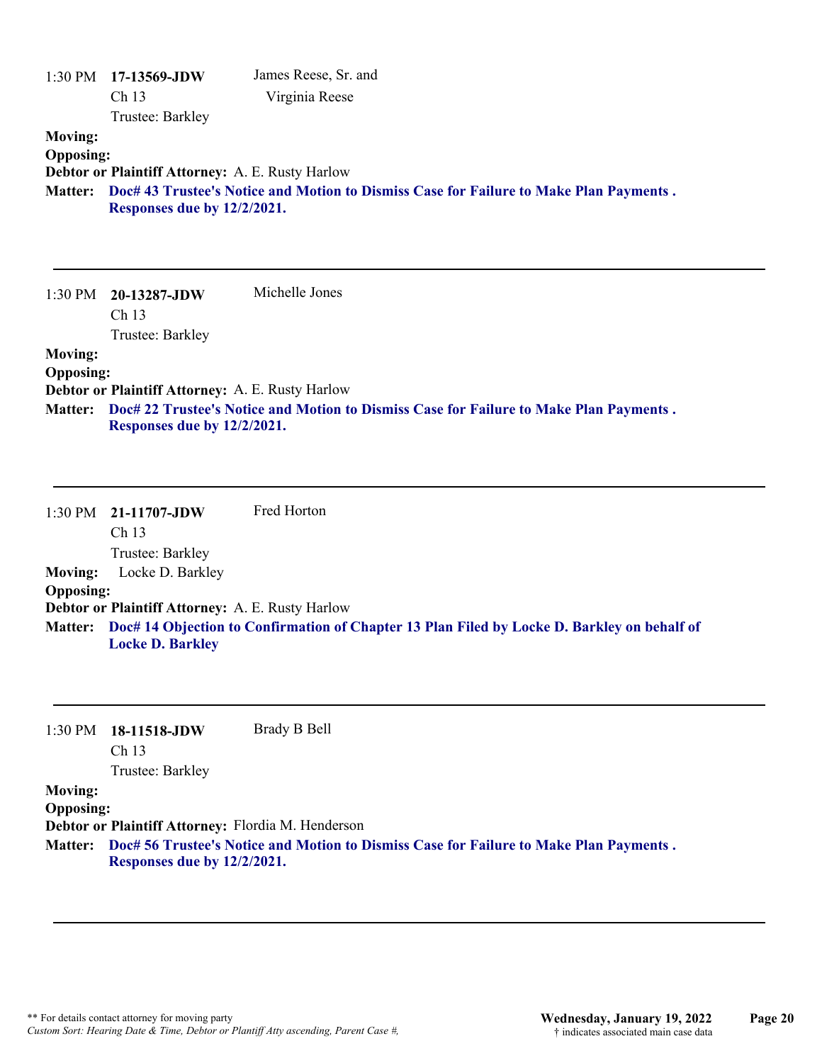1:30 PM **17-13569-JDW** James Reese, Sr. and Virginia Reese
Ch 13
Trustee: Barkley

**Moving:**
**Opposing:**
**Debtor or Plaintiff Attorney:** A. E. Rusty Harlow
**Matter:** **Doc# 43 Trustee's Notice and Motion to Dismiss Case for Failure to Make Plan Payments . Responses due by 12/2/2021.**

---

1:30 PM **20-13287-JDW** Michelle Jones
Ch 13
Trustee: Barkley

**Moving:**
**Opposing:**
**Debtor or Plaintiff Attorney:** A. E. Rusty Harlow
**Matter:** **Doc# 22 Trustee's Notice and Motion to Dismiss Case for Failure to Make Plan Payments . Responses due by 12/2/2021.**

---

1:30 PM **21-11707-JDW** Fred Horton
Ch 13
Trustee: Barkley

**Moving:** Locke D. Barkley
**Opposing:**
**Debtor or Plaintiff Attorney:** A. E. Rusty Harlow
**Matter:** **Doc# 14 Objection to Confirmation of Chapter 13 Plan Filed by Locke D. Barkley on behalf of Locke D. Barkley**

---

1:30 PM **18-11518-JDW** Brady B Bell
Ch 13
Trustee: Barkley

**Moving:**
**Opposing:**
**Debtor or Plaintiff Attorney:** Flordia M. Henderson
**Matter:** **Doc# 56 Trustee's Notice and Motion to Dismiss Case for Failure to Make Plan Payments . Responses due by 12/2/2021.**

---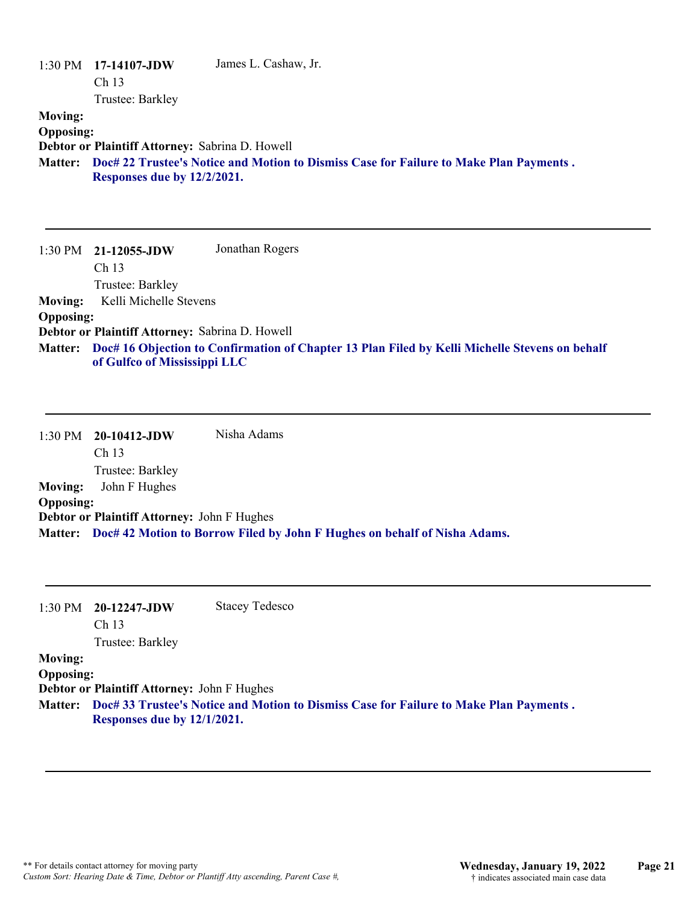1:30 PM **17-14107-JDW** James L. Cashaw, Jr.
Ch 13
Trustee: Barkley

**Moving:**
**Opposing:**
**Debtor or Plaintiff Attorney:** Sabrina D. Howell
**Matter:** **Doc# 22 Trustee's Notice and Motion to Dismiss Case for Failure to Make Plan Payments . Responses due by 12/2/2021.**

---

1:30 PM **21-12055-JDW** Jonathan Rogers
Ch 13
Trustee: Barkley

**Moving:** Kelli Michelle Stevens
**Opposing:**
**Debtor or Plaintiff Attorney:** Sabrina D. Howell
**Matter:** **Doc# 16 Objection to Confirmation of Chapter 13 Plan Filed by Kelli Michelle Stevens on behalf of Gulfco of Mississippi LLC**

---

1:30 PM **20-10412-JDW** Nisha Adams
Ch 13
Trustee: Barkley

**Moving:** John F Hughes
**Opposing:**
**Debtor or Plaintiff Attorney:** John F Hughes
**Matter:** **Doc# 42 Motion to Borrow Filed by John F Hughes on behalf of Nisha Adams.**

---

1:30 PM **20-12247-JDW** Stacey Tedesco
Ch 13
Trustee: Barkley

**Moving:**
**Opposing:**
**Debtor or Plaintiff Attorney:** John F Hughes
**Matter:** **Doc# 33 Trustee's Notice and Motion to Dismiss Case for Failure to Make Plan Payments . Responses due by 12/1/2021.**

---

** For details contact attorney for moving party
*Custom Sort: Hearing Date & Time, Debtor or Plantiff Atty ascending, Parent Case #,*

**Wednesday, January 19, 2022**
† indicates associated main case data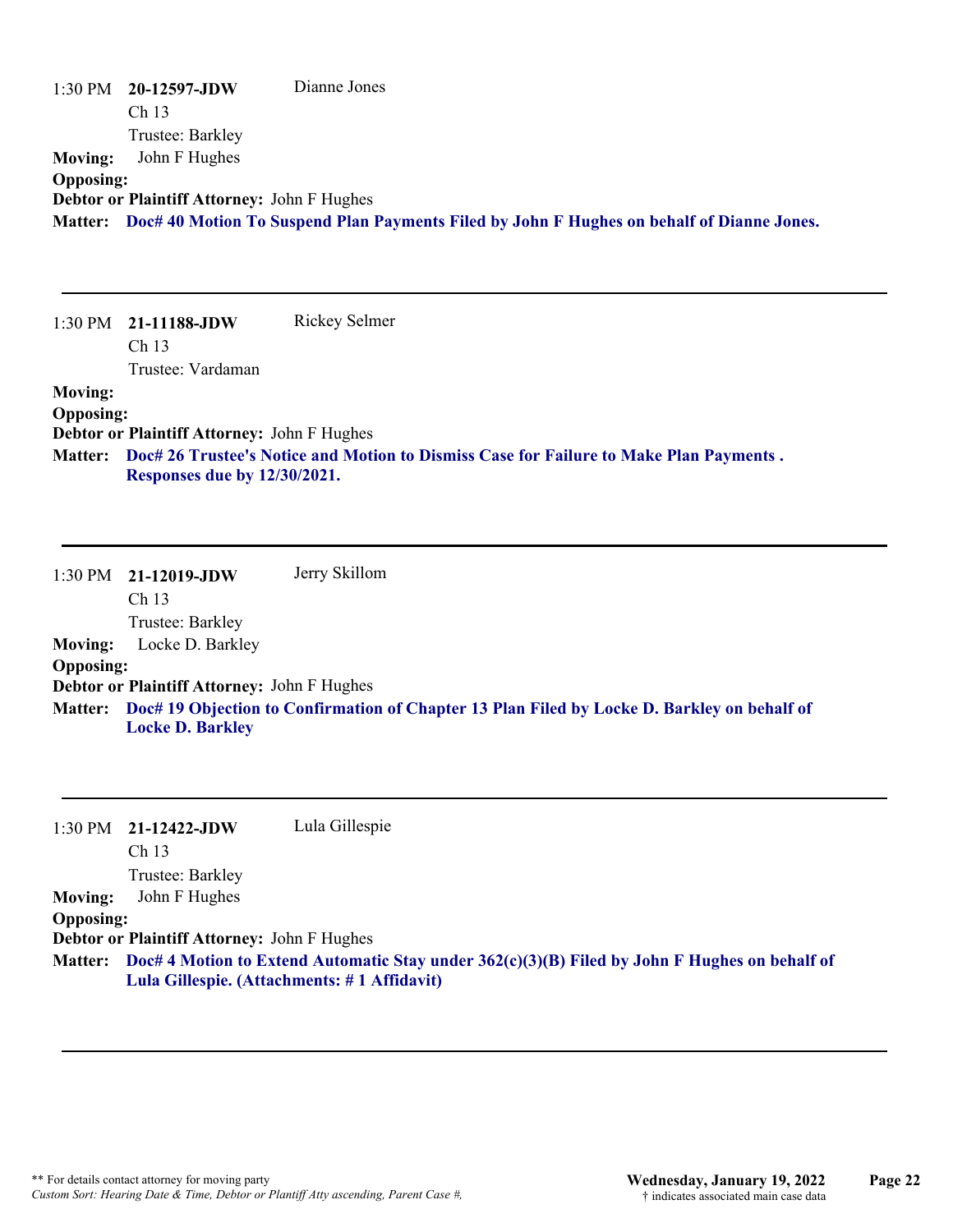1:30 PM **20-12597-JDW** Dianne Jones
Ch 13
Trustee: Barkley

**Moving:** John F Hughes
**Opposing:**
**Debtor or Plaintiff Attorney:** John F Hughes
**Matter:** **Doc# 40 Motion To Suspend Plan Payments Filed by John F Hughes on behalf of Dianne Jones.**

---

1:30 PM **21-11188-JDW** Rickey Selmer
Ch 13
Trustee: Vardaman

**Moving:**
**Opposing:**
**Debtor or Plaintiff Attorney:** John F Hughes
**Matter:** **Doc# 26 Trustee's Notice and Motion to Dismiss Case for Failure to Make Plan Payments . Responses due by 12/30/2021.**

---

1:30 PM **21-12019-JDW** Jerry Skillom
Ch 13
Trustee: Barkley

**Moving:** Locke D. Barkley
**Opposing:**
**Debtor or Plaintiff Attorney:** John F Hughes
**Matter:** **Doc# 19 Objection to Confirmation of Chapter 13 Plan Filed by Locke D. Barkley on behalf of Locke D. Barkley**

---

1:30 PM **21-12422-JDW** Lula Gillespie
Ch 13
Trustee: Barkley

**Moving:** John F Hughes
**Opposing:**
**Debtor or Plaintiff Attorney:** John F Hughes
**Matter:** **Doc# 4 Motion to Extend Automatic Stay under 362(c)(3)(B) Filed by John F Hughes on behalf of Lula Gillespie. (Attachments: # 1 Affidavit)**

---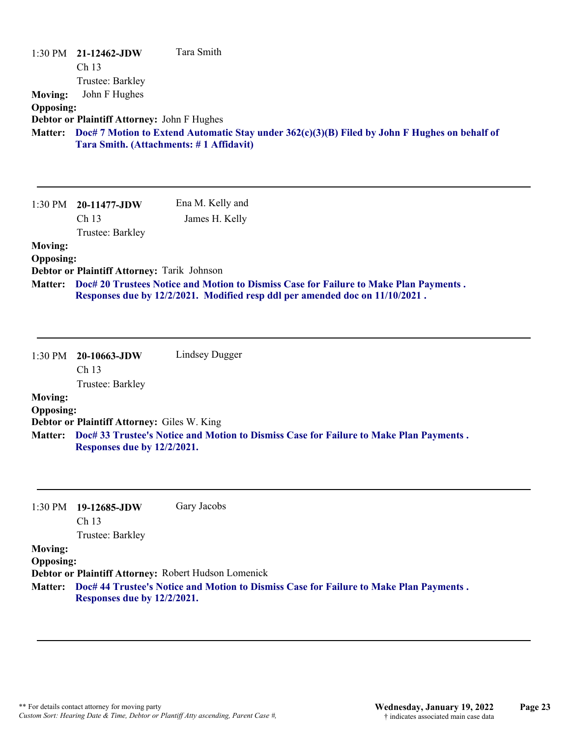1:30 PM **21-12462-JDW** Tara Smith
Ch 13
Trustee: Barkley

**Moving:** John F Hughes
**Opposing:**
**Debtor or Plaintiff Attorney:** John F Hughes
**Matter:** **Doc# 7 Motion to Extend Automatic Stay under 362(c)(3)(B) Filed by John F Hughes on behalf of Tara Smith. (Attachments: # 1 Affidavit)**

---

1:30 PM **20-11477-JDW** Ena M. Kelly and James H. Kelly
Ch 13
Trustee: Barkley

**Moving:**
**Opposing:**
**Debtor or Plaintiff Attorney:** Tarik Johnson
**Matter:** **Doc# 20 Trustees Notice and Motion to Dismiss Case for Failure to Make Plan Payments . Responses due by 12/2/2021. Modified resp ddl per amended doc on 11/10/2021 .**

---

1:30 PM **20-10663-JDW** Lindsey Dugger
Ch 13
Trustee: Barkley

**Moving:**
**Opposing:**
**Debtor or Plaintiff Attorney:** Giles W. King
**Matter:** **Doc# 33 Trustee's Notice and Motion to Dismiss Case for Failure to Make Plan Payments . Responses due by 12/2/2021.**

---

1:30 PM **19-12685-JDW** Gary Jacobs
Ch 13
Trustee: Barkley

**Moving:**
**Opposing:**
**Debtor or Plaintiff Attorney:** Robert Hudson Lomenick
**Matter:** **Doc# 44 Trustee's Notice and Motion to Dismiss Case for Failure to Make Plan Payments . Responses due by 12/2/2021.**

---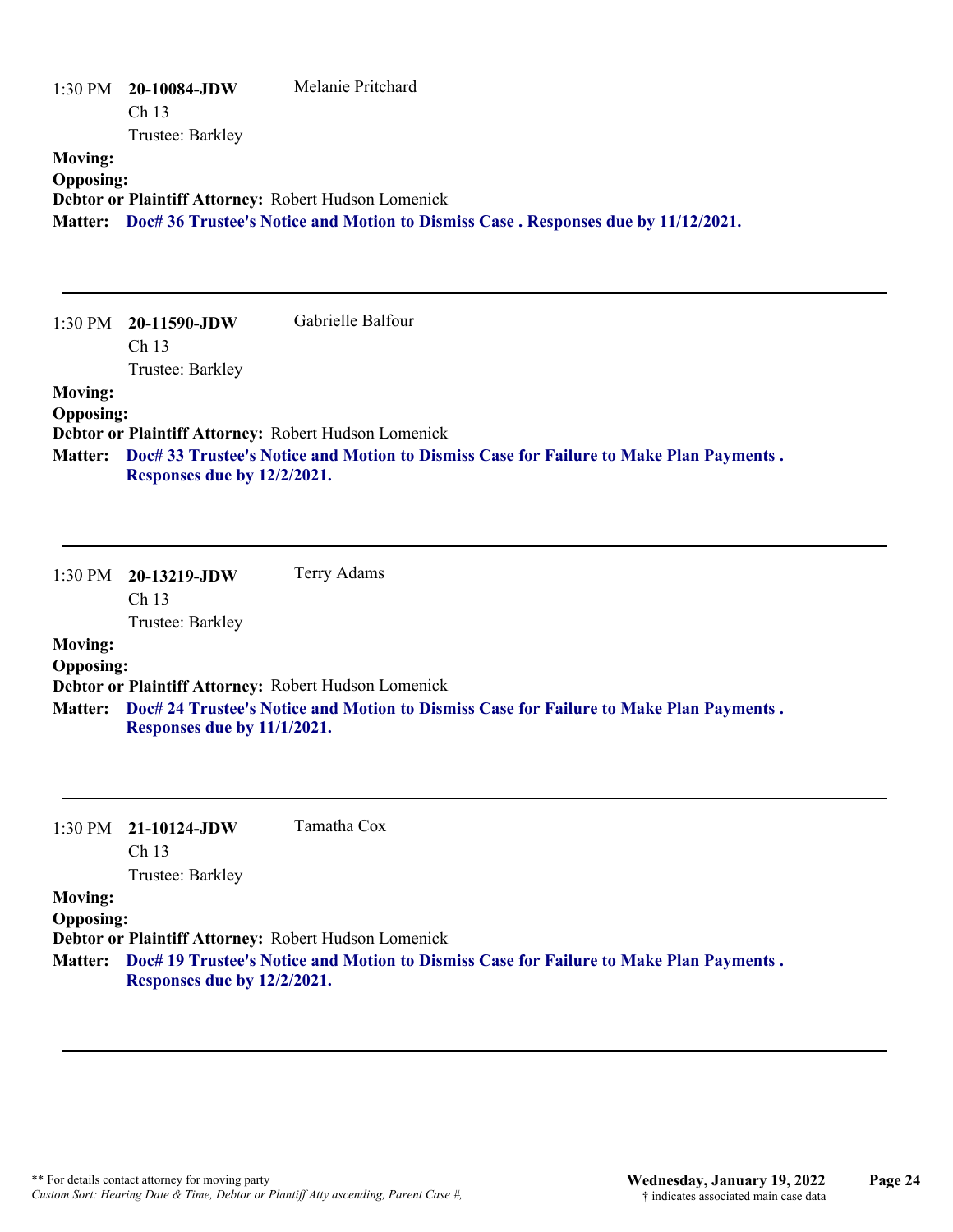1:30 PM **20-10084-JDW** Melanie Pritchard
Ch 13
Trustee: Barkley

**Moving:**
**Opposing:**
**Debtor or Plaintiff Attorney:** Robert Hudson Lomenick
**Matter:** **Doc# 36 Trustee's Notice and Motion to Dismiss Case . Responses due by 11/12/2021.**

---

1:30 PM **20-11590-JDW** Gabrielle Balfour
Ch 13
Trustee: Barkley

**Moving:**
**Opposing:**
**Debtor or Plaintiff Attorney:** Robert Hudson Lomenick
**Matter:** **Doc# 33 Trustee's Notice and Motion to Dismiss Case for Failure to Make Plan Payments . Responses due by 12/2/2021.**

---

1:30 PM **20-13219-JDW** Terry Adams
Ch 13
Trustee: Barkley

**Moving:**
**Opposing:**
**Debtor or Plaintiff Attorney:** Robert Hudson Lomenick
**Matter:** **Doc# 24 Trustee's Notice and Motion to Dismiss Case for Failure to Make Plan Payments . Responses due by 11/1/2021.**

---

1:30 PM **21-10124-JDW** Tamatha Cox
Ch 13
Trustee: Barkley

**Moving:**
**Opposing:**
**Debtor or Plaintiff Attorney:** Robert Hudson Lomenick
**Matter:** **Doc# 19 Trustee's Notice and Motion to Dismiss Case for Failure to Make Plan Payments . Responses due by 12/2/2021.**

---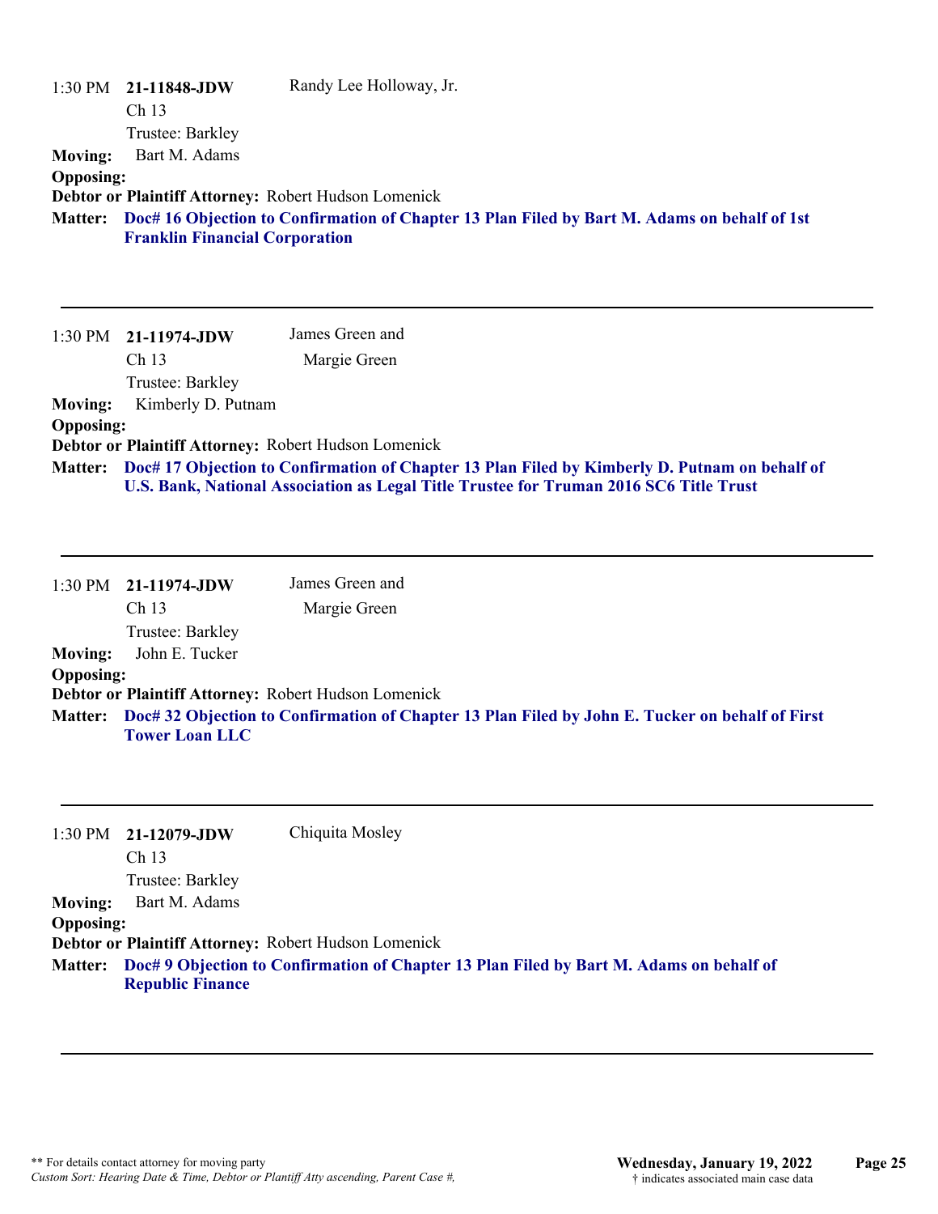1:30 PM **21-11848-JDW** Randy Lee Holloway, Jr.
Ch 13
Trustee: Barkley

**Moving:** Bart M. Adams
**Opposing:**
**Debtor or Plaintiff Attorney:** Robert Hudson Lomenick
**Matter:** **Doc# 16 Objection to Confirmation of Chapter 13 Plan Filed by Bart M. Adams on behalf of 1st Franklin Financial Corporation**

---

1:30 PM **21-11974-JDW** James Green and Margie Green
Ch 13
Trustee: Barkley

**Moving:** Kimberly D. Putnam
**Opposing:**
**Debtor or Plaintiff Attorney:** Robert Hudson Lomenick
**Matter:** **Doc# 17 Objection to Confirmation of Chapter 13 Plan Filed by Kimberly D. Putnam on behalf of U.S. Bank, National Association as Legal Title Trustee for Truman 2016 SC6 Title Trust**

---

1:30 PM **21-11974-JDW** James Green and Margie Green
Ch 13
Trustee: Barkley

**Moving:** John E. Tucker
**Opposing:**
**Debtor or Plaintiff Attorney:** Robert Hudson Lomenick
**Matter:** **Doc# 32 Objection to Confirmation of Chapter 13 Plan Filed by John E. Tucker on behalf of First Tower Loan LLC**

---

1:30 PM **21-12079-JDW** Chiquita Mosley
Ch 13
Trustee: Barkley

**Moving:** Bart M. Adams
**Opposing:**
**Debtor or Plaintiff Attorney:** Robert Hudson Lomenick
**Matter:** **Doc# 9 Objection to Confirmation of Chapter 13 Plan Filed by Bart M. Adams on behalf of Republic Finance**

---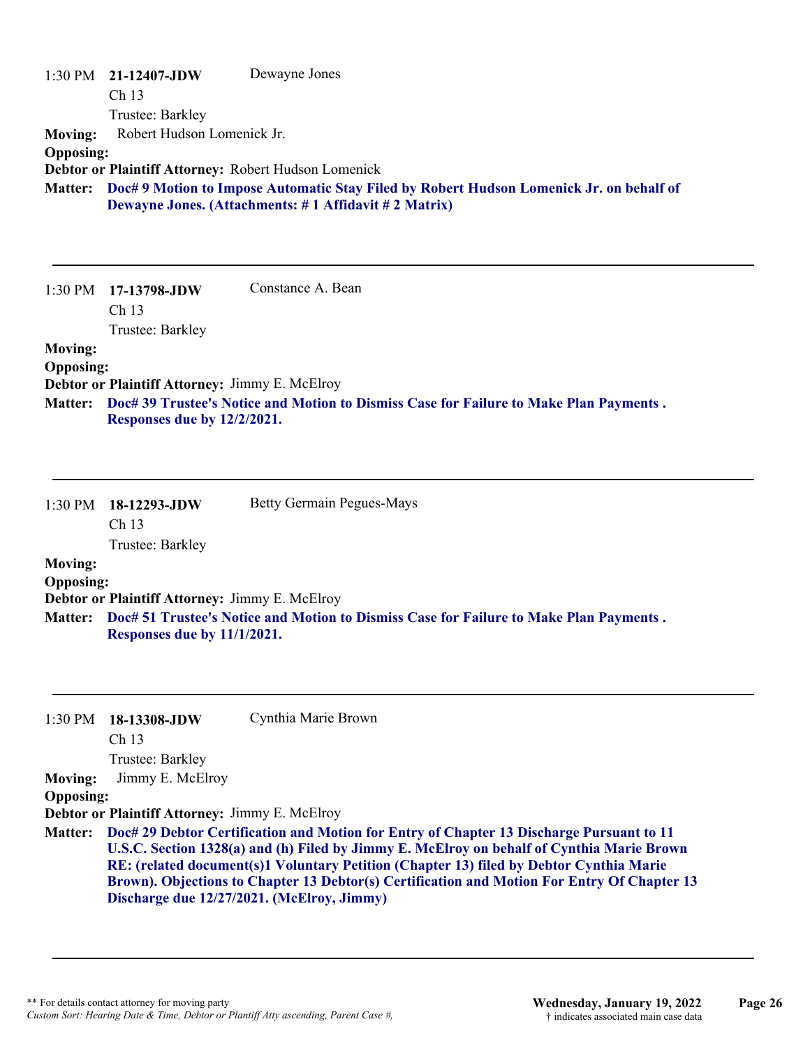1:30 PM **21-12407-JDW** Dewayne Jones
Ch 13
Trustee: Barkley

**Moving:** Robert Hudson Lomenick Jr.
**Opposing:**
**Debtor or Plaintiff Attorney:** Robert Hudson Lomenick
**Matter:** **Doc# 9 Motion to Impose Automatic Stay Filed by Robert Hudson Lomenick Jr. on behalf of Dewayne Jones. (Attachments: # 1 Affidavit # 2 Matrix)**

---

1:30 PM **17-13798-JDW** Constance A. Bean
Ch 13
Trustee: Barkley

**Moving:**
**Opposing:**
**Debtor or Plaintiff Attorney:** Jimmy E. McElroy
**Matter:** **Doc# 39 Trustee's Notice and Motion to Dismiss Case for Failure to Make Plan Payments . Responses due by 12/2/2021.**

---

1:30 PM **18-12293-JDW** Betty Germain Pegues-Mays
Ch 13
Trustee: Barkley

**Moving:**
**Opposing:**
**Debtor or Plaintiff Attorney:** Jimmy E. McElroy
**Matter:** **Doc# 51 Trustee's Notice and Motion to Dismiss Case for Failure to Make Plan Payments . Responses due by 11/1/2021.**

---

1:30 PM **18-13308-JDW** Cynthia Marie Brown
Ch 13
Trustee: Barkley

**Moving:** Jimmy E. McElroy
**Opposing:**
**Debtor or Plaintiff Attorney:** Jimmy E. McElroy
**Matter:** **Doc# 29 Debtor Certification and Motion for Entry of Chapter 13 Discharge Pursuant to 11 U.S.C. Section 1328(a) and (h) Filed by Jimmy E. McElroy on behalf of Cynthia Marie Brown RE: (related document(s)1 Voluntary Petition (Chapter 13) filed by Debtor Cynthia Marie Brown). Objections to Chapter 13 Debtor(s) Certification and Motion For Entry Of Chapter 13 Discharge due 12/27/2021. (McElroy, Jimmy)**

---

** For details contact attorney for moving party
*Custom Sort: Hearing Date & Time, Debtor or Plantiff Atty ascending, Parent Case #,*

**Wednesday, January 19, 2022**
† indicates associated main case data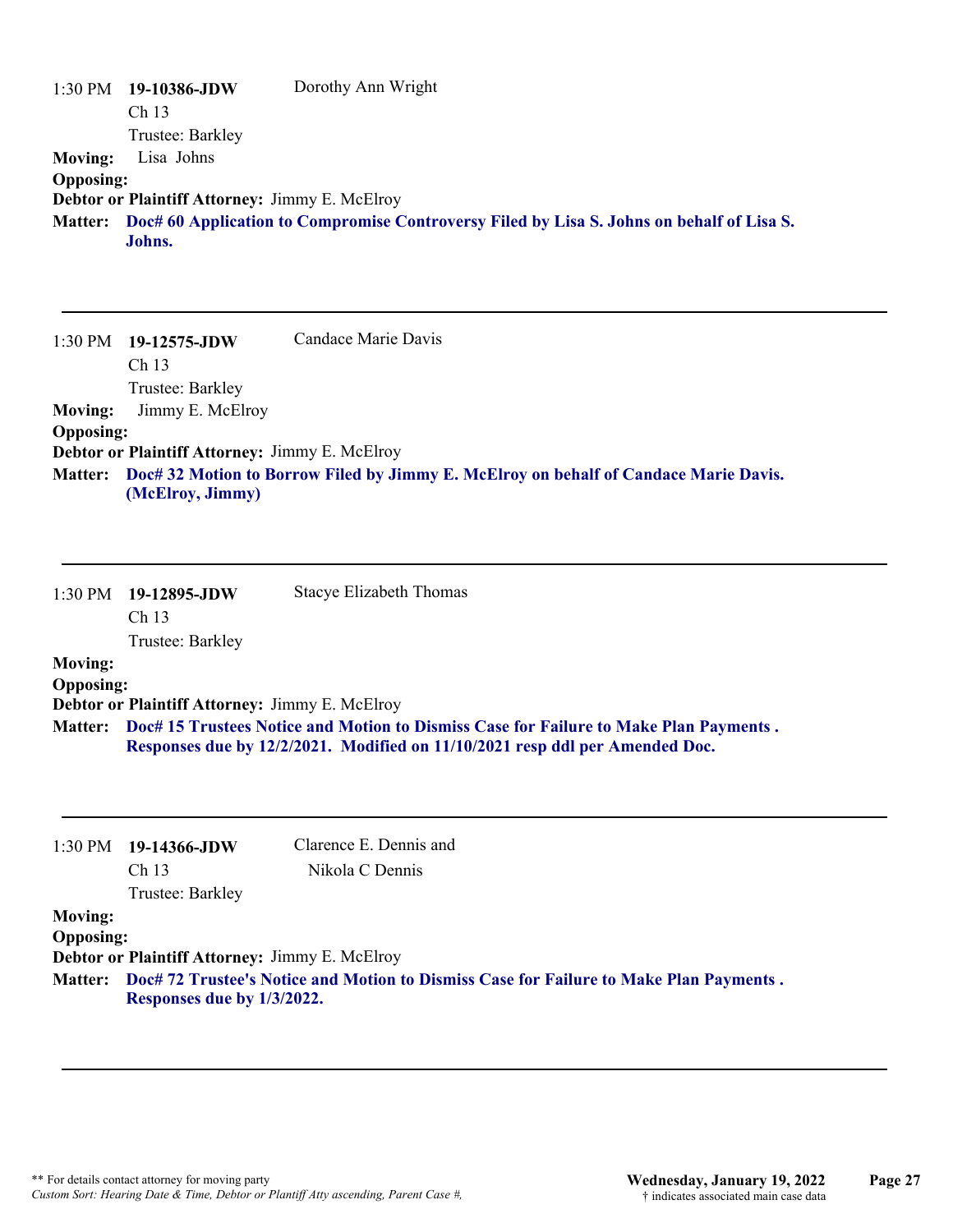1:30 PM **19-10386-JDW** Dorothy Ann Wright
Ch 13
Trustee: Barkley

**Moving:** Lisa Johns

**Opposing:**

**Debtor or Plaintiff Attorney:** Jimmy E. McElroy

**Matter:** **Doc# 60 Application to Compromise Controversy Filed by Lisa S. Johns on behalf of Lisa S. Johns.**

---

1:30 PM **19-12575-JDW** Candace Marie Davis
Ch 13
Trustee: Barkley

**Moving:** Jimmy E. McElroy

**Opposing:**

**Debtor or Plaintiff Attorney:** Jimmy E. McElroy

**Matter:** **Doc# 32 Motion to Borrow Filed by Jimmy E. McElroy on behalf of Candace Marie Davis. (McElroy, Jimmy)**

---

1:30 PM **19-12895-JDW** Stacye Elizabeth Thomas
Ch 13
Trustee: Barkley

**Moving:**

**Opposing:**

**Debtor or Plaintiff Attorney:** Jimmy E. McElroy

**Matter:** **Doc# 15 Trustees Notice and Motion to Dismiss Case for Failure to Make Plan Payments . Responses due by 12/2/2021. Modified on 11/10/2021 resp ddl per Amended Doc.**

---

1:30 PM **19-14366-JDW** Clarence E. Dennis and Nikola C Dennis
Ch 13
Trustee: Barkley

**Moving:**

**Opposing:**

**Debtor or Plaintiff Attorney:** Jimmy E. McElroy

**Matter:** **Doc# 72 Trustee's Notice and Motion to Dismiss Case for Failure to Make Plan Payments . Responses due by 1/3/2022.**

---

** For details contact attorney for moving party
*Custom Sort: Hearing Date & Time, Debtor or Plantiff Atty ascending, Parent Case #,*

**Wednesday, January 19, 2022**
† indicates associated main case data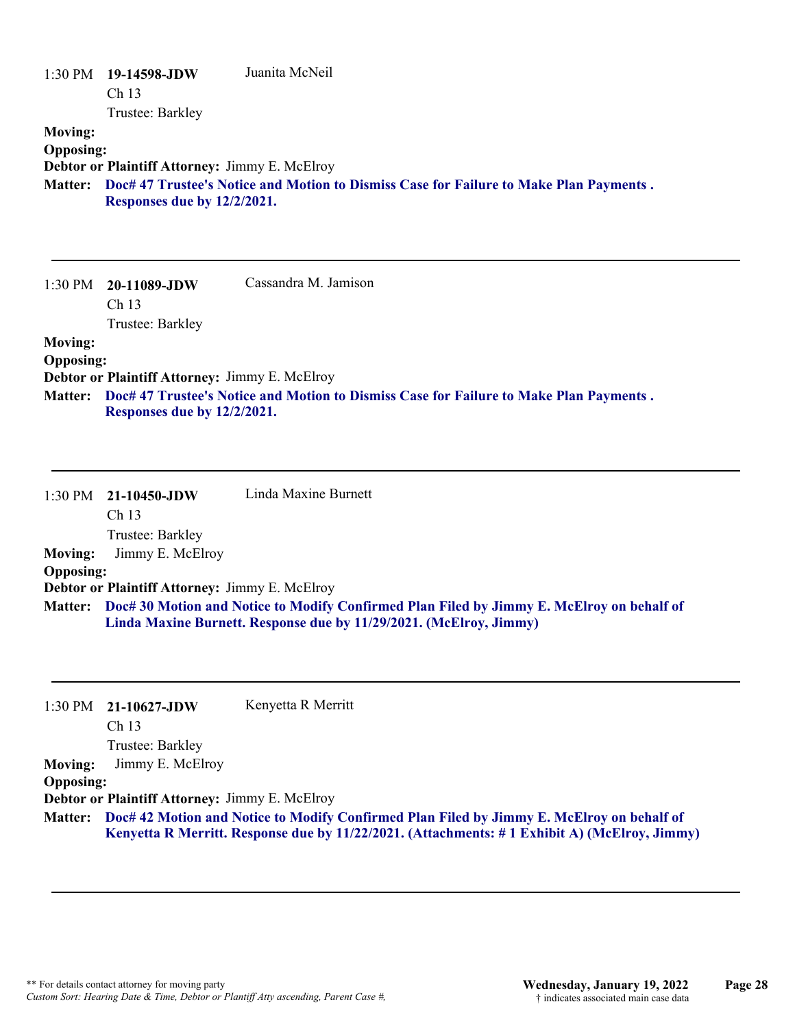1:30 PM **19-14598-JDW** Juanita McNeil
Ch 13
Trustee: Barkley

**Moving:**
**Opposing:**
**Debtor or Plaintiff Attorney:** Jimmy E. McElroy
**Matter:** **Doc# 47 Trustee's Notice and Motion to Dismiss Case for Failure to Make Plan Payments . Responses due by 12/2/2021.**

---

1:30 PM **20-11089-JDW** Cassandra M. Jamison
Ch 13
Trustee: Barkley

**Moving:**
**Opposing:**
**Debtor or Plaintiff Attorney:** Jimmy E. McElroy
**Matter:** **Doc# 47 Trustee's Notice and Motion to Dismiss Case for Failure to Make Plan Payments . Responses due by 12/2/2021.**

---

1:30 PM **21-10450-JDW** Linda Maxine Burnett
Ch 13
Trustee: Barkley

**Moving:** Jimmy E. McElroy
**Opposing:**
**Debtor or Plaintiff Attorney:** Jimmy E. McElroy
**Matter:** **Doc# 30 Motion and Notice to Modify Confirmed Plan Filed by Jimmy E. McElroy on behalf of Linda Maxine Burnett. Response due by 11/29/2021. (McElroy, Jimmy)**

---

1:30 PM **21-10627-JDW** Kenyetta R Merritt
Ch 13
Trustee: Barkley

**Moving:** Jimmy E. McElroy
**Opposing:**
**Debtor or Plaintiff Attorney:** Jimmy E. McElroy
**Matter:** **Doc# 42 Motion and Notice to Modify Confirmed Plan Filed by Jimmy E. McElroy on behalf of Kenyetta R Merritt. Response due by 11/22/2021. (Attachments: # 1 Exhibit A) (McElroy, Jimmy)**

---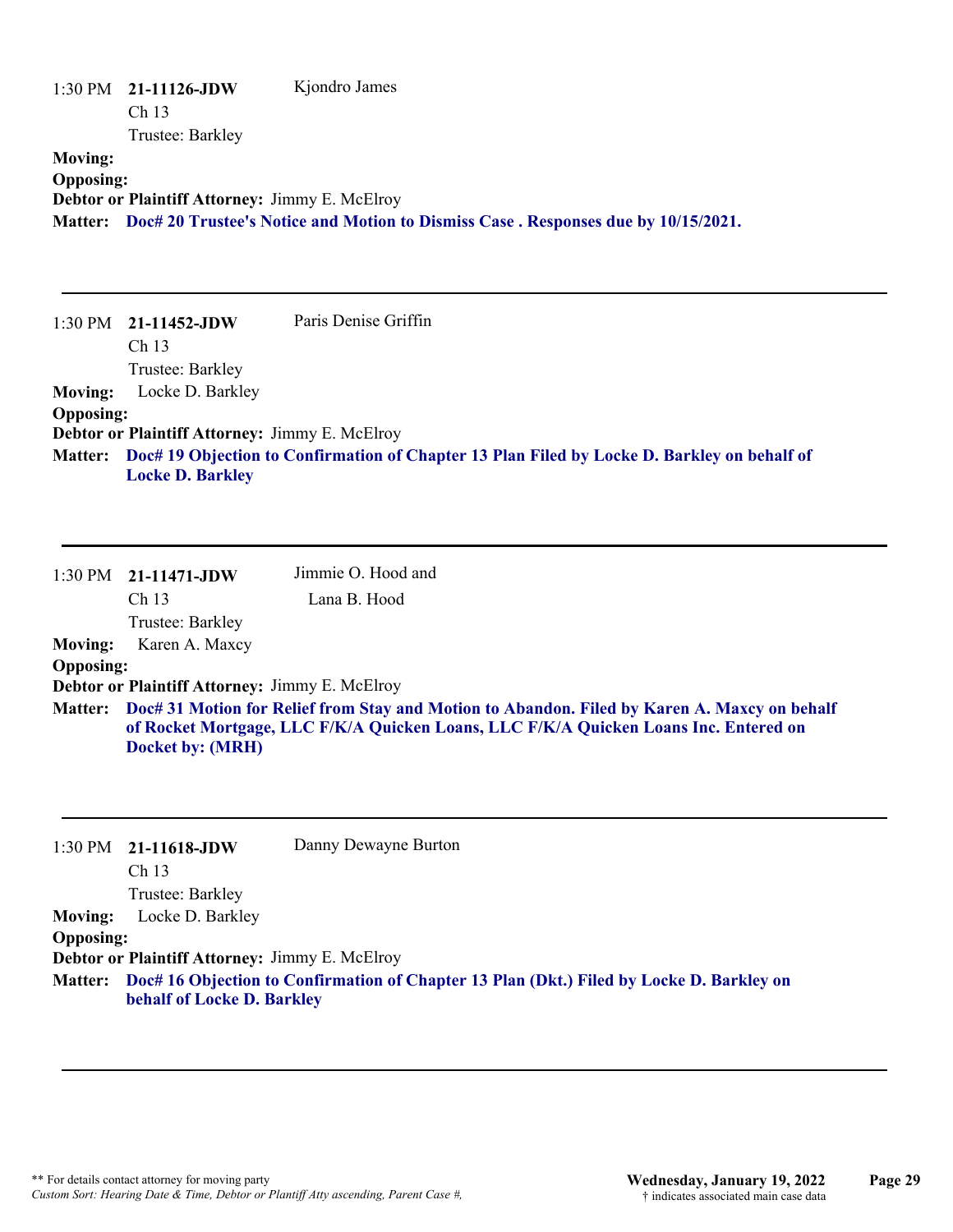1:30 PM **21-11126-JDW** Kjondro James
Ch 13
Trustee: Barkley

**Moving:**
**Opposing:**
**Debtor or Plaintiff Attorney:** Jimmy E. McElroy
**Matter:** **Doc# 20 Trustee's Notice and Motion to Dismiss Case . Responses due by 10/15/2021.**

---

1:30 PM **21-11452-JDW** Paris Denise Griffin
Ch 13
Trustee: Barkley

**Moving:** Locke D. Barkley
**Opposing:**
**Debtor or Plaintiff Attorney:** Jimmy E. McElroy
**Matter:** **Doc# 19 Objection to Confirmation of Chapter 13 Plan Filed by Locke D. Barkley on behalf of Locke D. Barkley**

---

1:30 PM **21-11471-JDW** Jimmie O. Hood and Lana B. Hood
Ch 13
Trustee: Barkley

**Moving:** Karen A. Maxcy
**Opposing:**
**Debtor or Plaintiff Attorney:** Jimmy E. McElroy
**Matter:** **Doc# 31 Motion for Relief from Stay and Motion to Abandon. Filed by Karen A. Maxcy on behalf of Rocket Mortgage, LLC F/K/A Quicken Loans, LLC F/K/A Quicken Loans Inc. Entered on Docket by: (MRH)**

---

1:30 PM **21-11618-JDW** Danny Dewayne Burton
Ch 13
Trustee: Barkley

**Moving:** Locke D. Barkley
**Opposing:**
**Debtor or Plaintiff Attorney:** Jimmy E. McElroy
**Matter:** **Doc# 16 Objection to Confirmation of Chapter 13 Plan (Dkt.) Filed by Locke D. Barkley on behalf of Locke D. Barkley**

---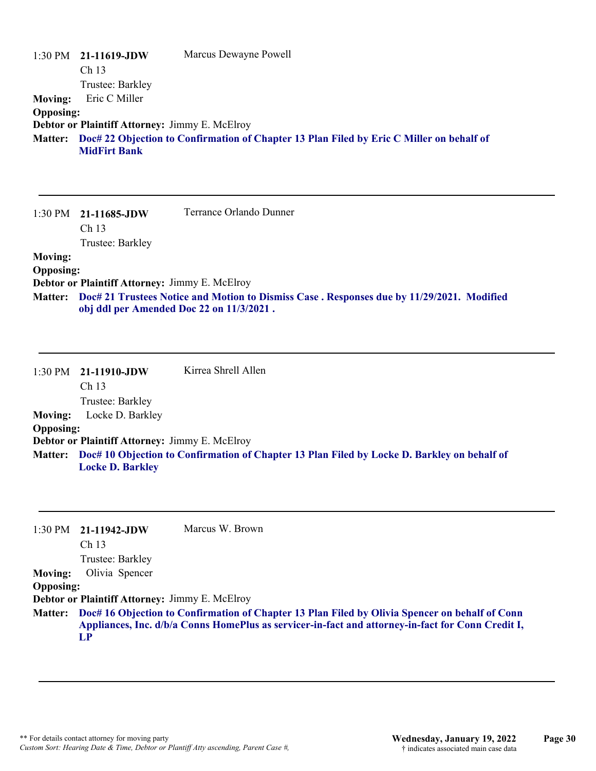1:30 PM **21-11619-JDW** Marcus Dewayne Powell
Ch 13
Trustee: Barkley

**Moving:** Eric C Miller
**Opposing:**
**Debtor or Plaintiff Attorney:** Jimmy E. McElroy
**Matter:** **Doc# 22 Objection to Confirmation of Chapter 13 Plan Filed by Eric C Miller on behalf of MidFirt Bank**

---

1:30 PM **21-11685-JDW** Terrance Orlando Dunner
Ch 13
Trustee: Barkley

**Moving:**
**Opposing:**
**Debtor or Plaintiff Attorney:** Jimmy E. McElroy
**Matter:** **Doc# 21 Trustees Notice and Motion to Dismiss Case . Responses due by 11/29/2021. Modified obj ddl per Amended Doc 22 on 11/3/2021 .**

---

1:30 PM **21-11910-JDW** Kirrea Shrell Allen
Ch 13
Trustee: Barkley

**Moving:** Locke D. Barkley
**Opposing:**
**Debtor or Plaintiff Attorney:** Jimmy E. McElroy
**Matter:** **Doc# 10 Objection to Confirmation of Chapter 13 Plan Filed by Locke D. Barkley on behalf of Locke D. Barkley**

---

1:30 PM **21-11942-JDW** Marcus W. Brown
Ch 13
Trustee: Barkley

**Moving:** Olivia Spencer
**Opposing:**
**Debtor or Plaintiff Attorney:** Jimmy E. McElroy
**Matter:** **Doc# 16 Objection to Confirmation of Chapter 13 Plan Filed by Olivia Spencer on behalf of Conn Appliances, Inc. d/b/a Conns HomePlus as servicer-in-fact and attorney-in-fact for Conn Credit I, LP**

---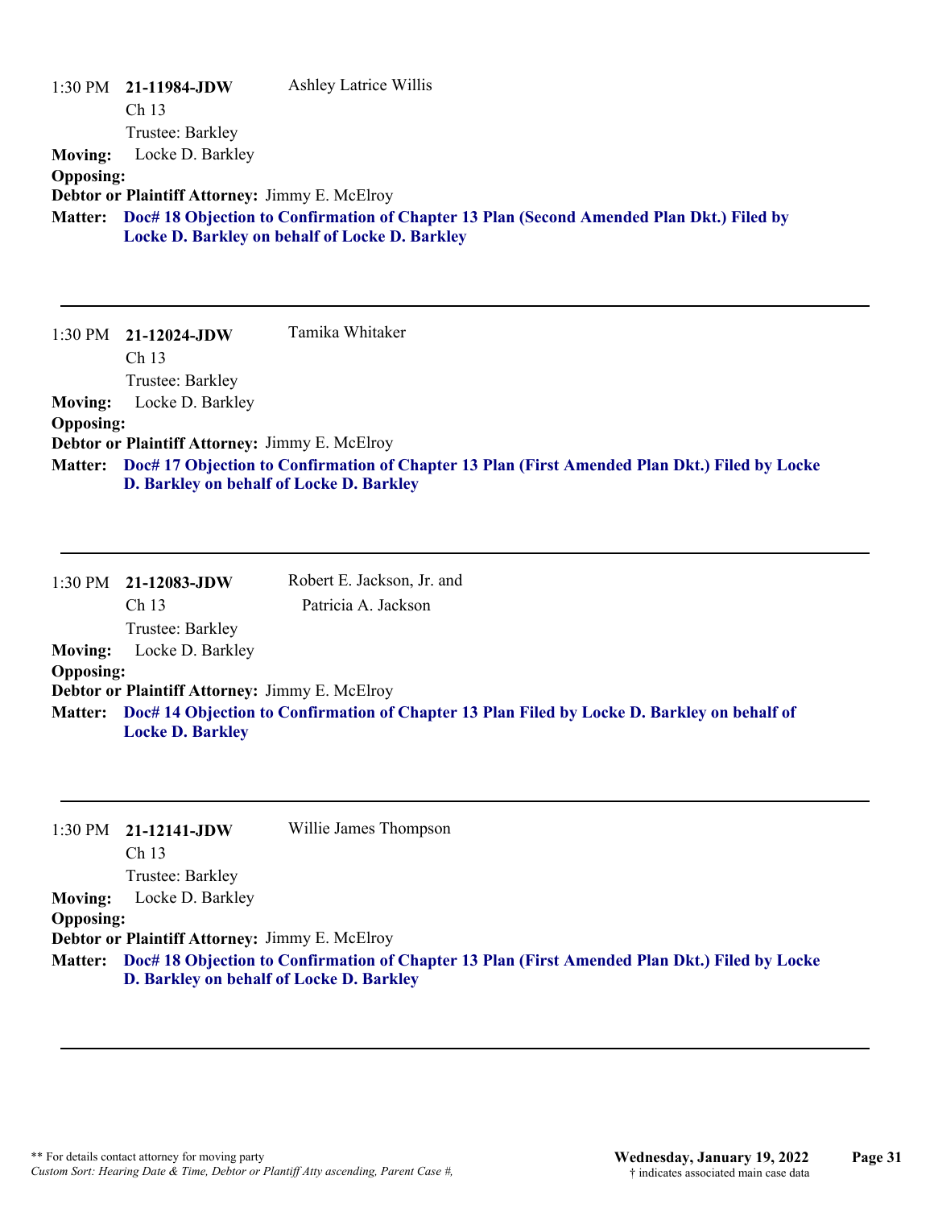1:30 PM **21-11984-JDW** Ashley Latrice Willis

Ch 13

Trustee: Barkley

**Moving:** Locke D. Barkley

**Opposing:**

**Debtor or Plaintiff Attorney:** Jimmy E. McElroy

**Matter:** **Doc# 18 Objection to Confirmation of Chapter 13 Plan (Second Amended Plan Dkt.) Filed by Locke D. Barkley on behalf of Locke D. Barkley**

---

1:30 PM **21-12024-JDW** Tamika Whitaker

Ch 13

Trustee: Barkley

**Moving:** Locke D. Barkley

**Opposing:**

**Debtor or Plaintiff Attorney:** Jimmy E. McElroy

**Matter:** **Doc# 17 Objection to Confirmation of Chapter 13 Plan (First Amended Plan Dkt.) Filed by Locke D. Barkley on behalf of Locke D. Barkley**

---

1:30 PM **21-12083-JDW** Robert E. Jackson, Jr. and Patricia A. Jackson

Ch 13

Trustee: Barkley

**Moving:** Locke D. Barkley

**Opposing:**

**Debtor or Plaintiff Attorney:** Jimmy E. McElroy

**Matter:** **Doc# 14 Objection to Confirmation of Chapter 13 Plan Filed by Locke D. Barkley on behalf of Locke D. Barkley**

---

1:30 PM **21-12141-JDW** Willie James Thompson

Ch 13

Trustee: Barkley

**Moving:** Locke D. Barkley

**Opposing:**

**Debtor or Plaintiff Attorney:** Jimmy E. McElroy

**Matter:** **Doc# 18 Objection to Confirmation of Chapter 13 Plan (First Amended Plan Dkt.) Filed by Locke D. Barkley on behalf of Locke D. Barkley**

---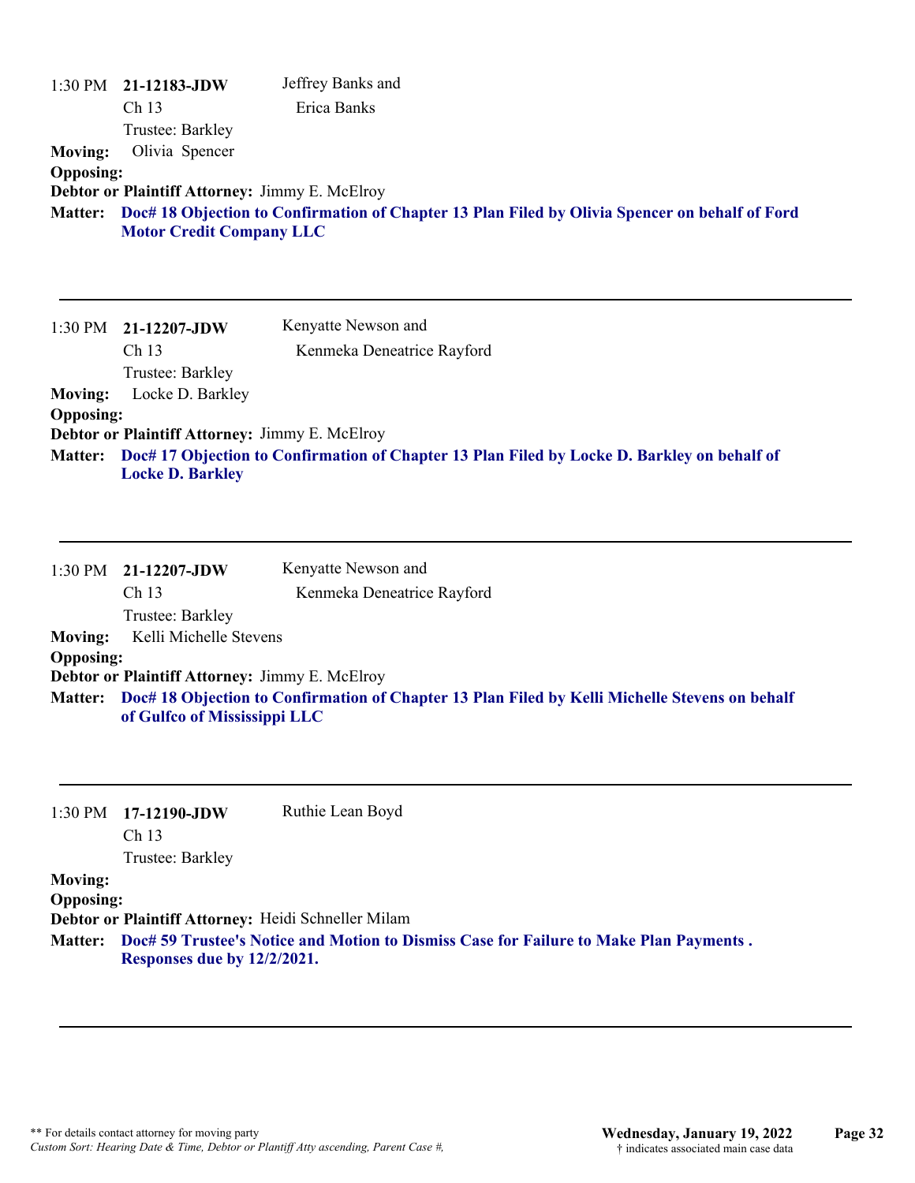1:30 PM **21-12183-JDW** Jeffrey Banks and
Ch 13 Erica Banks
Trustee: Barkley

**Moving:** Olivia Spencer
**Opposing:**
**Debtor or Plaintiff Attorney:** Jimmy E. McElroy
**Matter:** **Doc# 18 Objection to Confirmation of Chapter 13 Plan Filed by Olivia Spencer on behalf of Ford Motor Credit Company LLC**

---

1:30 PM **21-12207-JDW** Kenyatte Newson and
Ch 13 Kenmeka Deneatrice Rayford
Trustee: Barkley

**Moving:** Locke D. Barkley
**Opposing:**
**Debtor or Plaintiff Attorney:** Jimmy E. McElroy
**Matter:** **Doc# 17 Objection to Confirmation of Chapter 13 Plan Filed by Locke D. Barkley on behalf of Locke D. Barkley**

---

1:30 PM **21-12207-JDW** Kenyatte Newson and
Ch 13 Kenmeka Deneatrice Rayford
Trustee: Barkley

**Moving:** Kelli Michelle Stevens
**Opposing:**
**Debtor or Plaintiff Attorney:** Jimmy E. McElroy
**Matter:** **Doc# 18 Objection to Confirmation of Chapter 13 Plan Filed by Kelli Michelle Stevens on behalf of Gulfco of Mississippi LLC**

---

1:30 PM **17-12190-JDW** Ruthie Lean Boyd
Ch 13
Trustee: Barkley

**Moving:**
**Opposing:**
**Debtor or Plaintiff Attorney:** Heidi Schneller Milam
**Matter:** **Doc# 59 Trustee's Notice and Motion to Dismiss Case for Failure to Make Plan Payments . Responses due by 12/2/2021.**

---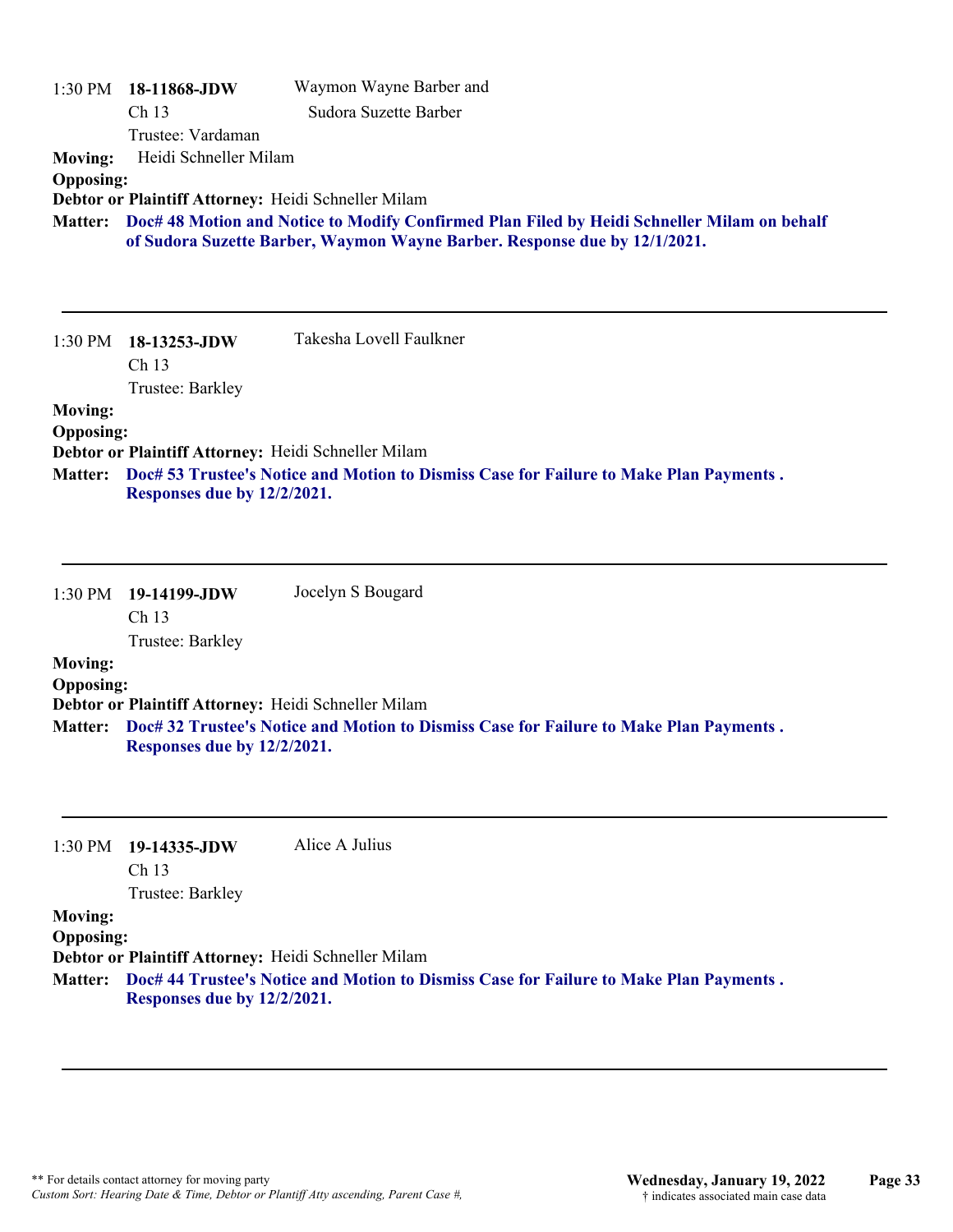1:30 PM **18-11868-JDW** Waymon Wayne Barber and Sudora Suzette Barber
Ch 13
Trustee: Vardaman

**Moving:** Heidi Schneller Milam
**Opposing:**
**Debtor or Plaintiff Attorney:** Heidi Schneller Milam
**Matter:** **Doc# 48 Motion and Notice to Modify Confirmed Plan Filed by Heidi Schneller Milam on behalf of Sudora Suzette Barber, Waymon Wayne Barber. Response due by 12/1/2021.**

---

1:30 PM **18-13253-JDW** Takesha Lovell Faulkner
Ch 13
Trustee: Barkley

**Moving:**
**Opposing:**
**Debtor or Plaintiff Attorney:** Heidi Schneller Milam
**Matter:** **Doc# 53 Trustee's Notice and Motion to Dismiss Case for Failure to Make Plan Payments . Responses due by 12/2/2021.**

---

1:30 PM **19-14199-JDW** Jocelyn S Bougard
Ch 13
Trustee: Barkley

**Moving:**
**Opposing:**
**Debtor or Plaintiff Attorney:** Heidi Schneller Milam
**Matter:** **Doc# 32 Trustee's Notice and Motion to Dismiss Case for Failure to Make Plan Payments . Responses due by 12/2/2021.**

---

1:30 PM **19-14335-JDW** Alice A Julius
Ch 13
Trustee: Barkley

**Moving:**
**Opposing:**
**Debtor or Plaintiff Attorney:** Heidi Schneller Milam
**Matter:** **Doc# 44 Trustee's Notice and Motion to Dismiss Case for Failure to Make Plan Payments . Responses due by 12/2/2021.**

---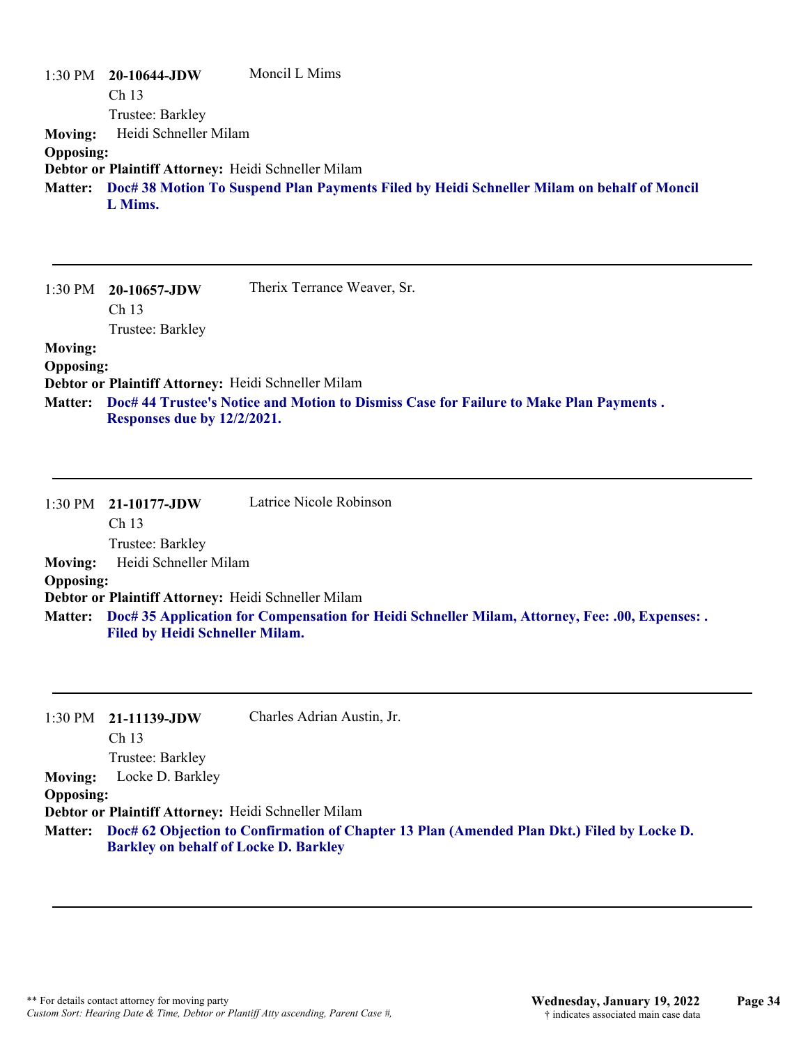1:30 PM **20-10644-JDW** Moncil L Mims
Ch 13
Trustee: Barkley

**Moving:** Heidi Schneller Milam

**Opposing:**

**Debtor or Plaintiff Attorney:** Heidi Schneller Milam

**Matter:** **Doc# 38 Motion To Suspend Plan Payments Filed by Heidi Schneller Milam on behalf of Moncil L Mims.**

---

1:30 PM **20-10657-JDW** Therix Terrance Weaver, Sr.
Ch 13
Trustee: Barkley

**Moving:**

**Opposing:**

**Debtor or Plaintiff Attorney:** Heidi Schneller Milam

**Matter:** **Doc# 44 Trustee's Notice and Motion to Dismiss Case for Failure to Make Plan Payments . Responses due by 12/2/2021.**

---

1:30 PM **21-10177-JDW** Latrice Nicole Robinson
Ch 13
Trustee: Barkley

**Moving:** Heidi Schneller Milam

**Opposing:**

**Debtor or Plaintiff Attorney:** Heidi Schneller Milam

**Matter:** **Doc# 35 Application for Compensation for Heidi Schneller Milam, Attorney, Fee: .00, Expenses: . Filed by Heidi Schneller Milam.**

---

1:30 PM **21-11139-JDW** Charles Adrian Austin, Jr.
Ch 13
Trustee: Barkley

**Moving:** Locke D. Barkley

**Opposing:**

**Debtor or Plaintiff Attorney:** Heidi Schneller Milam

**Matter:** **Doc# 62 Objection to Confirmation of Chapter 13 Plan (Amended Plan Dkt.) Filed by Locke D. Barkley on behalf of Locke D. Barkley**

---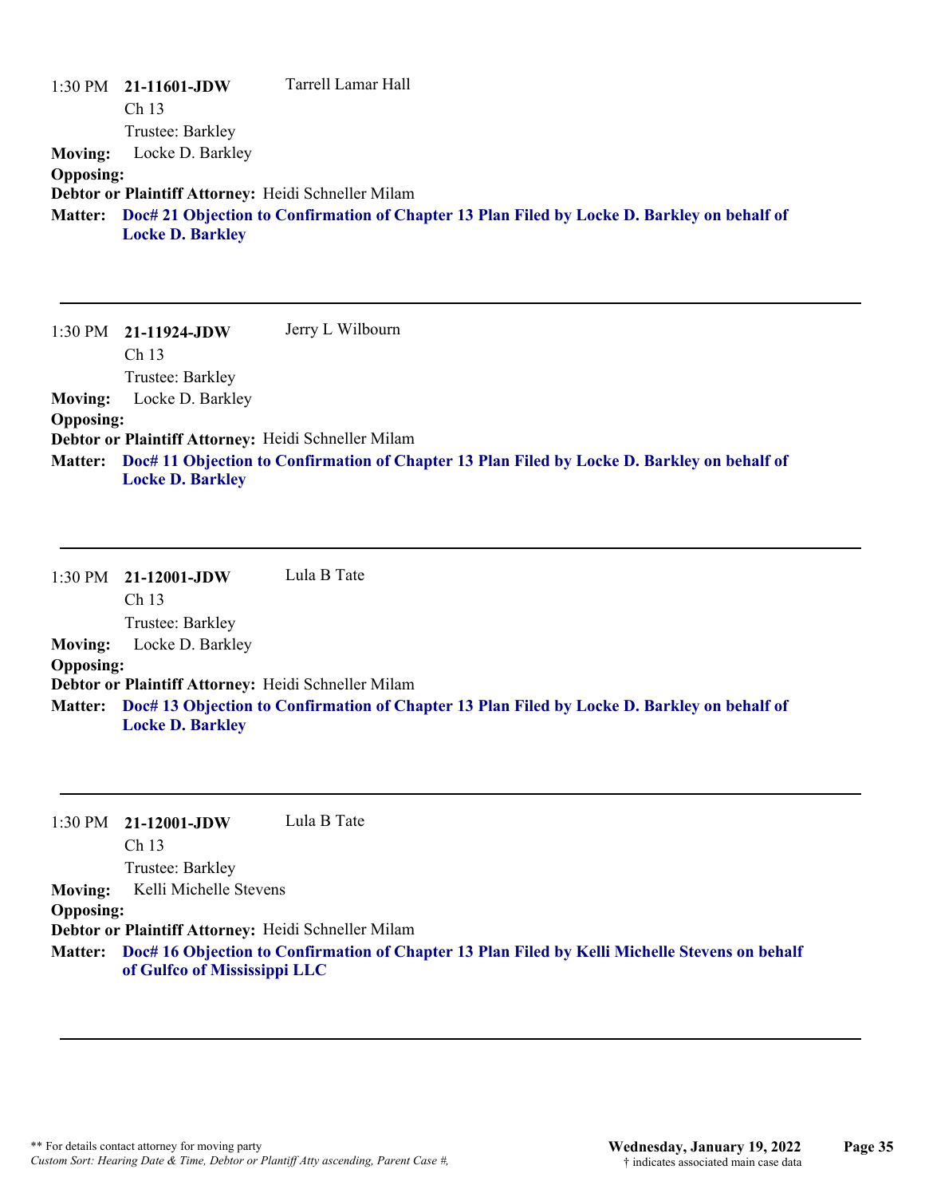1:30 PM **21-11601-JDW** Tarrell Lamar Hall
Ch 13
Trustee: Barkley
**Moving:** Locke D. Barkley
**Opposing:**
**Debtor or Plaintiff Attorney:** Heidi Schneller Milam
**Matter:** **Doc# 21 Objection to Confirmation of Chapter 13 Plan Filed by Locke D. Barkley on behalf of Locke D. Barkley**

---

1:30 PM **21-11924-JDW** Jerry L Wilbourn
Ch 13
Trustee: Barkley
**Moving:** Locke D. Barkley
**Opposing:**
**Debtor or Plaintiff Attorney:** Heidi Schneller Milam
**Matter:** **Doc# 11 Objection to Confirmation of Chapter 13 Plan Filed by Locke D. Barkley on behalf of Locke D. Barkley**

---

1:30 PM **21-12001-JDW** Lula B Tate
Ch 13
Trustee: Barkley
**Moving:** Locke D. Barkley
**Opposing:**
**Debtor or Plaintiff Attorney:** Heidi Schneller Milam
**Matter:** **Doc# 13 Objection to Confirmation of Chapter 13 Plan Filed by Locke D. Barkley on behalf of Locke D. Barkley**

---

1:30 PM **21-12001-JDW** Lula B Tate
Ch 13
Trustee: Barkley
**Moving:** Kelli Michelle Stevens
**Opposing:**
**Debtor or Plaintiff Attorney:** Heidi Schneller Milam
**Matter:** **Doc# 16 Objection to Confirmation of Chapter 13 Plan Filed by Kelli Michelle Stevens on behalf of Gulfco of Mississippi LLC**

---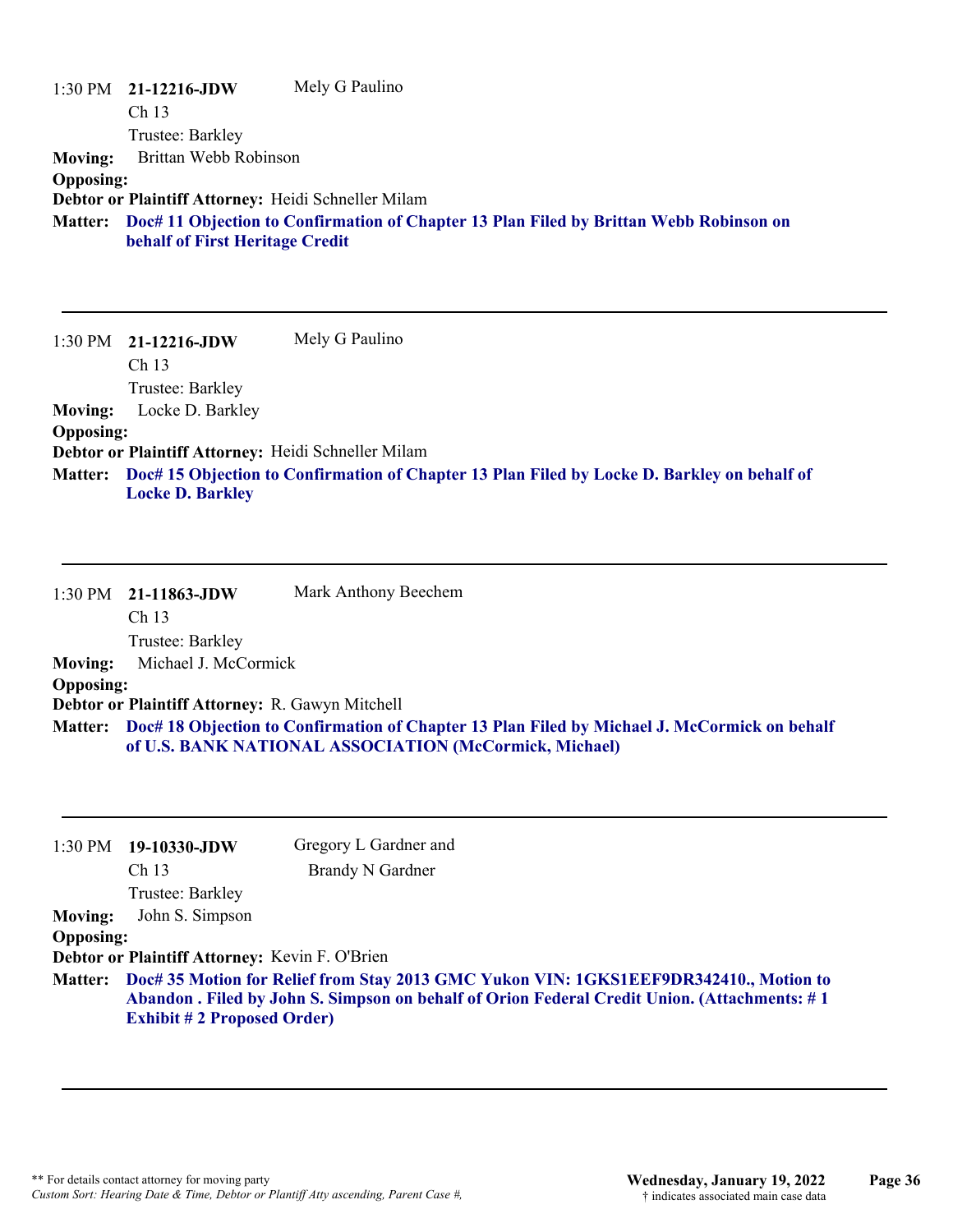1:30 PM **21-12216-JDW** Mely G Paulino
Ch 13
Trustee: Barkley

**Moving:** Brittan Webb Robinson
**Opposing:**
**Debtor or Plaintiff Attorney:** Heidi Schneller Milam
**Matter:** **Doc# 11 Objection to Confirmation of Chapter 13 Plan Filed by Brittan Webb Robinson on behalf of First Heritage Credit**

---

1:30 PM **21-12216-JDW** Mely G Paulino
Ch 13
Trustee: Barkley

**Moving:** Locke D. Barkley
**Opposing:**
**Debtor or Plaintiff Attorney:** Heidi Schneller Milam
**Matter:** **Doc# 15 Objection to Confirmation of Chapter 13 Plan Filed by Locke D. Barkley on behalf of Locke D. Barkley**

---

1:30 PM **21-11863-JDW** Mark Anthony Beechem
Ch 13
Trustee: Barkley

**Moving:** Michael J. McCormick
**Opposing:**
**Debtor or Plaintiff Attorney:** R. Gawyn Mitchell
**Matter:** **Doc# 18 Objection to Confirmation of Chapter 13 Plan Filed by Michael J. McCormick on behalf of U.S. BANK NATIONAL ASSOCIATION (McCormick, Michael)**

---

1:30 PM **19-10330-JDW** Gregory L Gardner and Brandy N Gardner
Ch 13
Trustee: Barkley

**Moving:** John S. Simpson
**Opposing:**
**Debtor or Plaintiff Attorney:** Kevin F. O'Brien
**Matter:** **Doc# 35 Motion for Relief from Stay 2013 GMC Yukon VIN: 1GKS1EEF9DR342410., Motion to Abandon . Filed by John S. Simpson on behalf of Orion Federal Credit Union. (Attachments: # 1 Exhibit # 2 Proposed Order)**

---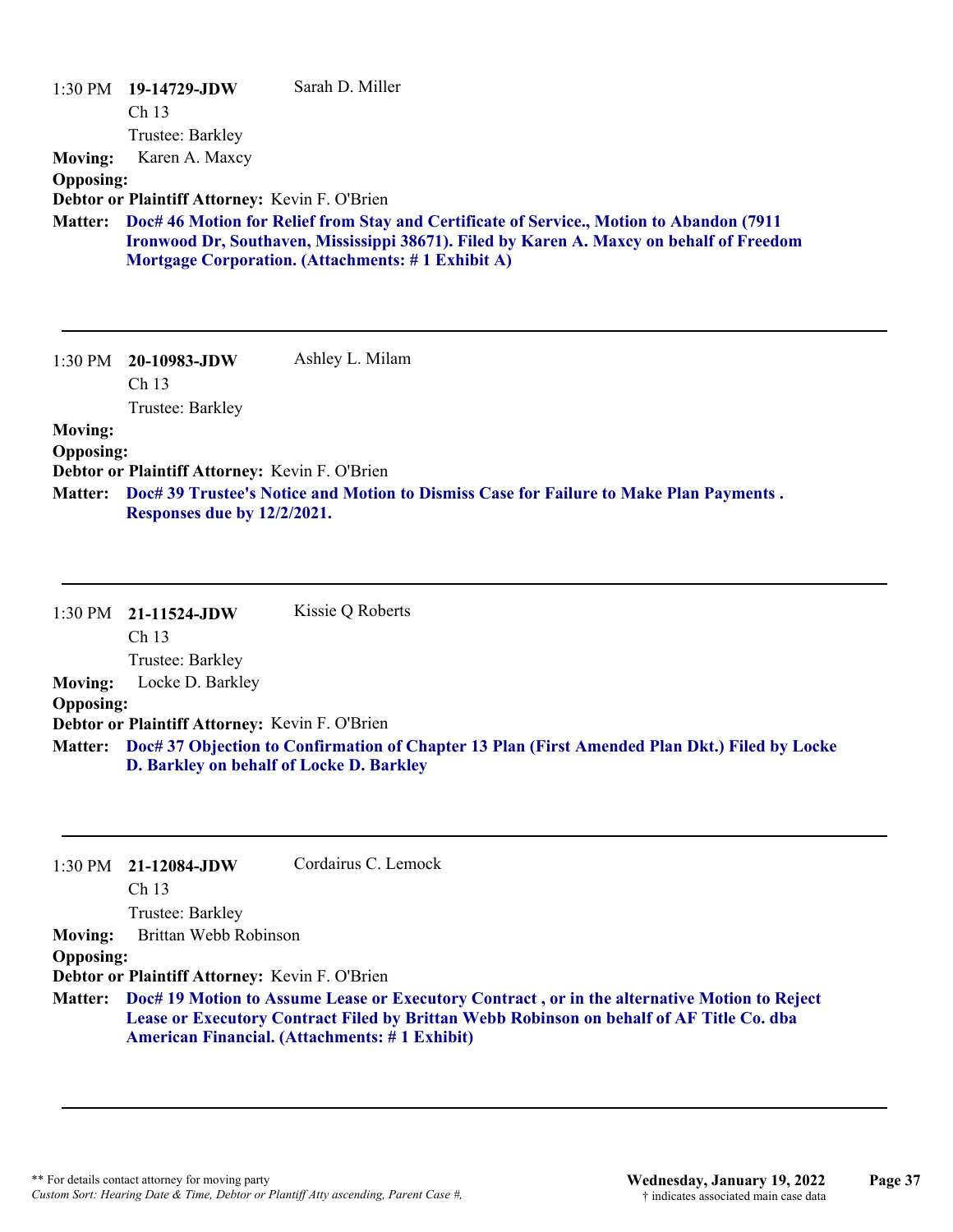1:30 PM **19-14729-JDW** Sarah D. Miller
Ch 13
Trustee: Barkley

**Moving:** Karen A. Maxcy
**Opposing:**
**Debtor or Plaintiff Attorney:** Kevin F. O'Brien
**Matter:** **Doc# 46 Motion for Relief from Stay and Certificate of Service., Motion to Abandon (7911 Ironwood Dr, Southaven, Mississippi 38671). Filed by Karen A. Maxcy on behalf of Freedom Mortgage Corporation. (Attachments: # 1 Exhibit A)**

---

1:30 PM **20-10983-JDW** Ashley L. Milam
Ch 13
Trustee: Barkley

**Moving:**
**Opposing:**
**Debtor or Plaintiff Attorney:** Kevin F. O'Brien
**Matter:** **Doc# 39 Trustee's Notice and Motion to Dismiss Case for Failure to Make Plan Payments . Responses due by 12/2/2021.**

---

1:30 PM **21-11524-JDW** Kissie Q Roberts
Ch 13
Trustee: Barkley

**Moving:** Locke D. Barkley
**Opposing:**
**Debtor or Plaintiff Attorney:** Kevin F. O'Brien
**Matter:** **Doc# 37 Objection to Confirmation of Chapter 13 Plan (First Amended Plan Dkt.) Filed by Locke D. Barkley on behalf of Locke D. Barkley**

---

1:30 PM **21-12084-JDW** Cordairus C. Lemock
Ch 13
Trustee: Barkley

**Moving:** Brittan Webb Robinson
**Opposing:**
**Debtor or Plaintiff Attorney:** Kevin F. O'Brien
**Matter:** **Doc# 19 Motion to Assume Lease or Executory Contract , or in the alternative Motion to Reject Lease or Executory Contract Filed by Brittan Webb Robinson on behalf of AF Title Co. dba American Financial. (Attachments: # 1 Exhibit)**

---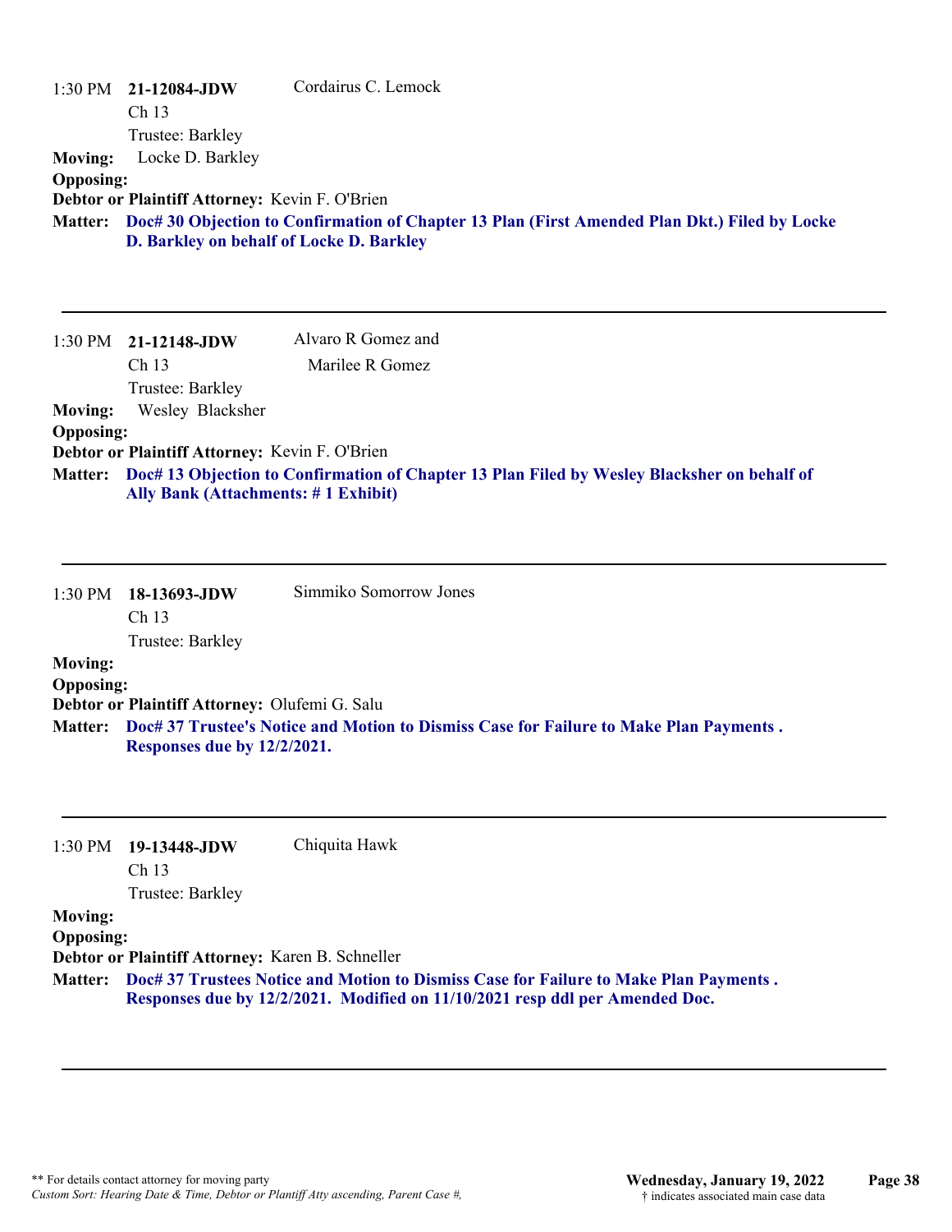1:30 PM **21-12084-JDW** Cordairus C. Lemock
Ch 13
Trustee: Barkley

**Moving:** Locke D. Barkley
**Opposing:**
**Debtor or Plaintiff Attorney:** Kevin F. O'Brien
**Matter:** **Doc# 30 Objection to Confirmation of Chapter 13 Plan (First Amended Plan Dkt.) Filed by Locke D. Barkley on behalf of Locke D. Barkley**

---

1:30 PM **21-12148-JDW** Alvaro R Gomez and Marilee R Gomez
Ch 13
Trustee: Barkley

**Moving:** Wesley Blacksher
**Opposing:**
**Debtor or Plaintiff Attorney:** Kevin F. O'Brien
**Matter:** **Doc# 13 Objection to Confirmation of Chapter 13 Plan Filed by Wesley Blacksher on behalf of Ally Bank (Attachments: # 1 Exhibit)**

---

1:30 PM **18-13693-JDW** Simmiko Somorrow Jones
Ch 13
Trustee: Barkley

**Moving:**
**Opposing:**
**Debtor or Plaintiff Attorney:** Olufemi G. Salu
**Matter:** **Doc# 37 Trustee's Notice and Motion to Dismiss Case for Failure to Make Plan Payments . Responses due by 12/2/2021.**

---

1:30 PM **19-13448-JDW** Chiquita Hawk
Ch 13
Trustee: Barkley

**Moving:**
**Opposing:**
**Debtor or Plaintiff Attorney:** Karen B. Schneller
**Matter:** **Doc# 37 Trustees Notice and Motion to Dismiss Case for Failure to Make Plan Payments . Responses due by 12/2/2021. Modified on 11/10/2021 resp ddl per Amended Doc.**

---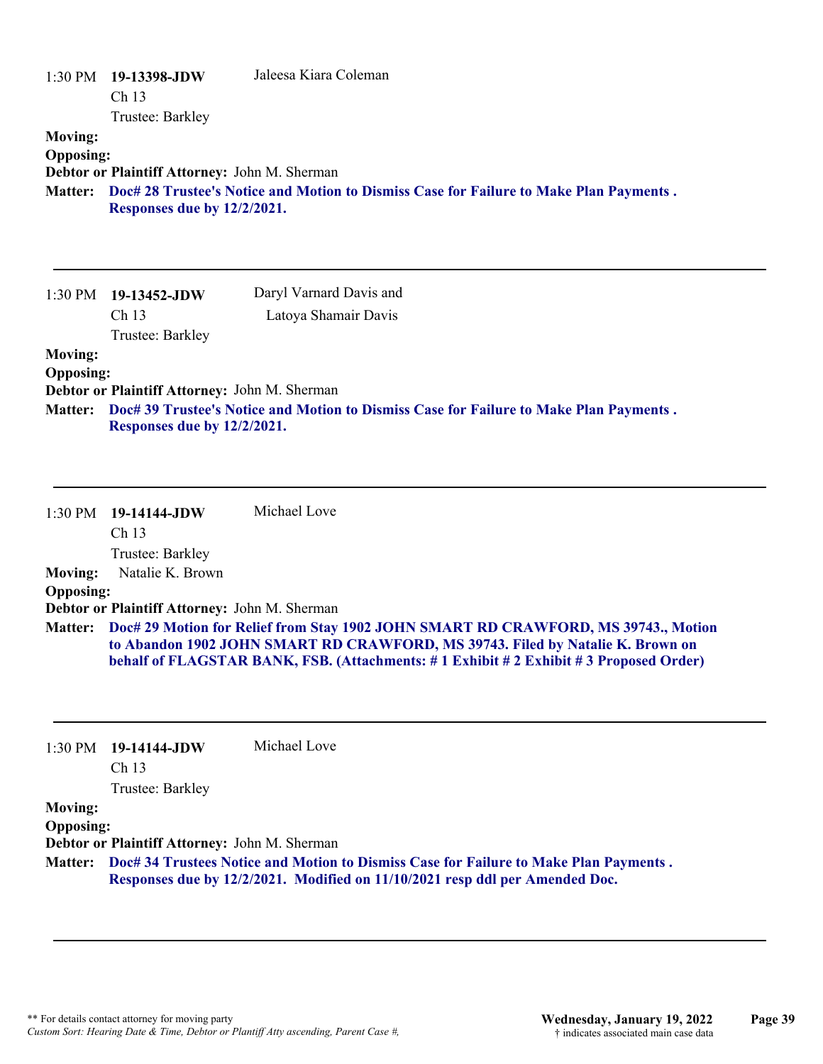1:30 PM **19-13398-JDW** Jaleesa Kiara Coleman
Ch 13
Trustee: Barkley

**Moving:**
**Opposing:**
**Debtor or Plaintiff Attorney:** John M. Sherman
**Matter:** **Doc# 28 Trustee's Notice and Motion to Dismiss Case for Failure to Make Plan Payments . Responses due by 12/2/2021.**

---

1:30 PM **19-13452-JDW** Daryl Varnard Davis and Latoya Shamair Davis
Ch 13
Trustee: Barkley

**Moving:**
**Opposing:**
**Debtor or Plaintiff Attorney:** John M. Sherman
**Matter:** **Doc# 39 Trustee's Notice and Motion to Dismiss Case for Failure to Make Plan Payments . Responses due by 12/2/2021.**

---

1:30 PM **19-14144-JDW** Michael Love
Ch 13
Trustee: Barkley

**Moving:** Natalie K. Brown
**Opposing:**
**Debtor or Plaintiff Attorney:** John M. Sherman
**Matter:** **Doc# 29 Motion for Relief from Stay 1902 JOHN SMART RD CRAWFORD, MS 39743., Motion to Abandon 1902 JOHN SMART RD CRAWFORD, MS 39743. Filed by Natalie K. Brown on behalf of FLAGSTAR BANK, FSB. (Attachments: # 1 Exhibit # 2 Exhibit # 3 Proposed Order)**

---

1:30 PM **19-14144-JDW** Michael Love
Ch 13
Trustee: Barkley

**Moving:**
**Opposing:**
**Debtor or Plaintiff Attorney:** John M. Sherman
**Matter:** **Doc# 34 Trustees Notice and Motion to Dismiss Case for Failure to Make Plan Payments . Responses due by 12/2/2021. Modified on 11/10/2021 resp ddl per Amended Doc.**

---

\*\* For details contact attorney for moving party
*Custom Sort: Hearing Date & Time, Debtor or Plantiff Atty ascending, Parent Case #,*

**Wednesday, January 19, 2022**
† indicates associated main case data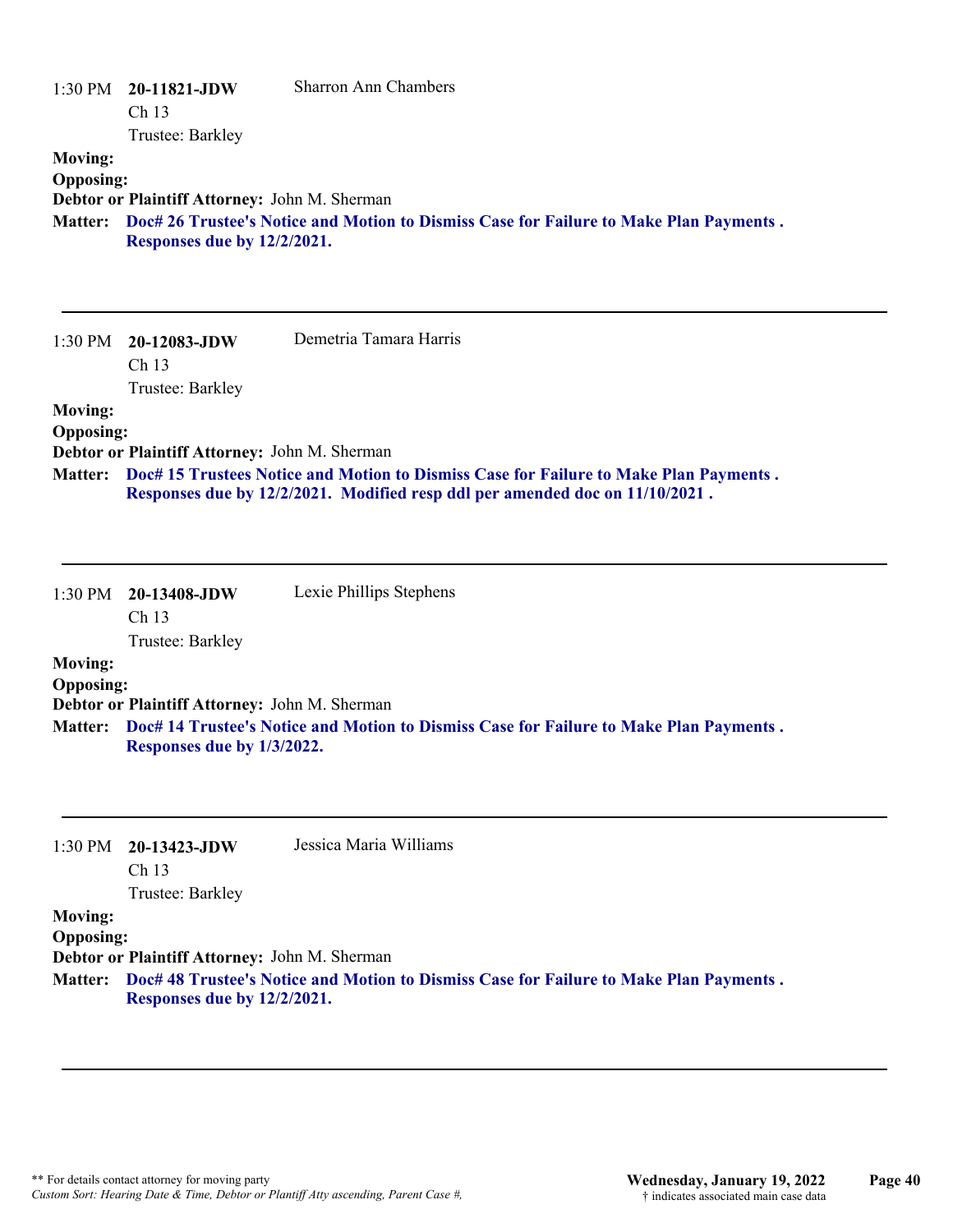1:30 PM **20-11821-JDW** Sharron Ann Chambers
Ch 13
Trustee: Barkley

**Moving:**
**Opposing:**
**Debtor or Plaintiff Attorney:** John M. Sherman
**Matter:** **Doc# 26 Trustee's Notice and Motion to Dismiss Case for Failure to Make Plan Payments . Responses due by 12/2/2021.**

---

1:30 PM **20-12083-JDW** Demetria Tamara Harris
Ch 13
Trustee: Barkley

**Moving:**
**Opposing:**
**Debtor or Plaintiff Attorney:** John M. Sherman
**Matter:** **Doc# 15 Trustees Notice and Motion to Dismiss Case for Failure to Make Plan Payments . Responses due by 12/2/2021. Modified resp ddl per amended doc on 11/10/2021 .**

---

1:30 PM **20-13408-JDW** Lexie Phillips Stephens
Ch 13
Trustee: Barkley

**Moving:**
**Opposing:**
**Debtor or Plaintiff Attorney:** John M. Sherman
**Matter:** **Doc# 14 Trustee's Notice and Motion to Dismiss Case for Failure to Make Plan Payments . Responses due by 1/3/2022.**

---

1:30 PM **20-13423-JDW** Jessica Maria Williams
Ch 13
Trustee: Barkley

**Moving:**
**Opposing:**
**Debtor or Plaintiff Attorney:** John M. Sherman
**Matter:** **Doc# 48 Trustee's Notice and Motion to Dismiss Case for Failure to Make Plan Payments . Responses due by 12/2/2021.**

---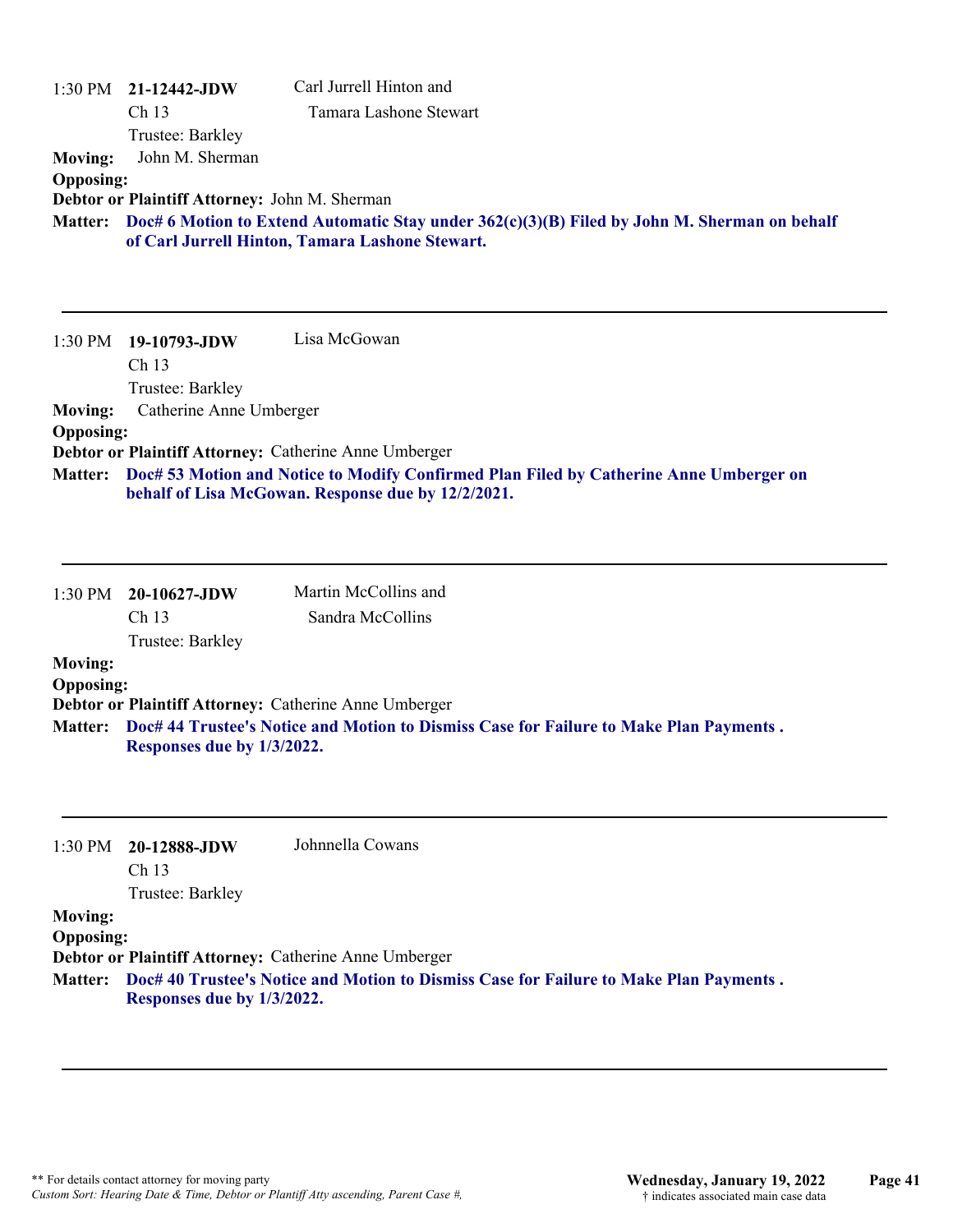1:30 PM **21-12442-JDW** Carl Jurrell Hinton and Tamara Lashone Stewart
Ch 13
Trustee: Barkley

**Moving:** John M. Sherman
**Opposing:**
**Debtor or Plaintiff Attorney:** John M. Sherman
**Matter:** **Doc# 6 Motion to Extend Automatic Stay under 362(c)(3)(B) Filed by John M. Sherman on behalf of Carl Jurrell Hinton, Tamara Lashone Stewart.**

---

1:30 PM **19-10793-JDW** Lisa McGowan
Ch 13
Trustee: Barkley

**Moving:** Catherine Anne Umberger
**Opposing:**
**Debtor or Plaintiff Attorney:** Catherine Anne Umberger
**Matter:** **Doc# 53 Motion and Notice to Modify Confirmed Plan Filed by Catherine Anne Umberger on behalf of Lisa McGowan. Response due by 12/2/2021.**

---

1:30 PM **20-10627-JDW** Martin McCollins and Sandra McCollins
Ch 13
Trustee: Barkley

**Moving:**
**Opposing:**
**Debtor or Plaintiff Attorney:** Catherine Anne Umberger
**Matter:** **Doc# 44 Trustee's Notice and Motion to Dismiss Case for Failure to Make Plan Payments . Responses due by 1/3/2022.**

---

1:30 PM **20-12888-JDW** Johnnella Cowans
Ch 13
Trustee: Barkley

**Moving:**
**Opposing:**
**Debtor or Plaintiff Attorney:** Catherine Anne Umberger
**Matter:** **Doc# 40 Trustee's Notice and Motion to Dismiss Case for Failure to Make Plan Payments . Responses due by 1/3/2022.**

---

** For details contact attorney for moving party
*Custom Sort: Hearing Date & Time, Debtor or Plantiff Atty ascending, Parent Case #,*

**Wednesday, January 19, 2022**
† indicates associated main case data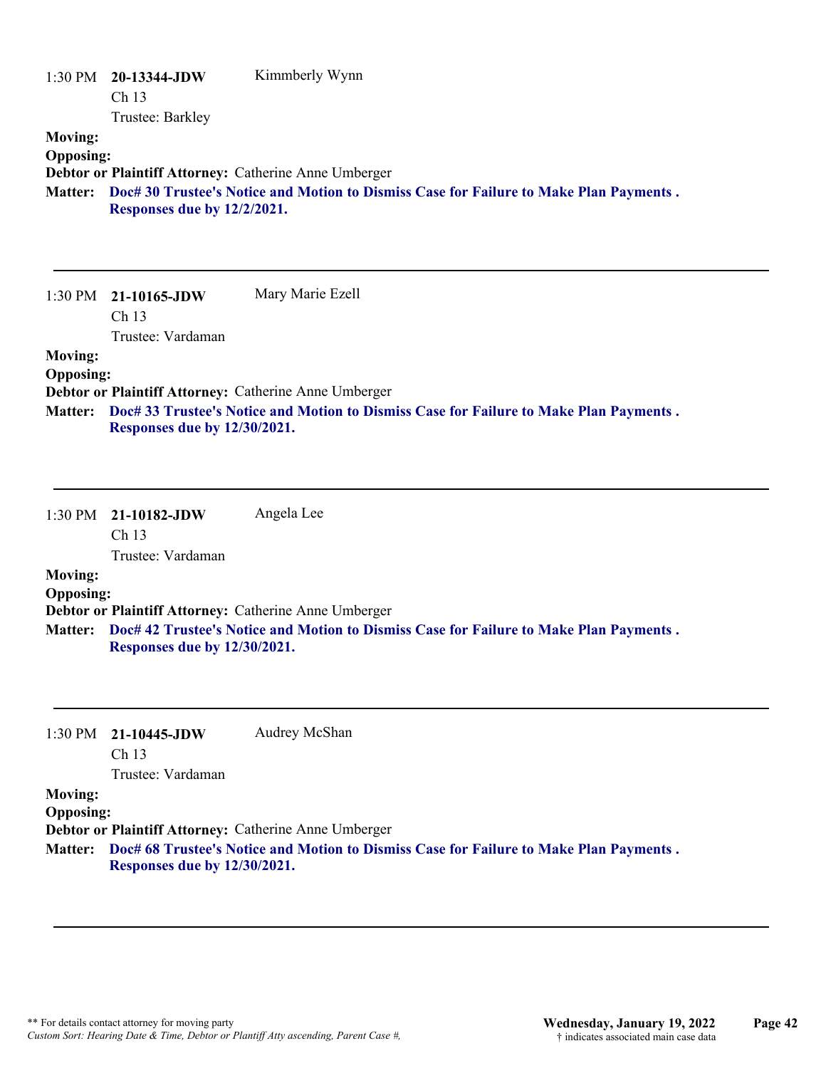1:30 PM **20-13344-JDW** Kimmberly Wynn
Ch 13
Trustee: Barkley

**Moving:**
**Opposing:**
**Debtor or Plaintiff Attorney:** Catherine Anne Umberger
**Matter:** **Doc# 30 Trustee's Notice and Motion to Dismiss Case for Failure to Make Plan Payments . Responses due by 12/2/2021.**

---

1:30 PM **21-10165-JDW** Mary Marie Ezell
Ch 13
Trustee: Vardaman

**Moving:**
**Opposing:**
**Debtor or Plaintiff Attorney:** Catherine Anne Umberger
**Matter:** **Doc# 33 Trustee's Notice and Motion to Dismiss Case for Failure to Make Plan Payments . Responses due by 12/30/2021.**

---

1:30 PM **21-10182-JDW** Angela Lee
Ch 13
Trustee: Vardaman

**Moving:**
**Opposing:**
**Debtor or Plaintiff Attorney:** Catherine Anne Umberger
**Matter:** **Doc# 42 Trustee's Notice and Motion to Dismiss Case for Failure to Make Plan Payments . Responses due by 12/30/2021.**

---

1:30 PM **21-10445-JDW** Audrey McShan
Ch 13
Trustee: Vardaman

**Moving:**
**Opposing:**
**Debtor or Plaintiff Attorney:** Catherine Anne Umberger
**Matter:** **Doc# 68 Trustee's Notice and Motion to Dismiss Case for Failure to Make Plan Payments . Responses due by 12/30/2021.**

---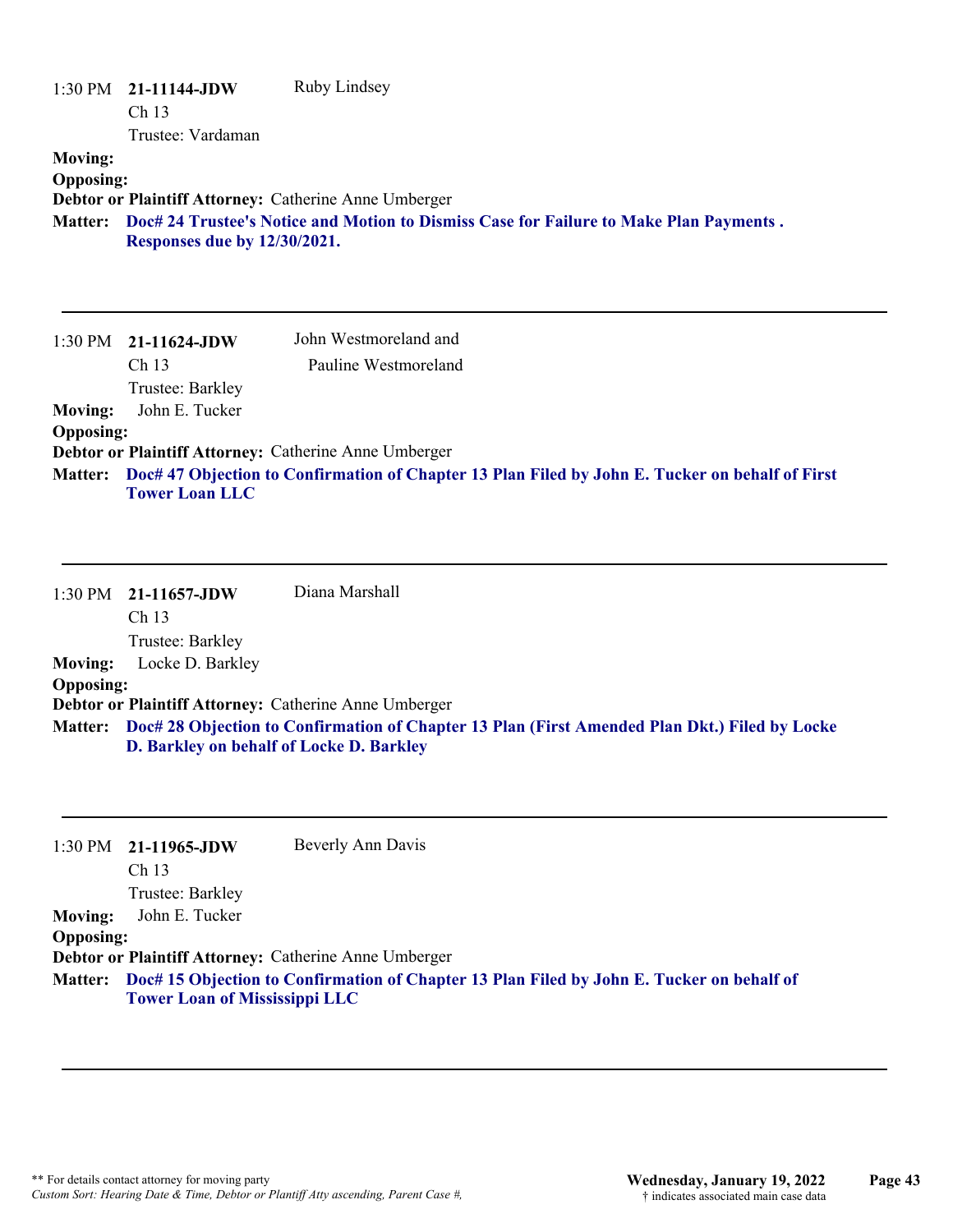1:30 PM **21-11144-JDW** Ruby Lindsey
Ch 13
Trustee: Vardaman

**Moving:**
**Opposing:**
**Debtor or Plaintiff Attorney:** Catherine Anne Umberger
**Matter:** **Doc# 24 Trustee's Notice and Motion to Dismiss Case for Failure to Make Plan Payments . Responses due by 12/30/2021.**

---

1:30 PM **21-11624-JDW** John Westmoreland and Pauline Westmoreland
Ch 13
Trustee: Barkley

**Moving:** John E. Tucker
**Opposing:**
**Debtor or Plaintiff Attorney:** Catherine Anne Umberger
**Matter:** **Doc# 47 Objection to Confirmation of Chapter 13 Plan Filed by John E. Tucker on behalf of First Tower Loan LLC**

---

1:30 PM **21-11657-JDW** Diana Marshall
Ch 13
Trustee: Barkley

**Moving:** Locke D. Barkley
**Opposing:**
**Debtor or Plaintiff Attorney:** Catherine Anne Umberger
**Matter:** **Doc# 28 Objection to Confirmation of Chapter 13 Plan (First Amended Plan Dkt.) Filed by Locke D. Barkley on behalf of Locke D. Barkley**

---

1:30 PM **21-11965-JDW** Beverly Ann Davis
Ch 13
Trustee: Barkley

**Moving:** John E. Tucker
**Opposing:**
**Debtor or Plaintiff Attorney:** Catherine Anne Umberger
**Matter:** **Doc# 15 Objection to Confirmation of Chapter 13 Plan Filed by John E. Tucker on behalf of Tower Loan of Mississippi LLC**

---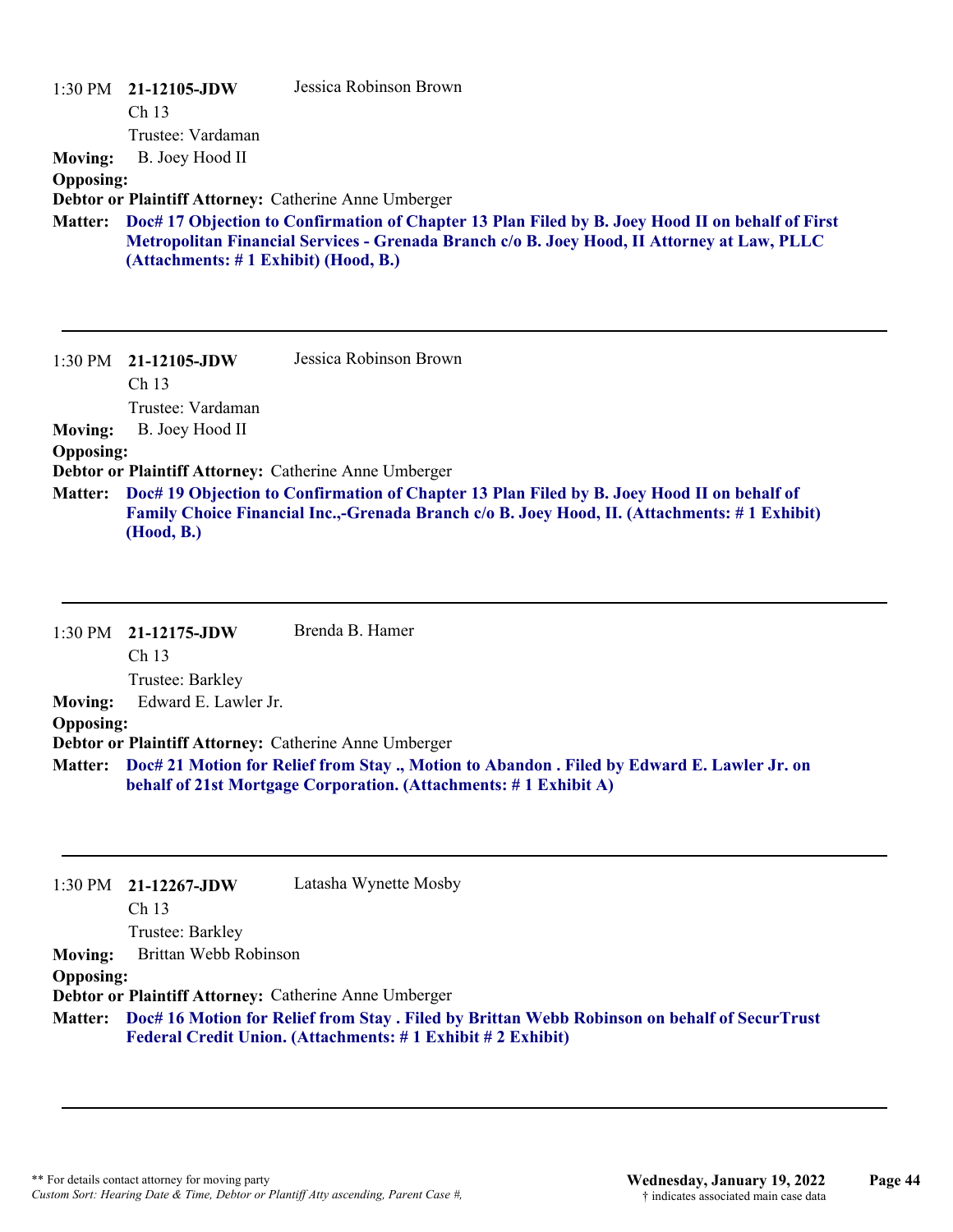1:30 PM **21-12105-JDW** Jessica Robinson Brown

Ch 13

Trustee: Vardaman

**Moving:** B. Joey Hood II

**Opposing:**

**Debtor or Plaintiff Attorney:** Catherine Anne Umberger

**Matter:** **Doc# 17 Objection to Confirmation of Chapter 13 Plan Filed by B. Joey Hood II on behalf of First Metropolitan Financial Services - Grenada Branch c/o B. Joey Hood, II Attorney at Law, PLLC (Attachments: # 1 Exhibit) (Hood, B.)**

---

1:30 PM **21-12105-JDW** Jessica Robinson Brown

Ch 13

Trustee: Vardaman

**Moving:** B. Joey Hood II

**Opposing:**

**Debtor or Plaintiff Attorney:** Catherine Anne Umberger

**Matter:** **Doc# 19 Objection to Confirmation of Chapter 13 Plan Filed by B. Joey Hood II on behalf of Family Choice Financial Inc.,-Grenada Branch c/o B. Joey Hood, II. (Attachments: # 1 Exhibit) (Hood, B.)**

---

1:30 PM **21-12175-JDW** Brenda B. Hamer

Ch 13

Trustee: Barkley

**Moving:** Edward E. Lawler Jr.

**Opposing:**

**Debtor or Plaintiff Attorney:** Catherine Anne Umberger

**Matter:** **Doc# 21 Motion for Relief from Stay ., Motion to Abandon . Filed by Edward E. Lawler Jr. on behalf of 21st Mortgage Corporation. (Attachments: # 1 Exhibit A)**

---

1:30 PM **21-12267-JDW** Latasha Wynette Mosby

Ch 13

Trustee: Barkley

**Moving:** Brittan Webb Robinson

**Opposing:**

**Debtor or Plaintiff Attorney:** Catherine Anne Umberger

**Matter:** **Doc# 16 Motion for Relief from Stay . Filed by Brittan Webb Robinson on behalf of SecurTrust Federal Credit Union. (Attachments: # 1 Exhibit # 2 Exhibit)**

---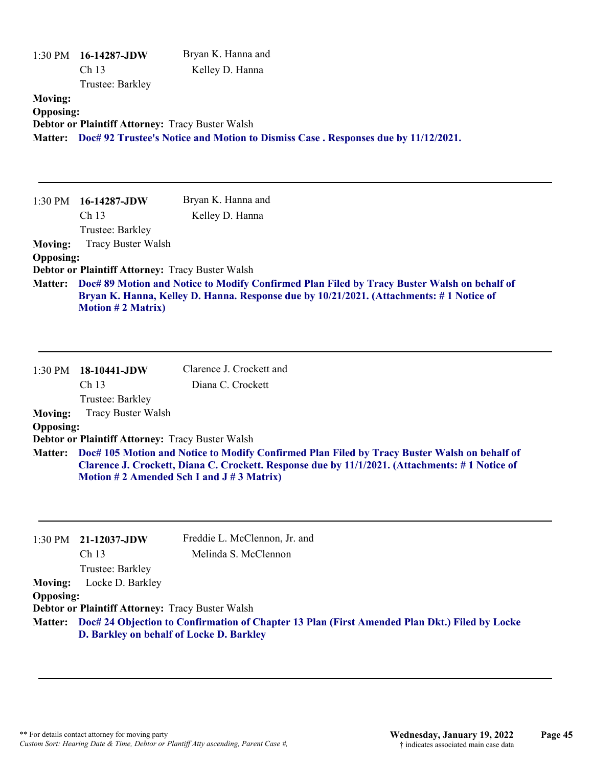1:30 PM **16-14287-JDW** Bryan K. Hanna and
Ch 13 Kelley D. Hanna
Trustee: Barkley

**Moving:**
**Opposing:**
**Debtor or Plaintiff Attorney:** Tracy Buster Walsh
**Matter:** **Doc# 92 Trustee's Notice and Motion to Dismiss Case . Responses due by 11/12/2021.**

---

1:30 PM **16-14287-JDW** Bryan K. Hanna and
Ch 13 Kelley D. Hanna
Trustee: Barkley

**Moving:** Tracy Buster Walsh
**Opposing:**
**Debtor or Plaintiff Attorney:** Tracy Buster Walsh
**Matter:** **Doc# 89 Motion and Notice to Modify Confirmed Plan Filed by Tracy Buster Walsh on behalf of Bryan K. Hanna, Kelley D. Hanna. Response due by 10/21/2021. (Attachments: # 1 Notice of Motion # 2 Matrix)**

---

1:30 PM **18-10441-JDW** Clarence J. Crockett and
Ch 13 Diana C. Crockett
Trustee: Barkley

**Moving:** Tracy Buster Walsh
**Opposing:**
**Debtor or Plaintiff Attorney:** Tracy Buster Walsh
**Matter:** **Doc# 105 Motion and Notice to Modify Confirmed Plan Filed by Tracy Buster Walsh on behalf of Clarence J. Crockett, Diana C. Crockett. Response due by 11/1/2021. (Attachments: # 1 Notice of Motion # 2 Amended Sch I and J # 3 Matrix)**

---

1:30 PM **21-12037-JDW** Freddie L. McClennon, Jr. and
Ch 13 Melinda S. McClennon
Trustee: Barkley

**Moving:** Locke D. Barkley
**Opposing:**
**Debtor or Plaintiff Attorney:** Tracy Buster Walsh
**Matter:** **Doc# 24 Objection to Confirmation of Chapter 13 Plan (First Amended Plan Dkt.) Filed by Locke D. Barkley on behalf of Locke D. Barkley**

---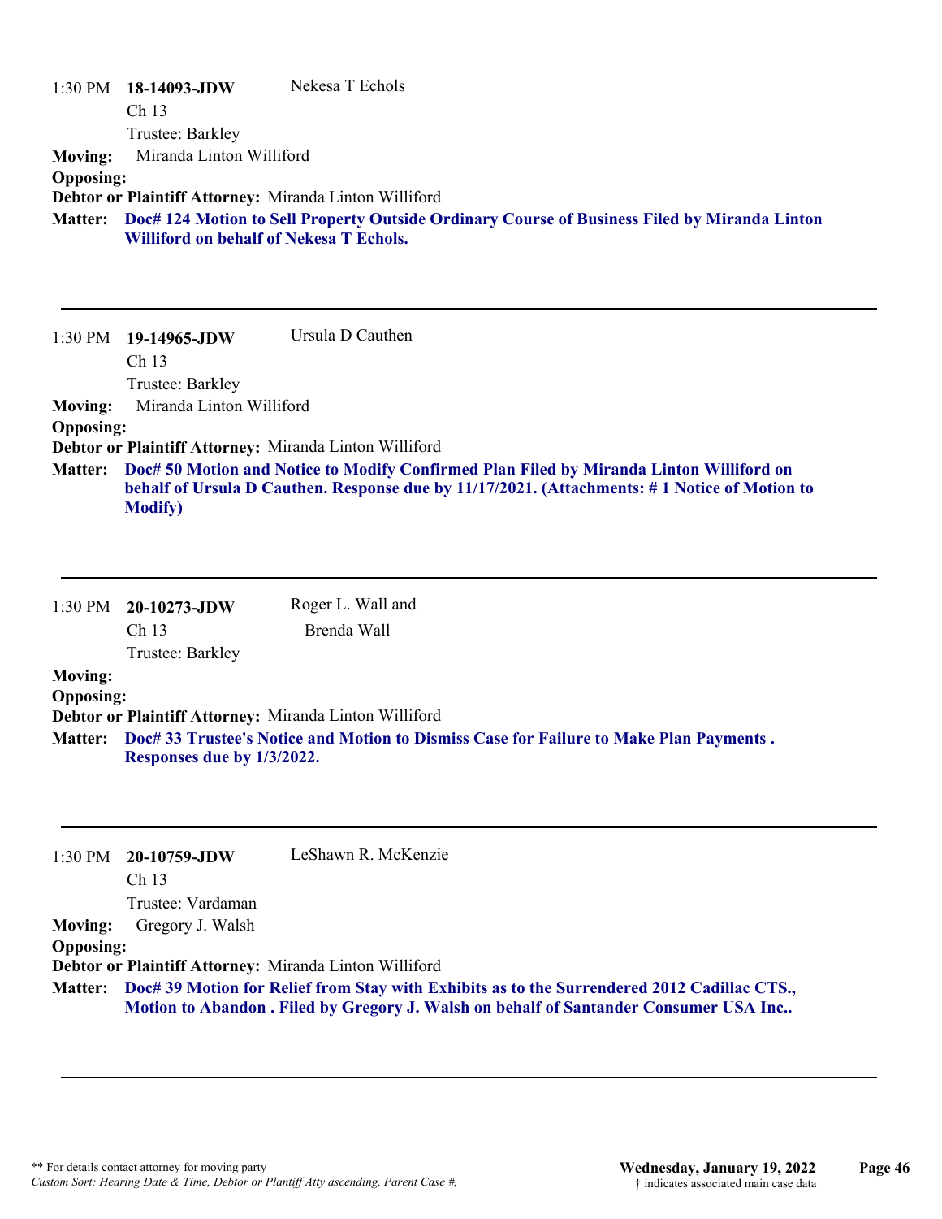1:30 PM **18-14093-JDW** Nekesa T Echols
Ch 13
Trustee: Barkley

**Moving:** Miranda Linton Williford
**Opposing:**
**Debtor or Plaintiff Attorney:** Miranda Linton Williford
**Matter:** **Doc# 124 Motion to Sell Property Outside Ordinary Course of Business Filed by Miranda Linton Williford on behalf of Nekesa T Echols.**

---

1:30 PM **19-14965-JDW** Ursula D Cauthen
Ch 13
Trustee: Barkley

**Moving:** Miranda Linton Williford
**Opposing:**
**Debtor or Plaintiff Attorney:** Miranda Linton Williford
**Matter:** **Doc# 50 Motion and Notice to Modify Confirmed Plan Filed by Miranda Linton Williford on behalf of Ursula D Cauthen. Response due by 11/17/2021. (Attachments: # 1 Notice of Motion to Modify)**

---

1:30 PM **20-10273-JDW** Roger L. Wall and Brenda Wall
Ch 13
Trustee: Barkley

**Moving:**
**Opposing:**
**Debtor or Plaintiff Attorney:** Miranda Linton Williford
**Matter:** **Doc# 33 Trustee's Notice and Motion to Dismiss Case for Failure to Make Plan Payments . Responses due by 1/3/2022.**

---

1:30 PM **20-10759-JDW** LeShawn R. McKenzie
Ch 13
Trustee: Vardaman

**Moving:** Gregory J. Walsh
**Opposing:**
**Debtor or Plaintiff Attorney:** Miranda Linton Williford
**Matter:** **Doc# 39 Motion for Relief from Stay with Exhibits as to the Surrendered 2012 Cadillac CTS., Motion to Abandon . Filed by Gregory J. Walsh on behalf of Santander Consumer USA Inc..**

---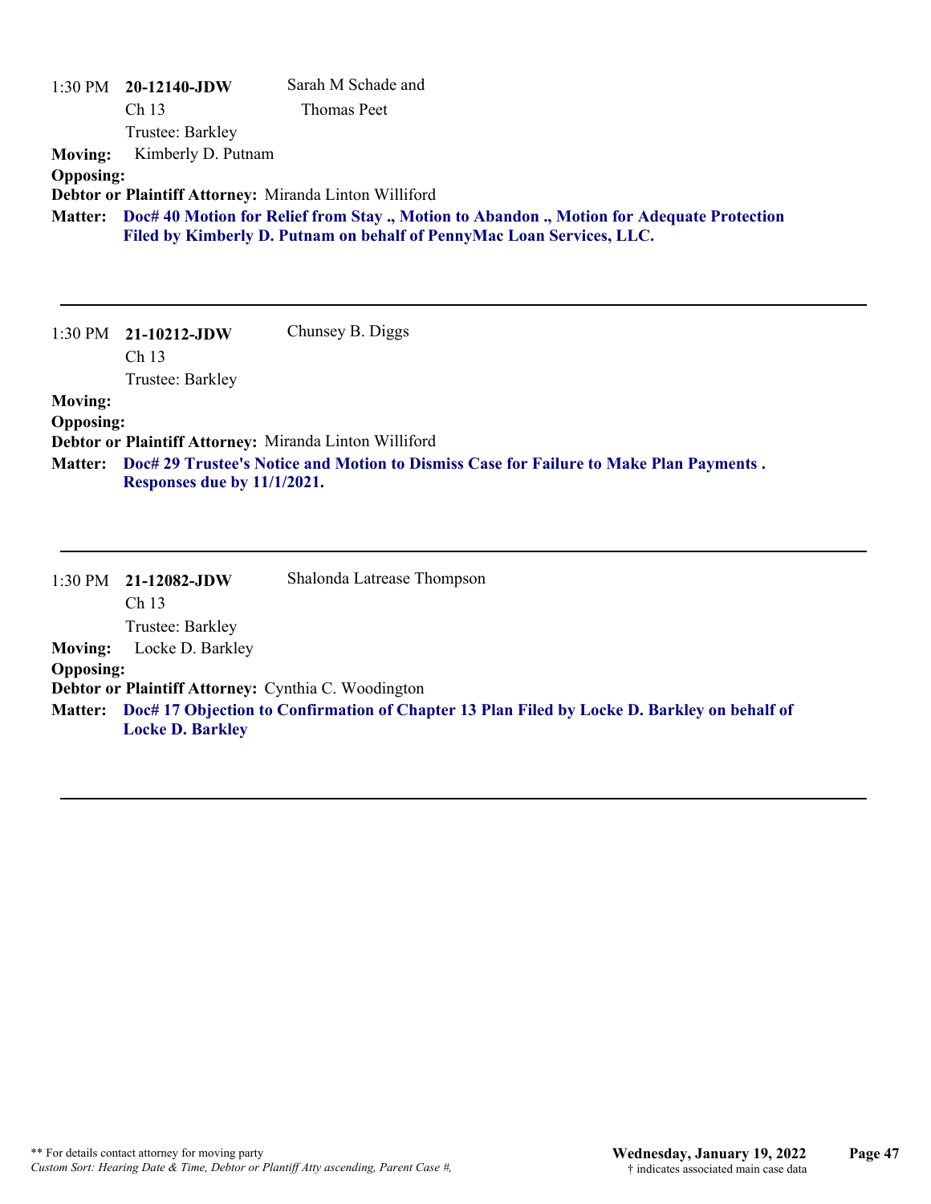1:30 PM **20-12140-JDW** Sarah M Schade and Thomas Peet

Ch 13

Trustee: Barkley

**Moving:** Kimberly D. Putnam

**Opposing:**

**Debtor or Plaintiff Attorney:** Miranda Linton Williford

**Matter:** **Doc# 40 Motion for Relief from Stay ., Motion to Abandon ., Motion for Adequate Protection Filed by Kimberly D. Putnam on behalf of PennyMac Loan Services, LLC.**

---

1:30 PM **21-10212-JDW** Chunsey B. Diggs

Ch 13

Trustee: Barkley

**Moving:**

**Opposing:**

**Debtor or Plaintiff Attorney:** Miranda Linton Williford

**Matter:** **Doc# 29 Trustee's Notice and Motion to Dismiss Case for Failure to Make Plan Payments . Responses due by 11/1/2021.**

---

1:30 PM **21-12082-JDW** Shalonda Latrease Thompson

Ch 13

Trustee: Barkley

**Moving:** Locke D. Barkley

**Opposing:**

**Debtor or Plaintiff Attorney:** Cynthia C. Woodington

**Matter:** **Doc# 17 Objection to Confirmation of Chapter 13 Plan Filed by Locke D. Barkley on behalf of Locke D. Barkley**

---

** For details contact attorney for moving party

*Custom Sort: Hearing Date & Time, Debtor or Plantiff Atty ascending, Parent Case #,*

**Wednesday, January 19, 2022**

† indicates associated main case data